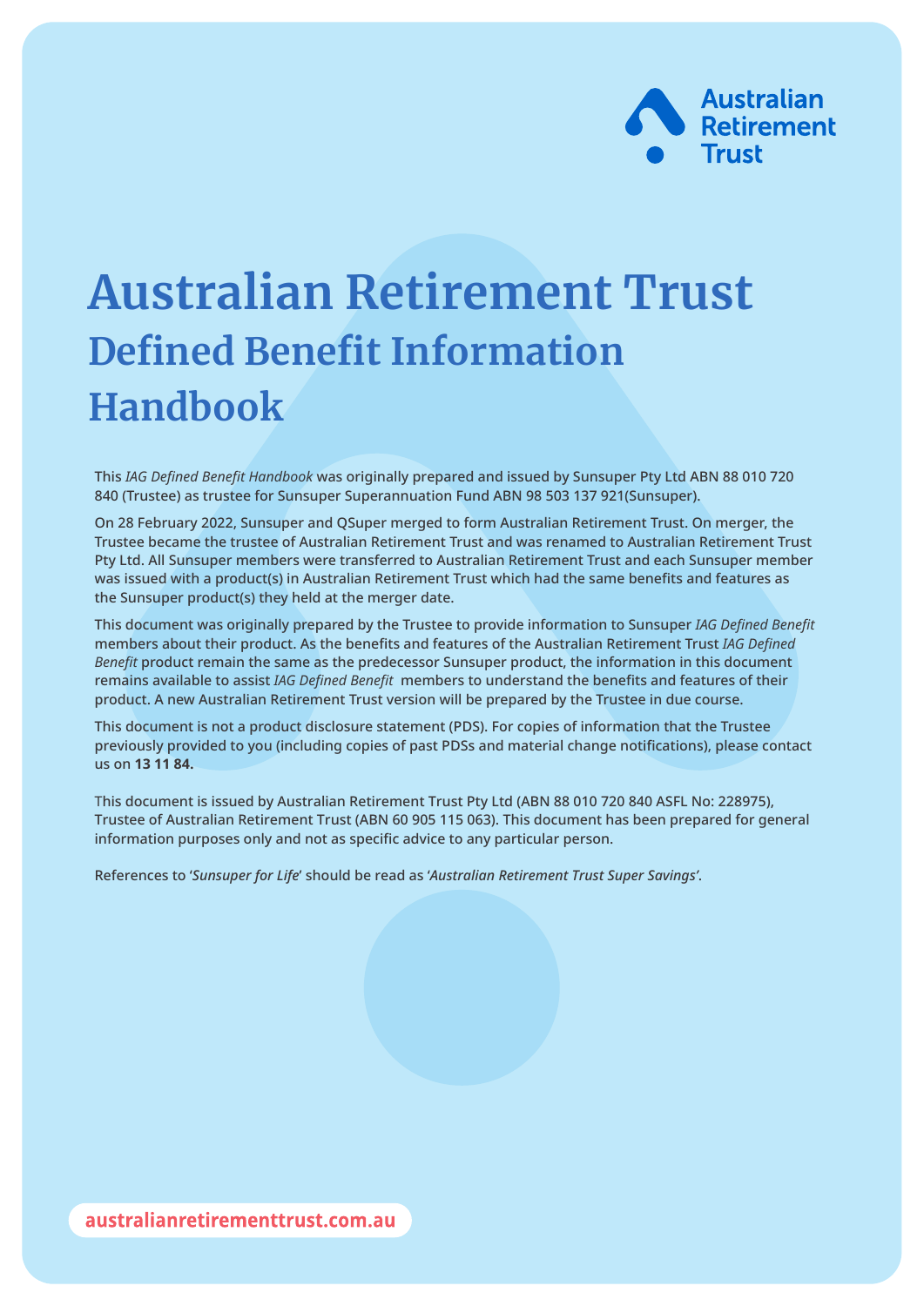# Australian Retirement Trust

## Defined Benefit Information Handbook

This *IAG Defined Benefit Handbook* was originally prepared and issued by Sunsuper Pty Ltd ABN 88 010 720 840 (Trustee) as trustee for Sunsuper Superannuation Fund ABN 98 503 137 921(Sunsuper).

On 28 February 2022, Sunsuper and QSuper merged to form Australian Retirement Trust. On merger, the Trustee became the trustee of Australian Retirement Trust and was renamed to Australian Retirement Trust Pty Ltd. All Sunsuper members were transferred to Australian Retirement Trust and each Sunsuper member was issued with a product(s) in Australian Retirement Trust which had the same benefits and features as the Sunsuper product(s) they held at the merger date.

This document was originally prepared by the Trustee to provide information to Sunsuper *IAG Defined Benefit* members about their product. As the benefits and features of the Australian Retirement Trust *IAG Defined Benefit* product remain the same as the predecessor Sunsuper product, the information in this document remains available to assist *IAG Defined Benefit* members to understand the benefits and features of their product. A new Australian Retirement Trust version will be prepared by the Trustee in due course.

This document is not a product disclosure statement (PDS). For copies of information that the Trustee previously provided to you (including copies of past PDSs and material change notifications), please contact us on **13 11 84.**

This document is issued by Australian Retirement Trust Pty Ltd (ABN 88 010 720 840 ASFL No: 228975), Trustee of Australian Retirement Trust (ABN 60 905 115 063). This document has been prepared for general information purposes only and not as specific advice to any particular person.

References to '*Sunsuper for Life*' should be read as '*Australian Retirement Trust Super Savings*'.

australianretirementtrust.com.au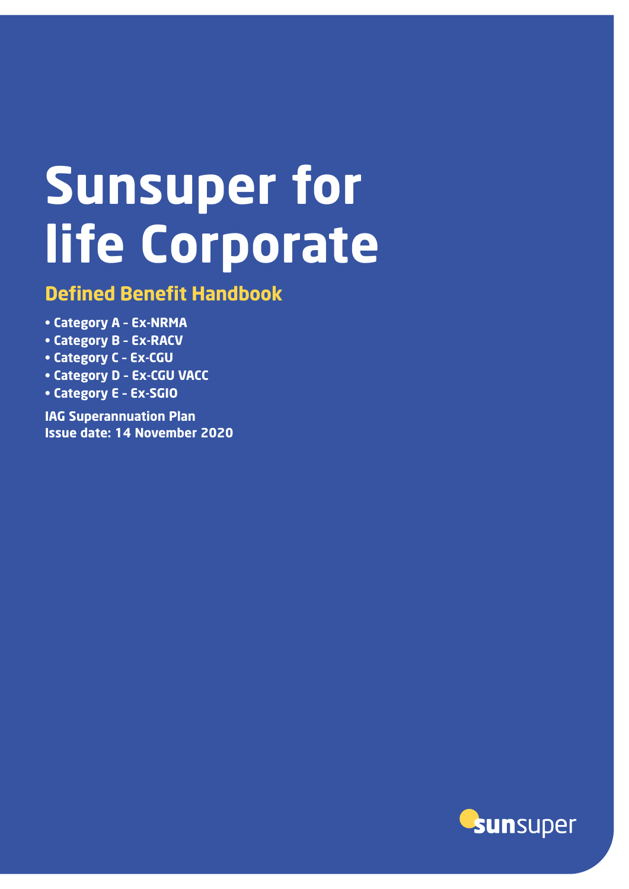# Sunsuper for life Corporate

## Defined Benefit Handbook

- Category A - Ex-NRMA
- Category B - Ex-RACV
- Category C - Ex-CGU
- Category D - Ex-CGU VACC
- Category E - Ex-SGIO

**IAG Superannuation Plan**
**Issue date: 14 November 2020**

sunsuper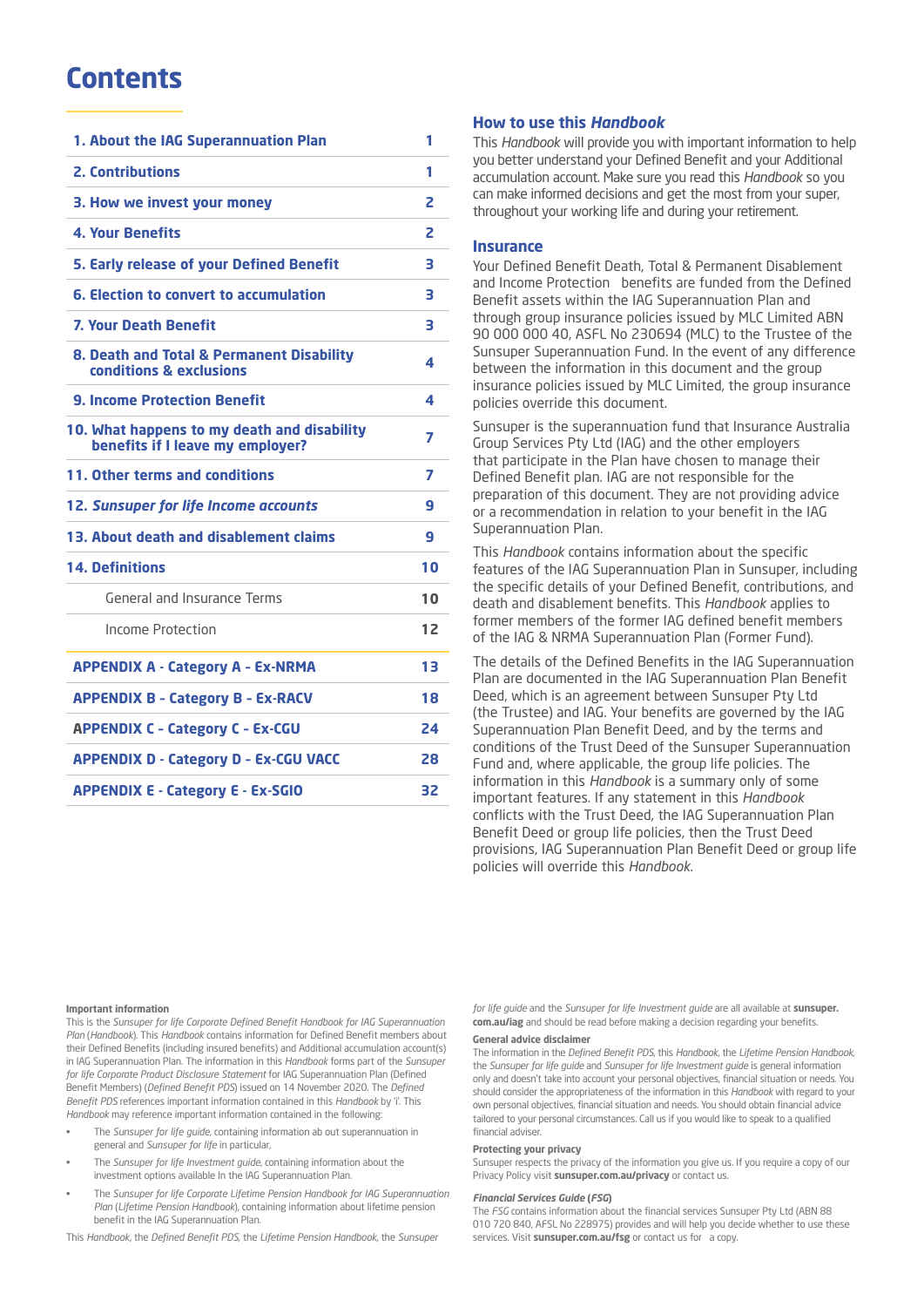# Contents

| | |
|---|---|
| **1. About the IAG Superannuation Plan** | **1** |
| **2. Contributions** | **1** |
| **3. How we invest your money** | **2** |
| **4. Your Benefits** | **2** |
| **5. Early release of your Defined Benefit** | **3** |
| **6. Election to convert to accumulation** | **3** |
| **7. Your Death Benefit** | **3** |
| **8. Death and Total & Permanent Disability conditions & exclusions** | **4** |
| **9. Income Protection Benefit** | **4** |
| **10. What happens to my death and disability benefits if I leave my employer?** | **7** |
| **11. Other terms and conditions** | **7** |
| **12. *Sunsuper for life Income accounts*** | **9** |
| **13. About death and disablement claims** | **9** |
| **14. Definitions** | **10** |
| General and Insurance Terms | **10** |
| Income Protection | **12** |
| **APPENDIX A - Category A - Ex-NRMA** | **13** |
| **APPENDIX B - Category B - Ex-RACV** | **18** |
| **APPENDIX C - Category C - Ex-CGU** | **24** |
| **APPENDIX D - Category D - Ex-CGU VACC** | **28** |
| **APPENDIX E - Category E - Ex-SGIO** | **32** |

## How to use this *Handbook*

This *Handbook* will provide you with important information to help you better understand your Defined Benefit and your Additional accumulation account. Make sure you read this *Handbook* so you can make informed decisions and get the most from your super, throughout your working life and during your retirement.

## Insurance

Your Defined Benefit Death, Total & Permanent Disablement and Income Protection benefits are funded from the Defined Benefit assets within the IAG Superannuation Plan and through group insurance policies issued by MLC Limited ABN 90 000 000 40, ASFL No 230694 (MLC) to the Trustee of the Sunsuper Superannuation Fund. In the event of any difference between the information in this document and the group insurance policies issued by MLC Limited, the group insurance policies override this document.

Sunsuper is the superannuation fund that Insurance Australia Group Services Pty Ltd (IAG) and the other employers that participate in the Plan have chosen to manage their Defined Benefit plan. IAG are not responsible for the preparation of this document. They are not providing advice or a recommendation in relation to your benefit in the IAG Superannuation Plan.

This *Handbook* contains information about the specific features of the IAG Superannuation Plan in Sunsuper, including the specific details of your Defined Benefit, contributions, and death and disablement benefits. This *Handbook* applies to former members of the former IAG defined benefit members of the IAG & NRMA Superannuation Plan (Former Fund).

The details of the Defined Benefits in the IAG Superannuation Plan are documented in the IAG Superannuation Plan Benefit Deed, which is an agreement between Sunsuper Pty Ltd (the Trustee) and IAG. Your benefits are governed by the IAG Superannuation Plan Benefit Deed, and by the terms and conditions of the Trust Deed of the Sunsuper Superannuation Fund and, where applicable, the group life policies. The information in this *Handbook* is a summary only of some important features. If any statement in this *Handbook* conflicts with the Trust Deed, the IAG Superannuation Plan Benefit Deed or group life policies, then the Trust Deed provisions, IAG Superannuation Plan Benefit Deed or group life policies will override this *Handbook*.

**Important information**

This is the *Sunsuper for life Corporate Defined Benefit Handbook for IAG Superannuation Plan* (*Handbook*). This *Handbook* contains information for Defined Benefit members about their Defined Benefits (including insured benefits) and Additional accumulation account(s) in IAG Superannuation Plan. The information in this *Handbook* forms part of the *Sunsuper for life Corporate Product Disclosure Statement* for IAG Superannuation Plan (Defined Benefit Members) (*Defined Benefit PDS*) issued on 14 November 2020. The *Defined Benefit PDS* references important information contained in this *Handbook* by 'i'. This *Handbook* may reference important information contained in the following:

- The *Sunsuper for life guide*, containing information ab out superannuation in general and *Sunsuper for life* in particular,
- The *Sunsuper for life Investment guide*, containing information about the investment options available In the IAG Superannuation Plan.
- The *Sunsuper for life Corporate Lifetime Pension Handbook for IAG Superannuation Plan* (*Lifetime Pension Handbook*), containing information about lifetime pension benefit in the IAG Superannuation Plan.

This *Handbook*, the *Defined Benefit PDS*, the *Lifetime Pension Handbook*, the *Sunsuper for life guide* and the *Sunsuper for life Investment guide* are all available at **sunsuper.com.au/iag** and should be read before making a decision regarding your benefits.

**General advice disclaimer**

The information in the *Defined Benefit PDS*, this *Handbook*, the *Lifetime Pension Handbook*, the *Sunsuper for life guide* and *Sunsuper for life Investment guide* is general information only and doesn't take into account your personal objectives, financial situation or needs. You should consider the appropriateness of the information in this *Handbook* with regard to your own personal objectives, financial situation and needs. You should obtain financial advice tailored to your personal circumstances. Call us if you would like to speak to a qualified financial adviser.

**Protecting your privacy**

Sunsuper respects the privacy of the information you give us. If you require a copy of our Privacy Policy visit **sunsuper.com.au/privacy** or contact us.

***Financial Services Guide* (*FSG*)**

The *FSG* contains information about the financial services Sunsuper Pty Ltd (ABN 88 010 720 840, AFSL No 228975) provides and will help you decide whether to use these services. Visit **sunsuper.com.au/fsg** or contact us for a copy.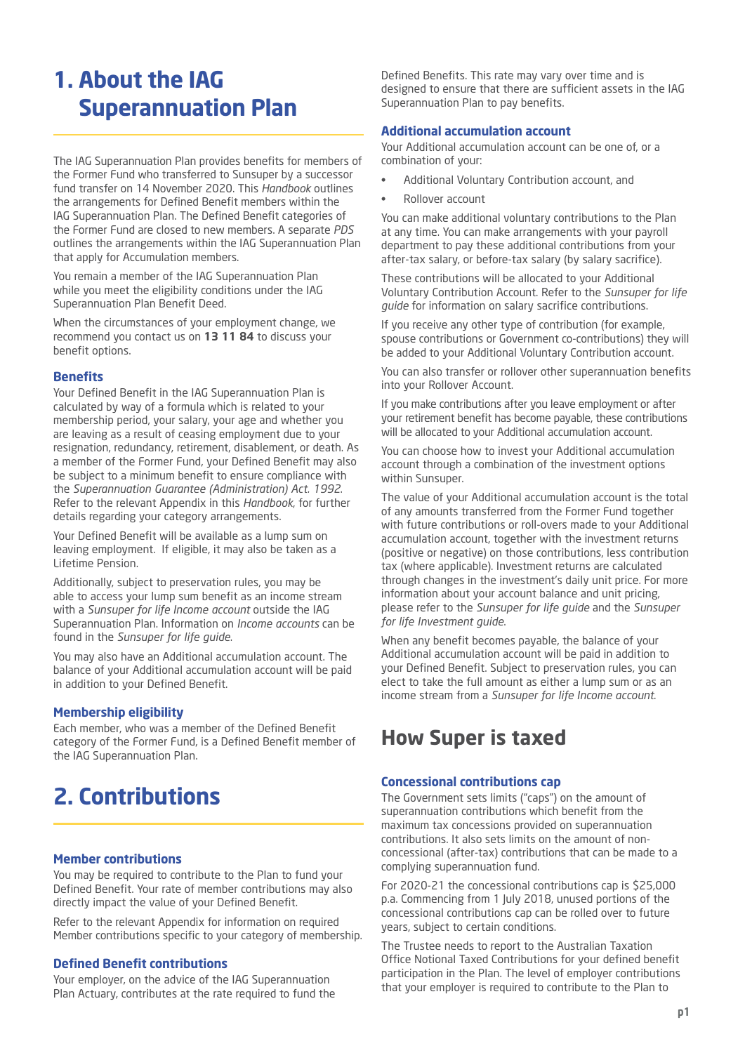# 1. About the IAG Superannuation Plan

The IAG Superannuation Plan provides benefits for members of the Former Fund who transferred to Sunsuper by a successor fund transfer on 14 November 2020. This *Handbook* outlines the arrangements for Defined Benefit members within the IAG Superannuation Plan. The Defined Benefit categories of the Former Fund are closed to new members. A separate *PDS* outlines the arrangements within the IAG Superannuation Plan that apply for Accumulation members.

You remain a member of the IAG Superannuation Plan while you meet the eligibility conditions under the IAG Superannuation Plan Benefit Deed.

When the circumstances of your employment change, we recommend you contact us on **13 11 84** to discuss your benefit options.

### Benefits

Your Defined Benefit in the IAG Superannuation Plan is calculated by way of a formula which is related to your membership period, your salary, your age and whether you are leaving as a result of ceasing employment due to your resignation, redundancy, retirement, disablement, or death. As a member of the Former Fund, your Defined Benefit may also be subject to a minimum benefit to ensure compliance with the *Superannuation Guarantee (Administration) Act. 1992.* Refer to the relevant Appendix in this *Handbook*, for further details regarding your category arrangements.

Your Defined Benefit will be available as a lump sum on leaving employment. If eligible, it may also be taken as a Lifetime Pension.

Additionally, subject to preservation rules, you may be able to access your lump sum benefit as an income stream with a *Sunsuper for life Income account* outside the IAG Superannuation Plan. Information on *Income accounts* can be found in the *Sunsuper for life guide*.

You may also have an Additional accumulation account. The balance of your Additional accumulation account will be paid in addition to your Defined Benefit.

### Membership eligibility

Each member, who was a member of the Defined Benefit category of the Former Fund, is a Defined Benefit member of the IAG Superannuation Plan.

# 2. Contributions

### Member contributions

You may be required to contribute to the Plan to fund your Defined Benefit. Your rate of member contributions may also directly impact the value of your Defined Benefit.

Refer to the relevant Appendix for information on required Member contributions specific to your category of membership.

### Defined Benefit contributions

Your employer, on the advice of the IAG Superannuation Plan Actuary, contributes at the rate required to fund the Defined Benefits. This rate may vary over time and is designed to ensure that there are sufficient assets in the IAG Superannuation Plan to pay benefits.

### Additional accumulation account

Your Additional accumulation account can be one of, or a combination of your:

- Additional Voluntary Contribution account, and
- Rollover account

You can make additional voluntary contributions to the Plan at any time. You can make arrangements with your payroll department to pay these additional contributions from your after-tax salary, or before-tax salary (by salary sacrifice).

These contributions will be allocated to your Additional Voluntary Contribution Account. Refer to the *Sunsuper for life guide* for information on salary sacrifice contributions.

If you receive any other type of contribution (for example, spouse contributions or Government co-contributions) they will be added to your Additional Voluntary Contribution account.

You can also transfer or rollover other superannuation benefits into your Rollover Account.

If you make contributions after you leave employment or after your retirement benefit has become payable, these contributions will be allocated to your Additional accumulation account.

You can choose how to invest your Additional accumulation account through a combination of the investment options within Sunsuper.

The value of your Additional accumulation account is the total of any amounts transferred from the Former Fund together with future contributions or roll-overs made to your Additional accumulation account, together with the investment returns (positive or negative) on those contributions, less contribution tax (where applicable). Investment returns are calculated through changes in the investment's daily unit price. For more information about your account balance and unit pricing, please refer to the *Sunsuper for life guide* and the *Sunsuper for life Investment guide*.

When any benefit becomes payable, the balance of your Additional accumulation account will be paid in addition to your Defined Benefit. Subject to preservation rules, you can elect to take the full amount as either a lump sum or as an income stream from a *Sunsuper for life Income account.*

## How Super is taxed

### Concessional contributions cap

The Government sets limits ("caps") on the amount of superannuation contributions which benefit from the maximum tax concessions provided on superannuation contributions. It also sets limits on the amount of non-concessional (after-tax) contributions that can be made to a complying superannuation fund.

For 2020-21 the concessional contributions cap is $25,000 p.a. Commencing from 1 July 2018, unused portions of the concessional contributions cap can be rolled over to future years, subject to certain conditions.

The Trustee needs to report to the Australian Taxation Office Notional Taxed Contributions for your defined benefit participation in the Plan. The level of employer contributions that your employer is required to contribute to the Plan to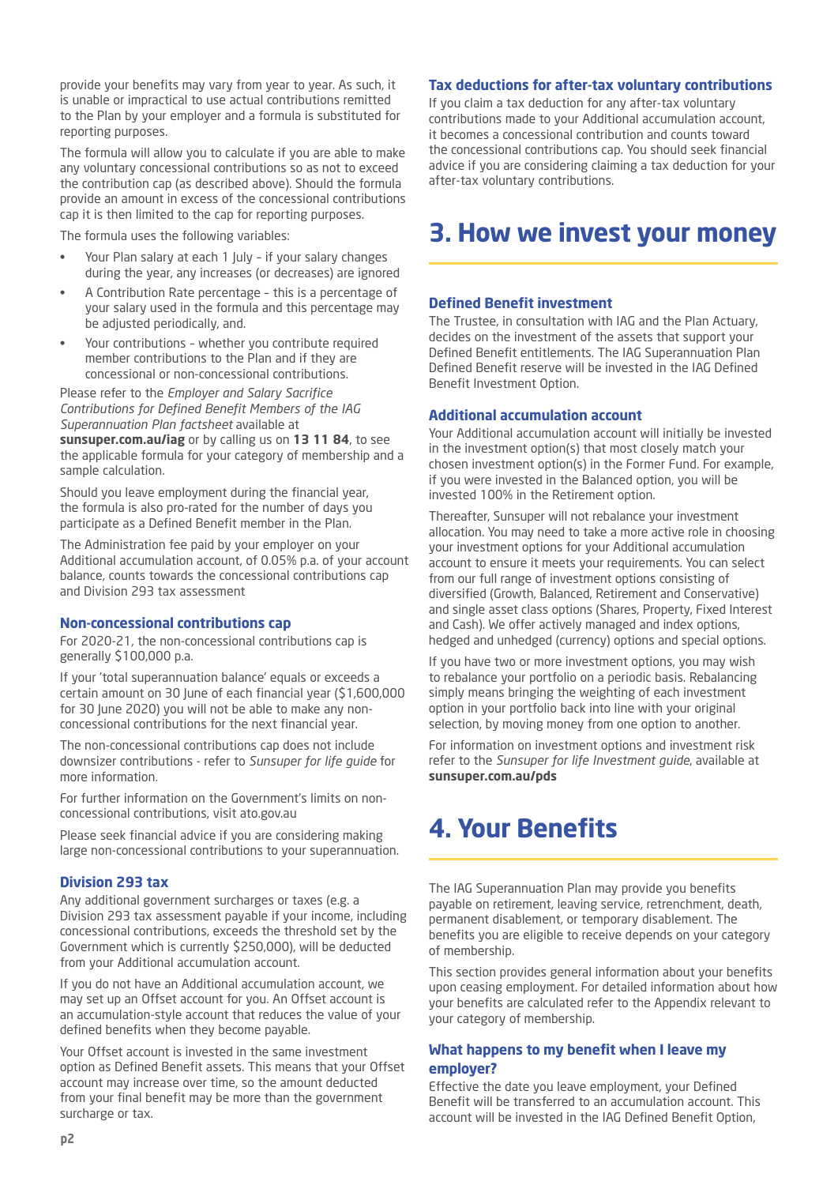provide your benefits may vary from year to year. As such, it is unable or impractical to use actual contributions remitted to the Plan by your employer and a formula is substituted for reporting purposes.

The formula will allow you to calculate if you are able to make any voluntary concessional contributions so as not to exceed the contribution cap (as described above). Should the formula provide an amount in excess of the concessional contributions cap it is then limited to the cap for reporting purposes.

The formula uses the following variables:

- Your Plan salary at each 1 July – if your salary changes during the year, any increases (or decreases) are ignored
- A Contribution Rate percentage – this is a percentage of your salary used in the formula and this percentage may be adjusted periodically, and.
- Your contributions – whether you contribute required member contributions to the Plan and if they are concessional or non-concessional contributions.

Please refer to the *Employer and Salary Sacrifice Contributions for Defined Benefit Members of the IAG Superannuation Plan factsheet* available at **sunsuper.com.au/iag** or by calling us on **13 11 84**, to see the applicable formula for your category of membership and a sample calculation.

Should you leave employment during the financial year, the formula is also pro-rated for the number of days you participate as a Defined Benefit member in the Plan.

The Administration fee paid by your employer on your Additional accumulation account, of 0.05% p.a. of your account balance, counts towards the concessional contributions cap and Division 293 tax assessment

### Non-concessional contributions cap

For 2020-21, the non-concessional contributions cap is generally $100,000 p.a.

If your 'total superannuation balance' equals or exceeds a certain amount on 30 June of each financial year ($1,600,000 for 30 June 2020) you will not be able to make any non-concessional contributions for the next financial year.

The non-concessional contributions cap does not include downsizer contributions - refer to *Sunsuper for life guide* for more information.

For further information on the Government's limits on non-concessional contributions, visit ato.gov.au

Please seek financial advice if you are considering making large non-concessional contributions to your superannuation.

### Division 293 tax

Any additional government surcharges or taxes (e.g. a Division 293 tax assessment payable if your income, including concessional contributions, exceeds the threshold set by the Government which is currently $250,000), will be deducted from your Additional accumulation account.

If you do not have an Additional accumulation account, we may set up an Offset account for you. An Offset account is an accumulation-style account that reduces the value of your defined benefits when they become payable.

Your Offset account is invested in the same investment option as Defined Benefit assets. This means that your Offset account may increase over time, so the amount deducted from your final benefit may be more than the government surcharge or tax.

### Tax deductions for after-tax voluntary contributions

If you claim a tax deduction for any after-tax voluntary contributions made to your Additional accumulation account, it becomes a concessional contribution and counts toward the concessional contributions cap. You should seek financial advice if you are considering claiming a tax deduction for your after-tax voluntary contributions.

# 3. How we invest your money

### Defined Benefit investment

The Trustee, in consultation with IAG and the Plan Actuary, decides on the investment of the assets that support your Defined Benefit entitlements. The IAG Superannuation Plan Defined Benefit reserve will be invested in the IAG Defined Benefit Investment Option.

### Additional accumulation account

Your Additional accumulation account will initially be invested in the investment option(s) that most closely match your chosen investment option(s) in the Former Fund. For example, if you were invested in the Balanced option, you will be invested 100% in the Retirement option.

Thereafter, Sunsuper will not rebalance your investment allocation. You may need to take a more active role in choosing your investment options for your Additional accumulation account to ensure it meets your requirements. You can select from our full range of investment options consisting of diversified (Growth, Balanced, Retirement and Conservative) and single asset class options (Shares, Property, Fixed Interest and Cash). We offer actively managed and index options, hedged and unhedged (currency) options and special options.

If you have two or more investment options, you may wish to rebalance your portfolio on a periodic basis. Rebalancing simply means bringing the weighting of each investment option in your portfolio back into line with your original selection, by moving money from one option to another.

For information on investment options and investment risk refer to the *Sunsuper for life Investment guide*, available at **sunsuper.com.au/pds**

# 4. Your Benefits

The IAG Superannuation Plan may provide you benefits payable on retirement, leaving service, retrenchment, death, permanent disablement, or temporary disablement. The benefits you are eligible to receive depends on your category of membership.

This section provides general information about your benefits upon ceasing employment. For detailed information about how your benefits are calculated refer to the Appendix relevant to your category of membership.

### What happens to my benefit when I leave my employer?

Effective the date you leave employment, your Defined Benefit will be transferred to an accumulation account. This account will be invested in the IAG Defined Benefit Option,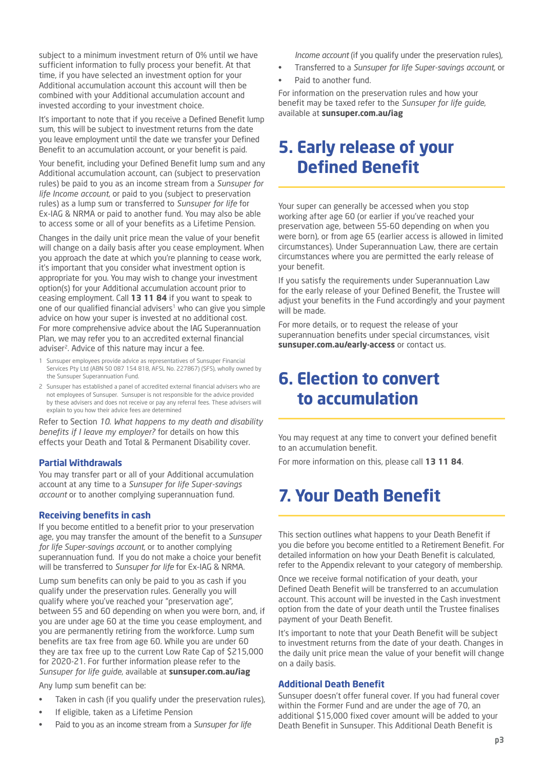subject to a minimum investment return of 0% until we have sufficient information to fully process your benefit. At that time, if you have selected an investment option for your Additional accumulation account this account will then be combined with your Additional accumulation account and invested according to your investment choice.

It's important to note that if you receive a Defined Benefit lump sum, this will be subject to investment returns from the date you leave employment until the date we transfer your Defined Benefit to an accumulation account, or your benefit is paid.

Your benefit, including your Defined Benefit lump sum and any Additional accumulation account, can (subject to preservation rules) be paid to you as an income stream from a *Sunsuper for life Income account*, or paid to you (subject to preservation rules) as a lump sum or transferred to *Sunsuper for life* for Ex-IAG & NRMA or paid to another fund. You may also be able to access some or all of your benefits as a Lifetime Pension.

Changes in the daily unit price mean the value of your benefit will change on a daily basis after you cease employment. When you approach the date at which you're planning to cease work, it's important that you consider what investment option is appropriate for you. You may wish to change your investment option(s) for your Additional accumulation account prior to ceasing employment. Call **13 11 84** if you want to speak to one of our qualified financial advisers[1] who can give you simple advice on how your super is invested at no additional cost. For more comprehensive advice about the IAG Superannuation Plan, we may refer you to an accredited external financial adviser[2]. Advice of this nature may incur a fee.

1 Sunsuper employees provide advice as representatives of Sunsuper Financial Services Pty Ltd (ABN 50 087 154 818, AFSL No. 227867) (SFS), wholly owned by the Sunsuper Superannuation Fund.

2 Sunsuper has established a panel of accredited external financial advisers who are not employees of Sunsuper. Sunsuper is not responsible for the advice provided by these advisers and does not receive or pay any referral fees. These advisers will explain to you how their advice fees are determined

Refer to Section *10. What happens to my death and disability benefits if I leave my employer?* for details on how this effects your Death and Total & Permanent Disability cover.

### Partial Withdrawals

You may transfer part or all of your Additional accumulation account at any time to a *Sunsuper for life Super-savings account* or to another complying superannuation fund.

### Receiving benefits in cash

If you become entitled to a benefit prior to your preservation age, you may transfer the amount of the benefit to a *Sunsuper for life Super-savings account*, or to another complying superannuation fund. If you do not make a choice your benefit will be transferred to *Sunsuper for life* for Ex-IAG & NRMA.

Lump sum benefits can only be paid to you as cash if you qualify under the preservation rules. Generally you will qualify where you've reached your "preservation age", between 55 and 60 depending on when you were born, and, if you are under age 60 at the time you cease employment, and you are permanently retiring from the workforce. Lump sum benefits are tax free from age 60. While you are under 60 they are tax free up to the current Low Rate Cap of $215,000 for 2020-21. For further information please refer to the *Sunsuper for life guide*, available at **sunsuper.com.au/iag**

Any lump sum benefit can be:

- Taken in cash (if you qualify under the preservation rules),
- If eligible, taken as a Lifetime Pension
- Paid to you as an income stream from a *Sunsuper for life Income account* (if you qualify under the preservation rules),
- Transferred to a *Sunsuper for life Super-savings account*, or
- Paid to another fund.

For information on the preservation rules and how your benefit may be taxed refer to the *Sunsuper for life guide*, available at **sunsuper.com.au/iag**

## 5. Early release of your Defined Benefit

Your super can generally be accessed when you stop working after age 60 (or earlier if you've reached your preservation age, between 55-60 depending on when you were born), or from age 65 (earlier access is allowed in limited circumstances). Under Superannuation Law, there are certain circumstances where you are permitted the early release of your benefit.

If you satisfy the requirements under Superannuation Law for the early release of your Defined Benefit, the Trustee will adjust your benefits in the Fund accordingly and your payment will be made.

For more details, or to request the release of your superannuation benefits under special circumstances, visit **sunsuper.com.au/early-access** or contact us.

## 6. Election to convert to accumulation

You may request at any time to convert your defined benefit to an accumulation benefit.

For more information on this, please call **13 11 84**.

## 7. Your Death Benefit

This section outlines what happens to your Death Benefit if you die before you become entitled to a Retirement Benefit. For detailed information on how your Death Benefit is calculated, refer to the Appendix relevant to your category of membership.

Once we receive formal notification of your death, your Defined Death Benefit will be transferred to an accumulation account. This account will be invested in the Cash investment option from the date of your death until the Trustee finalises payment of your Death Benefit.

It's important to note that your Death Benefit will be subject to investment returns from the date of your death. Changes in the daily unit price mean the value of your benefit will change on a daily basis.

### Additional Death Benefit

Sunsuper doesn't offer funeral cover. If you had funeral cover within the Former Fund and are under the age of 70, an additional $15,000 fixed cover amount will be added to your Death Benefit in Sunsuper. This Additional Death Benefit is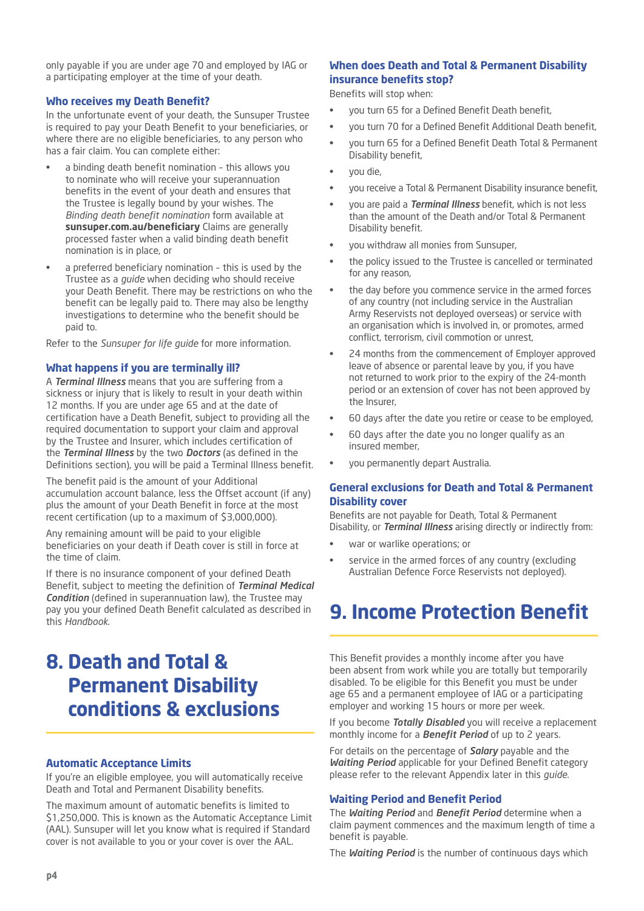only payable if you are under age 70 and employed by IAG or a participating employer at the time of your death.

### Who receives my Death Benefit?

In the unfortunate event of your death, the Sunsuper Trustee is required to pay your Death Benefit to your beneficiaries, or where there are no eligible beneficiaries, to any person who has a fair claim. You can complete either:

- a binding death benefit nomination – this allows you to nominate who will receive your superannuation benefits in the event of your death and ensures that the Trustee is legally bound by your wishes. The *Binding death benefit nomination* form available at **sunsuper.com.au/beneficiary** Claims are generally processed faster when a valid binding death benefit nomination is in place, or
- a preferred beneficiary nomination – this is used by the Trustee as a *guide* when deciding who should receive your Death Benefit. There may be restrictions on who the benefit can be legally paid to. There may also be lengthy investigations to determine who the benefit should be paid to.

Refer to the *Sunsuper for life guide* for more information.

### What happens if you are terminally ill?

A ***Terminal Illness*** means that you are suffering from a sickness or injury that is likely to result in your death within 12 months. If you are under age 65 and at the date of certification have a Death Benefit, subject to providing all the required documentation to support your claim and approval by the Trustee and Insurer, which includes certification of the ***Terminal Illness*** by the two ***Doctors*** (as defined in the Definitions section), you will be paid a Terminal Illness benefit.

The benefit paid is the amount of your Additional accumulation account balance, less the Offset account (if any) plus the amount of your Death Benefit in force at the most recent certification (up to a maximum of $3,000,000).

Any remaining amount will be paid to your eligible beneficiaries on your death if Death cover is still in force at the time of claim.

If there is no insurance component of your defined Death Benefit, subject to meeting the definition of ***Terminal Medical Condition*** (defined in superannuation law), the Trustee may pay you your defined Death Benefit calculated as described in this *Handbook*.

## 8. Death and Total & Permanent Disability conditions & exclusions

### Automatic Acceptance Limits

If you're an eligible employee, you will automatically receive Death and Total and Permanent Disability benefits.

The maximum amount of automatic benefits is limited to $1,250,000. This is known as the Automatic Acceptance Limit (AAL). Sunsuper will let you know what is required if Standard cover is not available to you or your cover is over the AAL.

### When does Death and Total & Permanent Disability insurance benefits stop?

Benefits will stop when:

- you turn 65 for a Defined Benefit Death benefit,
- you turn 70 for a Defined Benefit Additional Death benefit,
- you turn 65 for a Defined Benefit Death Total & Permanent Disability benefit,
- you die,
- you receive a Total & Permanent Disability insurance benefit,
- you are paid a ***Terminal Illness*** benefit, which is not less than the amount of the Death and/or Total & Permanent Disability benefit.
- you withdraw all monies from Sunsuper,
- the policy issued to the Trustee is cancelled or terminated for any reason,
- the day before you commence service in the armed forces of any country (not including service in the Australian Army Reservists not deployed overseas) or service with an organisation which is involved in, or promotes, armed conflict, terrorism, civil commotion or unrest,
- 24 months from the commencement of Employer approved leave of absence or parental leave by you, if you have not returned to work prior to the expiry of the 24-month period or an extension of cover has not been approved by the Insurer,
- 60 days after the date you retire or cease to be employed,
- 60 days after the date you no longer qualify as an insured member,
- you permanently depart Australia.

### General exclusions for Death and Total & Permanent Disability cover

Benefits are not payable for Death, Total & Permanent Disability, or ***Terminal Illness*** arising directly or indirectly from:

- war or warlike operations; or
- service in the armed forces of any country (excluding Australian Defence Force Reservists not deployed).

## 9. Income Protection Benefit

This Benefit provides a monthly income after you have been absent from work while you are totally but temporarily disabled. To be eligible for this Benefit you must be under age 65 and a permanent employee of IAG or a participating employer and working 15 hours or more per week.

If you become ***Totally Disabled*** you will receive a replacement monthly income for a ***Benefit Period*** of up to 2 years.

For details on the percentage of ***Salary*** payable and the ***Waiting Period*** applicable for your Defined Benefit category please refer to the relevant Appendix later in this *guide*.

### Waiting Period and Benefit Period

The ***Waiting Period*** and ***Benefit Period*** determine when a claim payment commences and the maximum length of time a benefit is payable.

The ***Waiting Period*** is the number of continuous days which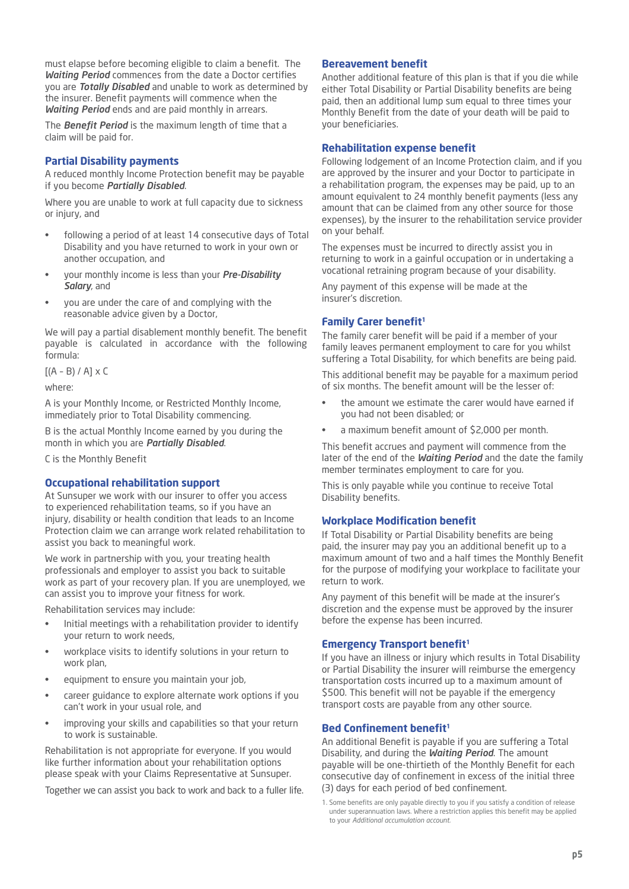must elapse before becoming eligible to claim a benefit. The ***Waiting Period*** commences from the date a Doctor certifies you are ***Totally Disabled*** and unable to work as determined by the insurer. Benefit payments will commence when the ***Waiting Period*** ends and are paid monthly in arrears.

The ***Benefit Period*** is the maximum length of time that a claim will be paid for.

### Partial Disability payments

A reduced monthly Income Protection benefit may be payable if you become ***Partially Disabled***.

Where you are unable to work at full capacity due to sickness or injury, and

- following a period of at least 14 consecutive days of Total Disability and you have returned to work in your own or another occupation, and
- your monthly income is less than your ***Pre-Disability Salary***, and
- you are under the care of and complying with the reasonable advice given by a Doctor,

We will pay a partial disablement monthly benefit. The benefit payable is calculated in accordance with the following formula:

$[(A - B) / A] \times C$

where:

A is your Monthly Income, or Restricted Monthly Income, immediately prior to Total Disability commencing.

B is the actual Monthly Income earned by you during the month in which you are ***Partially Disabled***.

C is the Monthly Benefit

### Occupational rehabilitation support

At Sunsuper we work with our insurer to offer you access to experienced rehabilitation teams, so if you have an injury, disability or health condition that leads to an Income Protection claim we can arrange work related rehabilitation to assist you back to meaningful work.

We work in partnership with you, your treating health professionals and employer to assist you back to suitable work as part of your recovery plan. If you are unemployed, we can assist you to improve your fitness for work.

Rehabilitation services may include:

- Initial meetings with a rehabilitation provider to identify your return to work needs,
- workplace visits to identify solutions in your return to work plan,
- equipment to ensure you maintain your job,
- career guidance to explore alternate work options if you can't work in your usual role, and
- improving your skills and capabilities so that your return to work is sustainable.

Rehabilitation is not appropriate for everyone. If you would like further information about your rehabilitation options please speak with your Claims Representative at Sunsuper.

Together we can assist you back to work and back to a fuller life.

### Bereavement benefit

Another additional feature of this plan is that if you die while either Total Disability or Partial Disability benefits are being paid, then an additional lump sum equal to three times your Monthly Benefit from the date of your death will be paid to your beneficiaries.

### Rehabilitation expense benefit

Following lodgement of an Income Protection claim, and if you are approved by the insurer and your Doctor to participate in a rehabilitation program, the expenses may be paid, up to an amount equivalent to 24 monthly benefit payments (less any amount that can be claimed from any other source for those expenses), by the insurer to the rehabilitation service provider on your behalf.

The expenses must be incurred to directly assist you in returning to work in a gainful occupation or in undertaking a vocational retraining program because of your disability.

Any payment of this expense will be made at the insurer's discretion.

### Family Carer benefit[1]

The family carer benefit will be paid if a member of your family leaves permanent employment to care for you whilst suffering a Total Disability, for which benefits are being paid.

This additional benefit may be payable for a maximum period of six months. The benefit amount will be the lesser of:

- the amount we estimate the carer would have earned if you had not been disabled; or
- a maximum benefit amount of $2,000 per month.

This benefit accrues and payment will commence from the later of the end of the ***Waiting Period*** and the date the family member terminates employment to care for you.

This is only payable while you continue to receive Total Disability benefits.

### Workplace Modification benefit

If Total Disability or Partial Disability benefits are being paid, the insurer may pay you an additional benefit up to a maximum amount of two and a half times the Monthly Benefit for the purpose of modifying your workplace to facilitate your return to work.

Any payment of this benefit will be made at the insurer's discretion and the expense must be approved by the insurer before the expense has been incurred.

### Emergency Transport benefit[1]

If you have an illness or injury which results in Total Disability or Partial Disability the insurer will reimburse the emergency transportation costs incurred up to a maximum amount of $500. This benefit will not be payable if the emergency transport costs are payable from any other source.

### Bed Confinement benefit[1]

An additional Benefit is payable if you are suffering a Total Disability, and during the ***Waiting Period***. The amount payable will be one-thirtieth of the Monthly Benefit for each consecutive day of confinement in excess of the initial three (3) days for each period of bed confinement.

1. Some benefits are only payable directly to you if you satisfy a condition of release under superannuation laws. Where a restriction applies this benefit may be applied to your *Additional accumulation account*.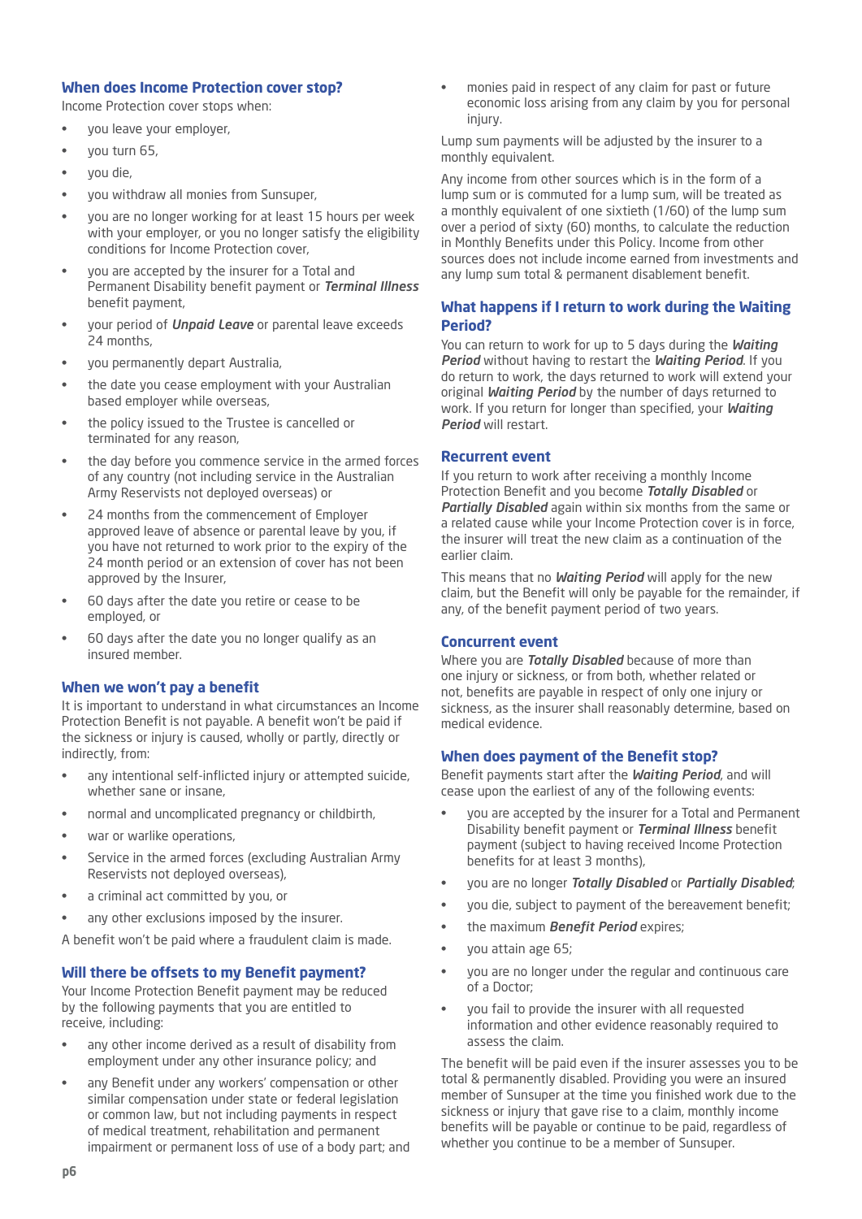## When does Income Protection cover stop?

Income Protection cover stops when:

- you leave your employer,
- you turn 65,
- you die,
- you withdraw all monies from Sunsuper,
- you are no longer working for at least 15 hours per week with your employer, or you no longer satisfy the eligibility conditions for Income Protection cover,
- you are accepted by the insurer for a Total and Permanent Disability benefit payment or ***Terminal Illness*** benefit payment,
- your period of ***Unpaid Leave*** or parental leave exceeds 24 months,
- you permanently depart Australia,
- the date you cease employment with your Australian based employer while overseas,
- the policy issued to the Trustee is cancelled or terminated for any reason,
- the day before you commence service in the armed forces of any country (not including service in the Australian Army Reservists not deployed overseas) or
- 24 months from the commencement of Employer approved leave of absence or parental leave by you, if you have not returned to work prior to the expiry of the 24 month period or an extension of cover has not been approved by the Insurer,
- 60 days after the date you retire or cease to be employed, or
- 60 days after the date you no longer qualify as an insured member.

## When we won't pay a benefit

It is important to understand in what circumstances an Income Protection Benefit is not payable. A benefit won't be paid if the sickness or injury is caused, wholly or partly, directly or indirectly, from:

- any intentional self-inflicted injury or attempted suicide, whether sane or insane,
- normal and uncomplicated pregnancy or childbirth,
- war or warlike operations,
- Service in the armed forces (excluding Australian Army Reservists not deployed overseas),
- a criminal act committed by you, or
- any other exclusions imposed by the insurer.

A benefit won't be paid where a fraudulent claim is made.

## Will there be offsets to my Benefit payment?

Your Income Protection Benefit payment may be reduced by the following payments that you are entitled to receive, including:

- any other income derived as a result of disability from employment under any other insurance policy; and
- any Benefit under any workers' compensation or other similar compensation under state or federal legislation or common law, but not including payments in respect of medical treatment, rehabilitation and permanent impairment or permanent loss of use of a body part; and
- monies paid in respect of any claim for past or future economic loss arising from any claim by you for personal injury.

Lump sum payments will be adjusted by the insurer to a monthly equivalent.

Any income from other sources which is in the form of a lump sum or is commuted for a lump sum, will be treated as a monthly equivalent of one sixtieth (1/60) of the lump sum over a period of sixty (60) months, to calculate the reduction in Monthly Benefits under this Policy. Income from other sources does not include income earned from investments and any lump sum total & permanent disablement benefit.

## What happens if I return to work during the Waiting Period?

You can return to work for up to 5 days during the ***Waiting Period*** without having to restart the ***Waiting Period***. If you do return to work, the days returned to work will extend your original ***Waiting Period*** by the number of days returned to work. If you return for longer than specified, your ***Waiting Period*** will restart.

## Recurrent event

If you return to work after receiving a monthly Income Protection Benefit and you become ***Totally Disabled*** or ***Partially Disabled*** again within six months from the same or a related cause while your Income Protection cover is in force, the insurer will treat the new claim as a continuation of the earlier claim.

This means that no ***Waiting Period*** will apply for the new claim, but the Benefit will only be payable for the remainder, if any, of the benefit payment period of two years.

## Concurrent event

Where you are ***Totally Disabled*** because of more than one injury or sickness, or from both, whether related or not, benefits are payable in respect of only one injury or sickness, as the insurer shall reasonably determine, based on medical evidence.

## When does payment of the Benefit stop?

Benefit payments start after the ***Waiting Period***, and will cease upon the earliest of any of the following events:

- you are accepted by the insurer for a Total and Permanent Disability benefit payment or ***Terminal Illness*** benefit payment (subject to having received Income Protection benefits for at least 3 months),
- you are no longer ***Totally Disabled*** or ***Partially Disabled***;
- you die, subject to payment of the bereavement benefit;
- the maximum ***Benefit Period*** expires;
- you attain age 65;
- you are no longer under the regular and continuous care of a Doctor;
- you fail to provide the insurer with all requested information and other evidence reasonably required to assess the claim.

The benefit will be paid even if the insurer assesses you to be total & permanently disabled. Providing you were an insured member of Sunsuper at the time you finished work due to the sickness or injury that gave rise to a claim, monthly income benefits will be payable or continue to be paid, regardless of whether you continue to be a member of Sunsuper.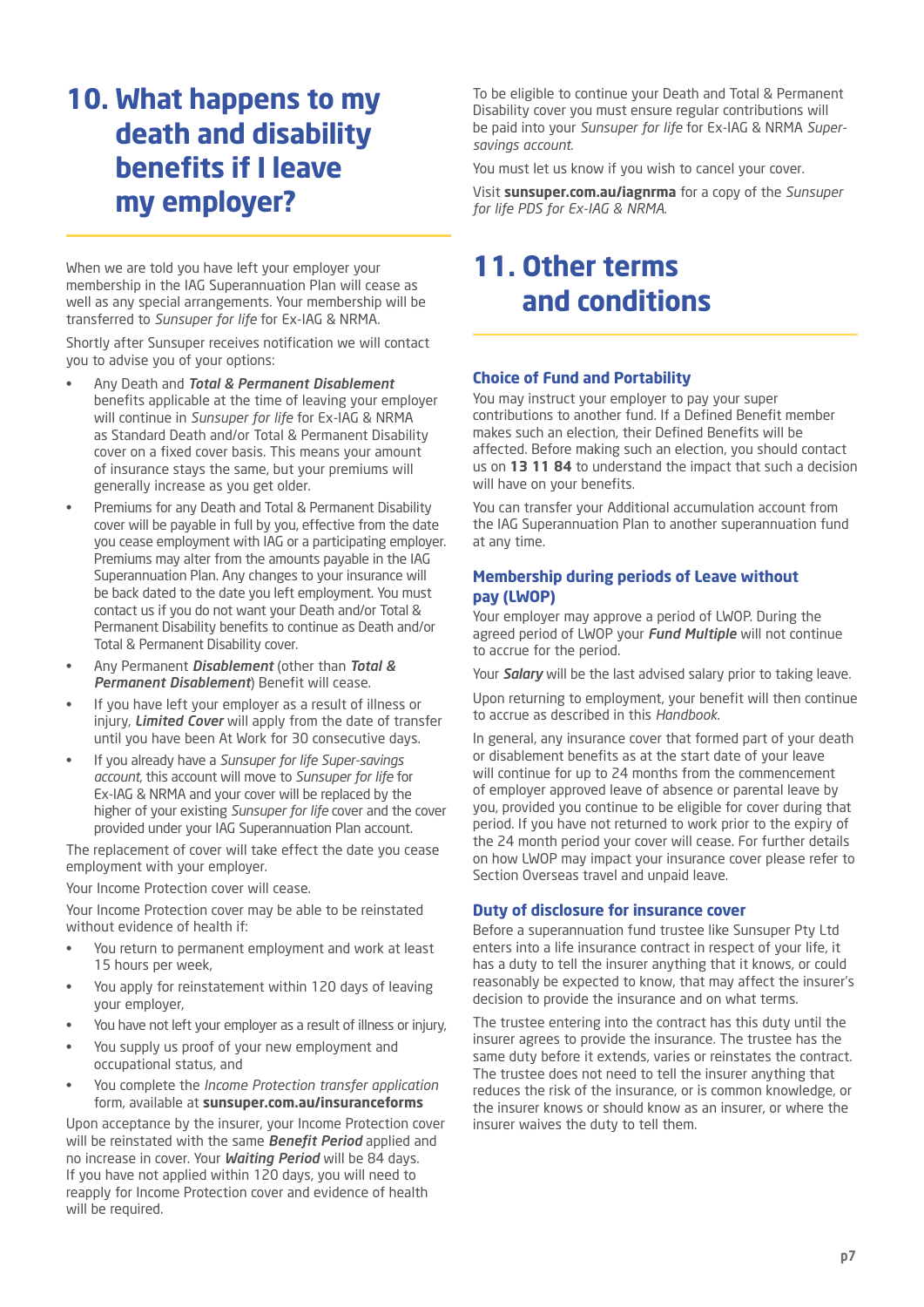# 10. What happens to my death and disability benefits if I leave my employer?

When we are told you have left your employer your membership in the IAG Superannuation Plan will cease as well as any special arrangements. Your membership will be transferred to *Sunsuper for life* for Ex-IAG & NRMA.

Shortly after Sunsuper receives notification we will contact you to advise you of your options:

- Any Death and ***Total & Permanent Disablement*** benefits applicable at the time of leaving your employer will continue in *Sunsuper for life* for Ex-IAG & NRMA as Standard Death and/or Total & Permanent Disability cover on a fixed cover basis. This means your amount of insurance stays the same, but your premiums will generally increase as you get older.
- Premiums for any Death and Total & Permanent Disability cover will be payable in full by you, effective from the date you cease employment with IAG or a participating employer. Premiums may alter from the amounts payable in the IAG Superannuation Plan. Any changes to your insurance will be back dated to the date you left employment. You must contact us if you do not want your Death and/or Total & Permanent Disability benefits to continue as Death and/or Total & Permanent Disability cover.
- Any Permanent ***Disablement*** (other than ***Total & Permanent Disablement***) Benefit will cease.
- If you have left your employer as a result of illness or injury, ***Limited Cover*** will apply from the date of transfer until you have been At Work for 30 consecutive days.
- If you already have a *Sunsuper for life Super-savings account*, this account will move to *Sunsuper for life* for Ex-IAG & NRMA and your cover will be replaced by the higher of your existing *Sunsuper for life* cover and the cover provided under your IAG Superannuation Plan account.

The replacement of cover will take effect the date you cease employment with your employer.

Your Income Protection cover will cease.

Your Income Protection cover may be able to be reinstated without evidence of health if:

- You return to permanent employment and work at least 15 hours per week,
- You apply for reinstatement within 120 days of leaving your employer,
- You have not left your employer as a result of illness or injury,
- You supply us proof of your new employment and occupational status, and
- You complete the *Income Protection transfer application* form, available at **sunsuper.com.au/insuranceforms**

Upon acceptance by the insurer, your Income Protection cover will be reinstated with the same ***Benefit Period*** applied and no increase in cover. Your ***Waiting Period*** will be 84 days. If you have not applied within 120 days, you will need to reapply for Income Protection cover and evidence of health will be required.

To be eligible to continue your Death and Total & Permanent Disability cover you must ensure regular contributions will be paid into your *Sunsuper for life* for Ex-IAG & NRMA *Super-savings account.*

You must let us know if you wish to cancel your cover.

Visit **sunsuper.com.au/iagnrma** for a copy of the *Sunsuper for life PDS for Ex-IAG & NRMA.*

# 11. Other terms and conditions

### Choice of Fund and Portability

You may instruct your employer to pay your super contributions to another fund. If a Defined Benefit member makes such an election, their Defined Benefits will be affected. Before making such an election, you should contact us on **13 11 84** to understand the impact that such a decision will have on your benefits.

You can transfer your Additional accumulation account from the IAG Superannuation Plan to another superannuation fund at any time.

### Membership during periods of Leave without pay (LWOP)

Your employer may approve a period of LWOP. During the agreed period of LWOP your ***Fund Multiple*** will not continue to accrue for the period.

Your ***Salary*** will be the last advised salary prior to taking leave.

Upon returning to employment, your benefit will then continue to accrue as described in this *Handbook*.

In general, any insurance cover that formed part of your death or disablement benefits as at the start date of your leave will continue for up to 24 months from the commencement of employer approved leave of absence or parental leave by you, provided you continue to be eligible for cover during that period. If you have not returned to work prior to the expiry of the 24 month period your cover will cease. For further details on how LWOP may impact your insurance cover please refer to Section Overseas travel and unpaid leave.

### Duty of disclosure for insurance cover

Before a superannuation fund trustee like Sunsuper Pty Ltd enters into a life insurance contract in respect of your life, it has a duty to tell the insurer anything that it knows, or could reasonably be expected to know, that may affect the insurer's decision to provide the insurance and on what terms.

The trustee entering into the contract has this duty until the insurer agrees to provide the insurance. The trustee has the same duty before it extends, varies or reinstates the contract. The trustee does not need to tell the insurer anything that reduces the risk of the insurance, or is common knowledge, or the insurer knows or should know as an insurer, or where the insurer waives the duty to tell them.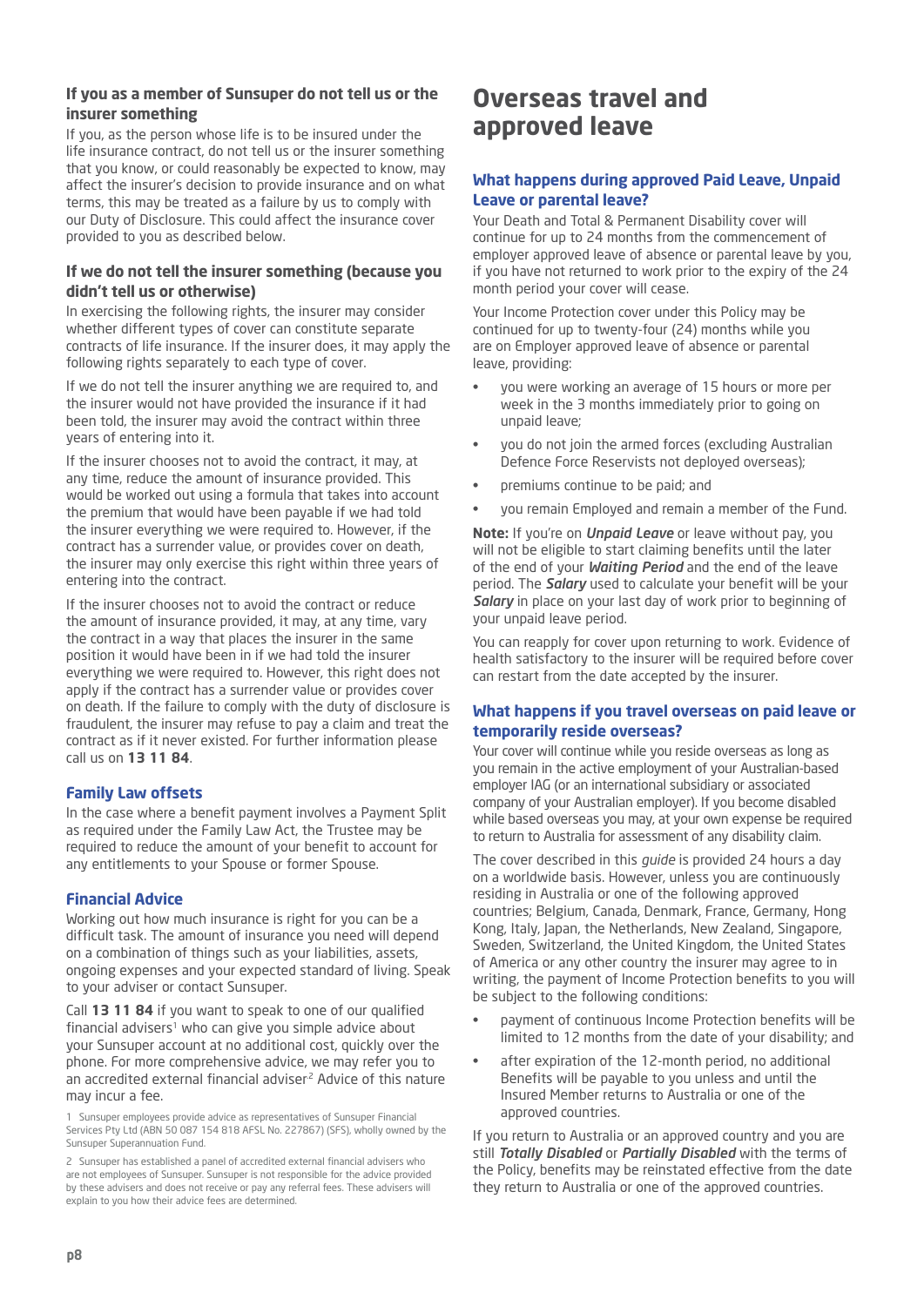### If you as a member of Sunsuper do not tell us or the insurer something

If you, as the person whose life is to be insured under the life insurance contract, do not tell us or the insurer something that you know, or could reasonably be expected to know, may affect the insurer's decision to provide insurance and on what terms, this may be treated as a failure by us to comply with our Duty of Disclosure. This could affect the insurance cover provided to you as described below.

### If we do not tell the insurer something (because you didn't tell us or otherwise)

In exercising the following rights, the insurer may consider whether different types of cover can constitute separate contracts of life insurance. If the insurer does, it may apply the following rights separately to each type of cover.

If we do not tell the insurer anything we are required to, and the insurer would not have provided the insurance if it had been told, the insurer may avoid the contract within three years of entering into it.

If the insurer chooses not to avoid the contract, it may, at any time, reduce the amount of insurance provided. This would be worked out using a formula that takes into account the premium that would have been payable if we had told the insurer everything we were required to. However, if the contract has a surrender value, or provides cover on death, the insurer may only exercise this right within three years of entering into the contract.

If the insurer chooses not to avoid the contract or reduce the amount of insurance provided, it may, at any time, vary the contract in a way that places the insurer in the same position it would have been in if we had told the insurer everything we were required to. However, this right does not apply if the contract has a surrender value or provides cover on death. If the failure to comply with the duty of disclosure is fraudulent, the insurer may refuse to pay a claim and treat the contract as if it never existed. For further information please call us on **13 11 84**.

### Family Law offsets

In the case where a benefit payment involves a Payment Split as required under the Family Law Act, the Trustee may be required to reduce the amount of your benefit to account for any entitlements to your Spouse or former Spouse.

### Financial Advice

Working out how much insurance is right for you can be a difficult task. The amount of insurance you need will depend on a combination of things such as your liabilities, assets, ongoing expenses and your expected standard of living. Speak to your adviser or contact Sunsuper.

Call **13 11 84** if you want to speak to one of our qualified financial advisers[1] who can give you simple advice about your Sunsuper account at no additional cost, quickly over the phone. For more comprehensive advice, we may refer you to an accredited external financial adviser[2] Advice of this nature may incur a fee.

1 Sunsuper employees provide advice as representatives of Sunsuper Financial Services Pty Ltd (ABN 50 087 154 818 AFSL No. 227867) (SFS), wholly owned by the Sunsuper Superannuation Fund.

2 Sunsuper has established a panel of accredited external financial advisers who are not employees of Sunsuper. Sunsuper is not responsible for the advice provided by these advisers and does not receive or pay any referral fees. These advisers will explain to you how their advice fees are determined.

# Overseas travel and approved leave

### What happens during approved Paid Leave, Unpaid Leave or parental leave?

Your Death and Total & Permanent Disability cover will continue for up to 24 months from the commencement of employer approved leave of absence or parental leave by you, if you have not returned to work prior to the expiry of the 24 month period your cover will cease.

Your Income Protection cover under this Policy may be continued for up to twenty-four (24) months while you are on Employer approved leave of absence or parental leave, providing:

- you were working an average of 15 hours or more per week in the 3 months immediately prior to going on unpaid leave;
- you do not join the armed forces (excluding Australian Defence Force Reservists not deployed overseas);
- premiums continue to be paid; and
- you remain Employed and remain a member of the Fund.

**Note:** If you're on ***Unpaid Leave*** or leave without pay, you will not be eligible to start claiming benefits until the later of the end of your ***Waiting Period*** and the end of the leave period. The ***Salary*** used to calculate your benefit will be your ***Salary*** in place on your last day of work prior to beginning of your unpaid leave period.

You can reapply for cover upon returning to work. Evidence of health satisfactory to the insurer will be required before cover can restart from the date accepted by the insurer.

### What happens if you travel overseas on paid leave or temporarily reside overseas?

Your cover will continue while you reside overseas as long as you remain in the active employment of your Australian-based employer IAG (or an international subsidiary or associated company of your Australian employer). If you become disabled while based overseas you may, at your own expense be required to return to Australia for assessment of any disability claim.

The cover described in this *guide* is provided 24 hours a day on a worldwide basis. However, unless you are continuously residing in Australia or one of the following approved countries; Belgium, Canada, Denmark, France, Germany, Hong Kong, Italy, Japan, the Netherlands, New Zealand, Singapore, Sweden, Switzerland, the United Kingdom, the United States of America or any other country the insurer may agree to in writing, the payment of Income Protection benefits to you will be subject to the following conditions:

- payment of continuous Income Protection benefits will be limited to 12 months from the date of your disability; and
- after expiration of the 12-month period, no additional Benefits will be payable to you unless and until the Insured Member returns to Australia or one of the approved countries.

If you return to Australia or an approved country and you are still ***Totally Disabled*** or ***Partially Disabled*** with the terms of the Policy, benefits may be reinstated effective from the date they return to Australia or one of the approved countries.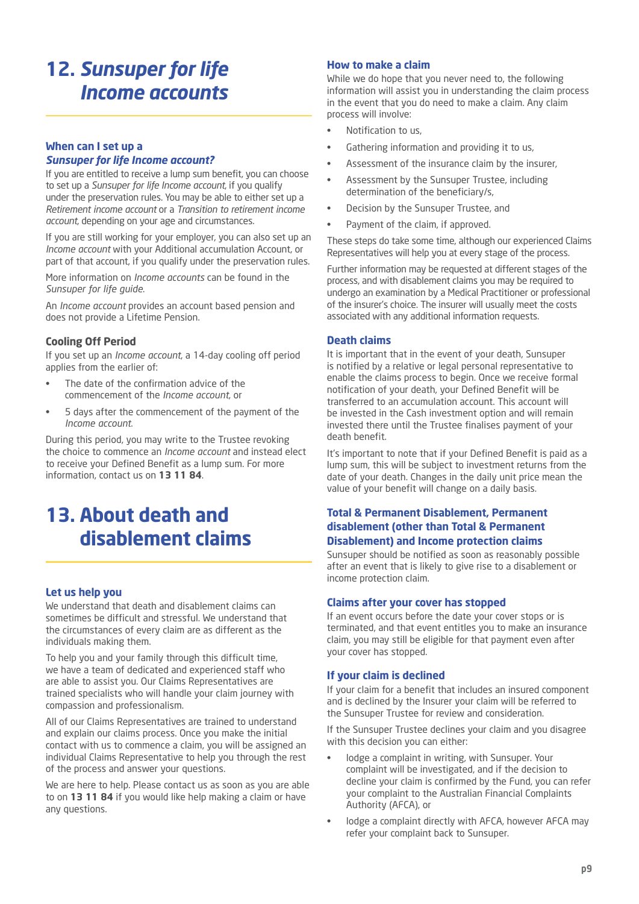# 12. *Sunsuper for life Income accounts*

### When can I set up a *Sunsuper for life Income account?*

If you are entitled to receive a lump sum benefit, you can choose to set up a *Sunsuper for life Income account*, if you qualify under the preservation rules. You may be able to either set up a *Retirement income account* or a *Transition to retirement income account*, depending on your age and circumstances.

If you are still working for your employer, you can also set up an *Income account* with your Additional accumulation Account, or part of that account, if you qualify under the preservation rules.

More information on *Income accounts* can be found in the *Sunsuper for life guide*.

An *Income account* provides an account based pension and does not provide a Lifetime Pension.

### Cooling Off Period

If you set up an *Income account*, a 14-day cooling off period applies from the earlier of:

- The date of the confirmation advice of the commencement of the *Income account*, or
- 5 days after the commencement of the payment of the *Income account*.

During this period, you may write to the Trustee revoking the choice to commence an *Income account* and instead elect to receive your Defined Benefit as a lump sum. For more information, contact us on **13 11 84**.

# 13. About death and disablement claims

### Let us help you

We understand that death and disablement claims can sometimes be difficult and stressful. We understand that the circumstances of every claim are as different as the individuals making them.

To help you and your family through this difficult time, we have a team of dedicated and experienced staff who are able to assist you. Our Claims Representatives are trained specialists who will handle your claim journey with compassion and professionalism.

All of our Claims Representatives are trained to understand and explain our claims process. Once you make the initial contact with us to commence a claim, you will be assigned an individual Claims Representative to help you through the rest of the process and answer your questions.

We are here to help. Please contact us as soon as you are able to on **13 11 84** if you would like help making a claim or have any questions.

### How to make a claim

While we do hope that you never need to, the following information will assist you in understanding the claim process in the event that you do need to make a claim. Any claim process will involve:

- Notification to us,
- Gathering information and providing it to us,
- Assessment of the insurance claim by the insurer,
- Assessment by the Sunsuper Trustee, including determination of the beneficiary/s,
- Decision by the Sunsuper Trustee, and
- Payment of the claim, if approved.

These steps do take some time, although our experienced Claims Representatives will help you at every stage of the process.

Further information may be requested at different stages of the process, and with disablement claims you may be required to undergo an examination by a Medical Practitioner or professional of the insurer's choice. The insurer will usually meet the costs associated with any additional information requests.

### Death claims

It is important that in the event of your death, Sunsuper is notified by a relative or legal personal representative to enable the claims process to begin. Once we receive formal notification of your death, your Defined Benefit will be transferred to an accumulation account. This account will be invested in the Cash investment option and will remain invested there until the Trustee finalises payment of your death benefit.

It's important to note that if your Defined Benefit is paid as a lump sum, this will be subject to investment returns from the date of your death. Changes in the daily unit price mean the value of your benefit will change on a daily basis.

### Total & Permanent Disablement, Permanent disablement (other than Total & Permanent Disablement) and Income protection claims

Sunsuper should be notified as soon as reasonably possible after an event that is likely to give rise to a disablement or income protection claim.

### Claims after your cover has stopped

If an event occurs before the date your cover stops or is terminated, and that event entitles you to make an insurance claim, you may still be eligible for that payment even after your cover has stopped.

### If your claim is declined

If your claim for a benefit that includes an insured component and is declined by the Insurer your claim will be referred to the Sunsuper Trustee for review and consideration.

If the Sunsuper Trustee declines your claim and you disagree with this decision you can either:

- lodge a complaint in writing, with Sunsuper. Your complaint will be investigated, and if the decision to decline your claim is confirmed by the Fund, you can refer your complaint to the Australian Financial Complaints Authority (AFCA), or
- lodge a complaint directly with AFCA, however AFCA may refer your complaint back to Sunsuper.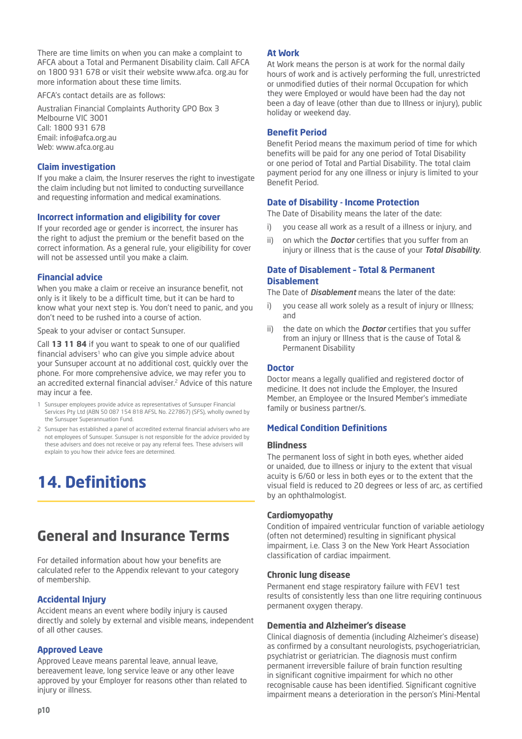There are time limits on when you can make a complaint to AFCA about a Total and Permanent Disability claim. Call AFCA on 1800 931 678 or visit their website www.afca. org.au for more information about these time limits.

AFCA's contact details are as follows:

Australian Financial Complaints Authority GPO Box 3
Melbourne VIC 3001
Call: 1800 931 678
Email: info@afca.org.au
Web: www.afca.org.au

### Claim investigation

If you make a claim, the Insurer reserves the right to investigate the claim including but not limited to conducting surveillance and requesting information and medical examinations.

### Incorrect information and eligibility for cover

If your recorded age or gender is incorrect, the insurer has the right to adjust the premium or the benefit based on the correct information. As a general rule, your eligibility for cover will not be assessed until you make a claim.

### Financial advice

When you make a claim or receive an insurance benefit, not only is it likely to be a difficult time, but it can be hard to know what your next step is. You don't need to panic, and you don't need to be rushed into a course of action.

Speak to your adviser or contact Sunsuper.

Call **13 11 84** if you want to speak to one of our qualified financial advisers[1] who can give you simple advice about your Sunsuper account at no additional cost, quickly over the phone. For more comprehensive advice, we may refer you to an accredited external financial adviser.[2] Advice of this nature may incur a fee.

1 Sunsuper employees provide advice as representatives of Sunsuper Financial Services Pty Ltd (ABN 50 087 154 818 AFSL No. 227867) (SFS), wholly owned by the Sunsuper Superannuation Fund.

2 Sunsuper has established a panel of accredited external financial advisers who are not employees of Sunsuper. Sunsuper is not responsible for the advice provided by these advisers and does not receive or pay any referral fees. These advisers will explain to you how their advice fees are determined.

# 14. Definitions

## General and Insurance Terms

For detailed information about how your benefits are calculated refer to the Appendix relevant to your category of membership.

### Accidental Injury

Accident means an event where bodily injury is caused directly and solely by external and visible means, independent of all other causes.

### Approved Leave

Approved Leave means parental leave, annual leave, bereavement leave, long service leave or any other leave approved by your Employer for reasons other than related to injury or illness.

### At Work

At Work means the person is at work for the normal daily hours of work and is actively performing the full, unrestricted or unmodified duties of their normal Occupation for which they were Employed or would have been had the day not been a day of leave (other than due to Illness or injury), public holiday or weekend day.

### Benefit Period

Benefit Period means the maximum period of time for which benefits will be paid for any one period of Total Disability or one period of Total and Partial Disability. The total claim payment period for any one illness or injury is limited to your Benefit Period.

### Date of Disability - Income Protection

The Date of Disability means the later of the date:

i) you cease all work as a result of a illness or injury, and

ii) on which the ***Doctor*** certifies that you suffer from an injury or illness that is the cause of your ***Total Disability***.

### Date of Disablement - Total & Permanent Disablement

The Date of ***Disablement*** means the later of the date:

i) you cease all work solely as a result of injury or Illness; and

ii) the date on which the ***Doctor*** certifies that you suffer from an injury or Illness that is the cause of Total & Permanent Disability

### Doctor

Doctor means a legally qualified and registered doctor of medicine. It does not include the Employer, the Insured Member, an Employee or the Insured Member's immediate family or business partner/s.

### Medical Condition Definitions

#### Blindness

The permanent loss of sight in both eyes, whether aided or unaided, due to illness or injury to the extent that visual acuity is 6/60 or less in both eyes or to the extent that the visual field is reduced to 20 degrees or less of arc, as certified by an ophthalmologist.

#### Cardiomyopathy

Condition of impaired ventricular function of variable aetiology (often not determined) resulting in significant physical impairment, i.e. Class 3 on the New York Heart Association classification of cardiac impairment.

#### Chronic lung disease

Permanent end stage respiratory failure with FEV1 test results of consistently less than one litre requiring continuous permanent oxygen therapy.

#### Dementia and Alzheimer's disease

Clinical diagnosis of dementia (including Alzheimer's disease) as confirmed by a consultant neurologists, psychogeriatrician, psychiatrist or geriatrician. The diagnosis must confirm permanent irreversible failure of brain function resulting in significant cognitive impairment for which no other recognisable cause has been identified. Significant cognitive impairment means a deterioration in the person's Mini-Mental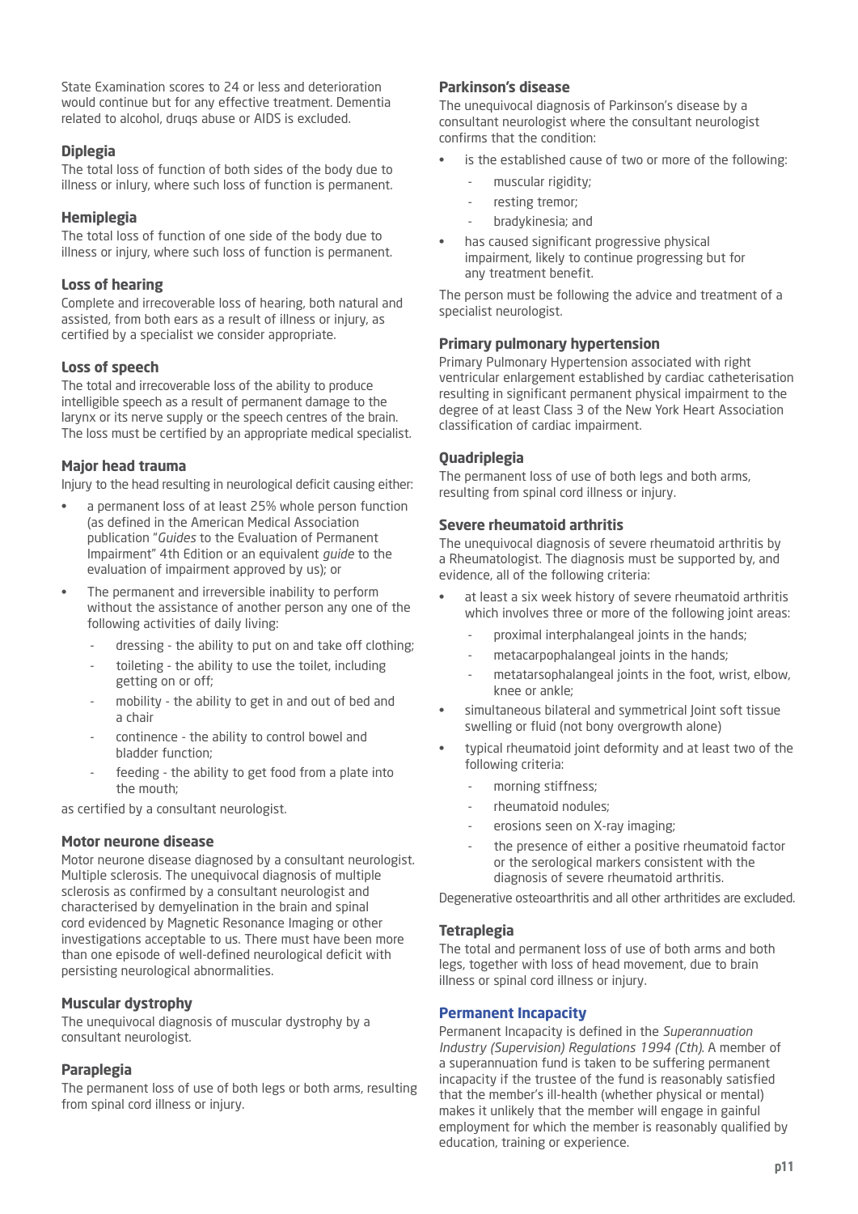State Examination scores to 24 or less and deterioration would continue but for any effective treatment. Dementia related to alcohol, drugs abuse or AIDS is excluded.

### Diplegia

The total loss of function of both sides of the body due to illness or inlury, where such loss of function is permanent.

### Hemiplegia

The total loss of function of one side of the body due to illness or injury, where such loss of function is permanent.

### Loss of hearing

Complete and irrecoverable loss of hearing, both natural and assisted, from both ears as a result of illness or injury, as certified by a specialist we consider appropriate.

### Loss of speech

The total and irrecoverable loss of the ability to produce intelligible speech as a result of permanent damage to the larynx or its nerve supply or the speech centres of the brain. The loss must be certified by an appropriate medical specialist.

### Major head trauma

Injury to the head resulting in neurological deficit causing either:

- a permanent loss of at least 25% whole person function (as defined in the American Medical Association publication "*Guides* to the Evaluation of Permanent Impairment" 4th Edition or an equivalent *guide* to the evaluation of impairment approved by us); or
- The permanent and irreversible inability to perform without the assistance of another person any one of the following activities of daily living:
  - dressing - the ability to put on and take off clothing;
  - toileting - the ability to use the toilet, including getting on or off;
  - mobility - the ability to get in and out of bed and a chair
  - continence - the ability to control bowel and bladder function;
  - feeding - the ability to get food from a plate into the mouth;

as certified by a consultant neurologist.

### Motor neurone disease

Motor neurone disease diagnosed by a consultant neurologist. Multiple sclerosis. The unequivocal diagnosis of multiple sclerosis as confirmed by a consultant neurologist and characterised by demyelination in the brain and spinal cord evidenced by Magnetic Resonance Imaging or other investigations acceptable to us. There must have been more than one episode of well-defined neurological deficit with persisting neurological abnormalities.

### Muscular dystrophy

The unequivocal diagnosis of muscular dystrophy by a consultant neurologist.

### Paraplegia

The permanent loss of use of both legs or both arms, resulting from spinal cord illness or injury.

### Parkinson's disease

The unequivocal diagnosis of Parkinson's disease by a consultant neurologist where the consultant neurologist confirms that the condition:

- is the established cause of two or more of the following:
  - muscular rigidity;
  - resting tremor;
  - bradykinesia; and
- has caused significant progressive physical impairment, likely to continue progressing but for any treatment benefit.

The person must be following the advice and treatment of a specialist neurologist.

### Primary pulmonary hypertension

Primary Pulmonary Hypertension associated with right ventricular enlargement established by cardiac catheterisation resulting in significant permanent physical impairment to the degree of at least Class 3 of the New York Heart Association classification of cardiac impairment.

### Quadriplegia

The permanent loss of use of both legs and both arms, resulting from spinal cord illness or injury.

### Severe rheumatoid arthritis

The unequivocal diagnosis of severe rheumatoid arthritis by a Rheumatologist. The diagnosis must be supported by, and evidence, all of the following criteria:

- at least a six week history of severe rheumatoid arthritis which involves three or more of the following joint areas:
  - proximal interphalangeal joints in the hands;
  - metacarpophalangeal joints in the hands;
  - metatarsophalangeal joints in the foot, wrist, elbow, knee or ankle;
- simultaneous bilateral and symmetrical Joint soft tissue swelling or fluid (not bony overgrowth alone)
- typical rheumatoid joint deformity and at least two of the following criteria:
  - morning stiffness;
  - rheumatoid nodules;
  - erosions seen on X-ray imaging;
  - the presence of either a positive rheumatoid factor or the serological markers consistent with the diagnosis of severe rheumatoid arthritis.

Degenerative osteoarthritis and all other arthritides are excluded.

### Tetraplegia

The total and permanent loss of use of both arms and both legs, together with loss of head movement, due to brain illness or spinal cord illness or injury.

## Permanent Incapacity

Permanent Incapacity is defined in the *Superannuation Industry (Supervision) Regulations 1994 (Cth)*. A member of a superannuation fund is taken to be suffering permanent incapacity if the trustee of the fund is reasonably satisfied that the member's ill-health (whether physical or mental) makes it unlikely that the member will engage in gainful employment for which the member is reasonably qualified by education, training or experience.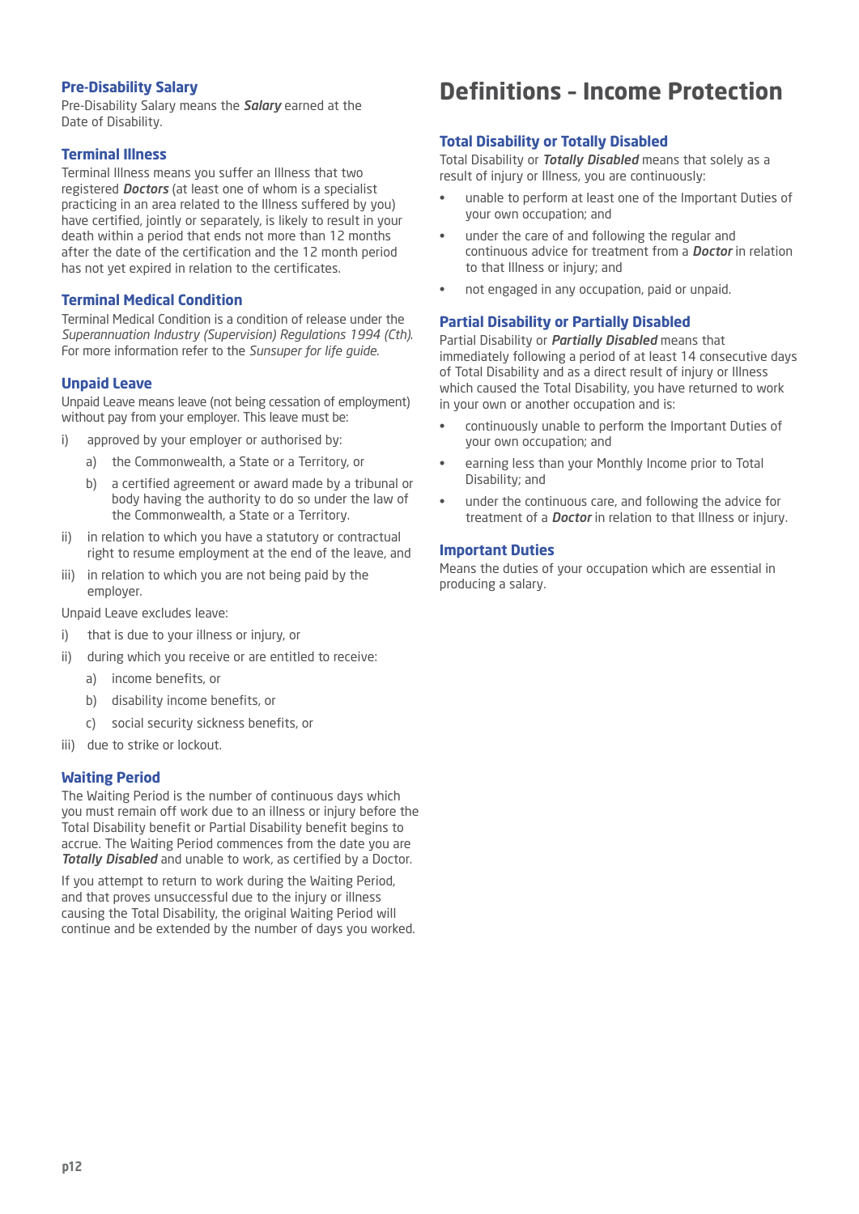### Pre-Disability Salary

Pre-Disability Salary means the ***Salary*** earned at the Date of Disability.

### Terminal Illness

Terminal Illness means you suffer an Illness that two registered ***Doctors*** (at least one of whom is a specialist practicing in an area related to the Illness suffered by you) have certified, jointly or separately, is likely to result in your death within a period that ends not more than 12 months after the date of the certification and the 12 month period has not yet expired in relation to the certificates.

### Terminal Medical Condition

Terminal Medical Condition is a condition of release under the *Superannuation Industry (Supervision) Regulations 1994 (Cth)*. For more information refer to the *Sunsuper for life guide*.

### Unpaid Leave

Unpaid Leave means leave (not being cessation of employment) without pay from your employer. This leave must be:

i) approved by your employer or authorised by:
   a) the Commonwealth, a State or a Territory, or
   b) a certified agreement or award made by a tribunal or body having the authority to do so under the law of the Commonwealth, a State or a Territory.

ii) in relation to which you have a statutory or contractual right to resume employment at the end of the leave, and

iii) in relation to which you are not being paid by the employer.

Unpaid Leave excludes leave:

i) that is due to your illness or injury, or

ii) during which you receive or are entitled to receive:
   a) income benefits, or
   b) disability income benefits, or
   c) social security sickness benefits, or

iii) due to strike or lockout.

### Waiting Period

The Waiting Period is the number of continuous days which you must remain off work due to an illness or injury before the Total Disability benefit or Partial Disability benefit begins to accrue. The Waiting Period commences from the date you are ***Totally Disabled*** and unable to work, as certified by a Doctor.

If you attempt to return to work during the Waiting Period, and that proves unsuccessful due to the injury or illness causing the Total Disability, the original Waiting Period will continue and be extended by the number of days you worked.

# Definitions – Income Protection

### Total Disability or Totally Disabled

Total Disability or ***Totally Disabled*** means that solely as a result of injury or Illness, you are continuously:

- unable to perform at least one of the Important Duties of your own occupation; and
- under the care of and following the regular and continuous advice for treatment from a ***Doctor*** in relation to that Illness or injury; and
- not engaged in any occupation, paid or unpaid.

### Partial Disability or Partially Disabled

Partial Disability or ***Partially Disabled*** means that immediately following a period of at least 14 consecutive days of Total Disability and as a direct result of injury or Illness which caused the Total Disability, you have returned to work in your own or another occupation and is:

- continuously unable to perform the Important Duties of your own occupation; and
- earning less than your Monthly Income prior to Total Disability; and
- under the continuous care, and following the advice for treatment of a ***Doctor*** in relation to that Illness or injury.

### Important Duties

Means the duties of your occupation which are essential in producing a salary.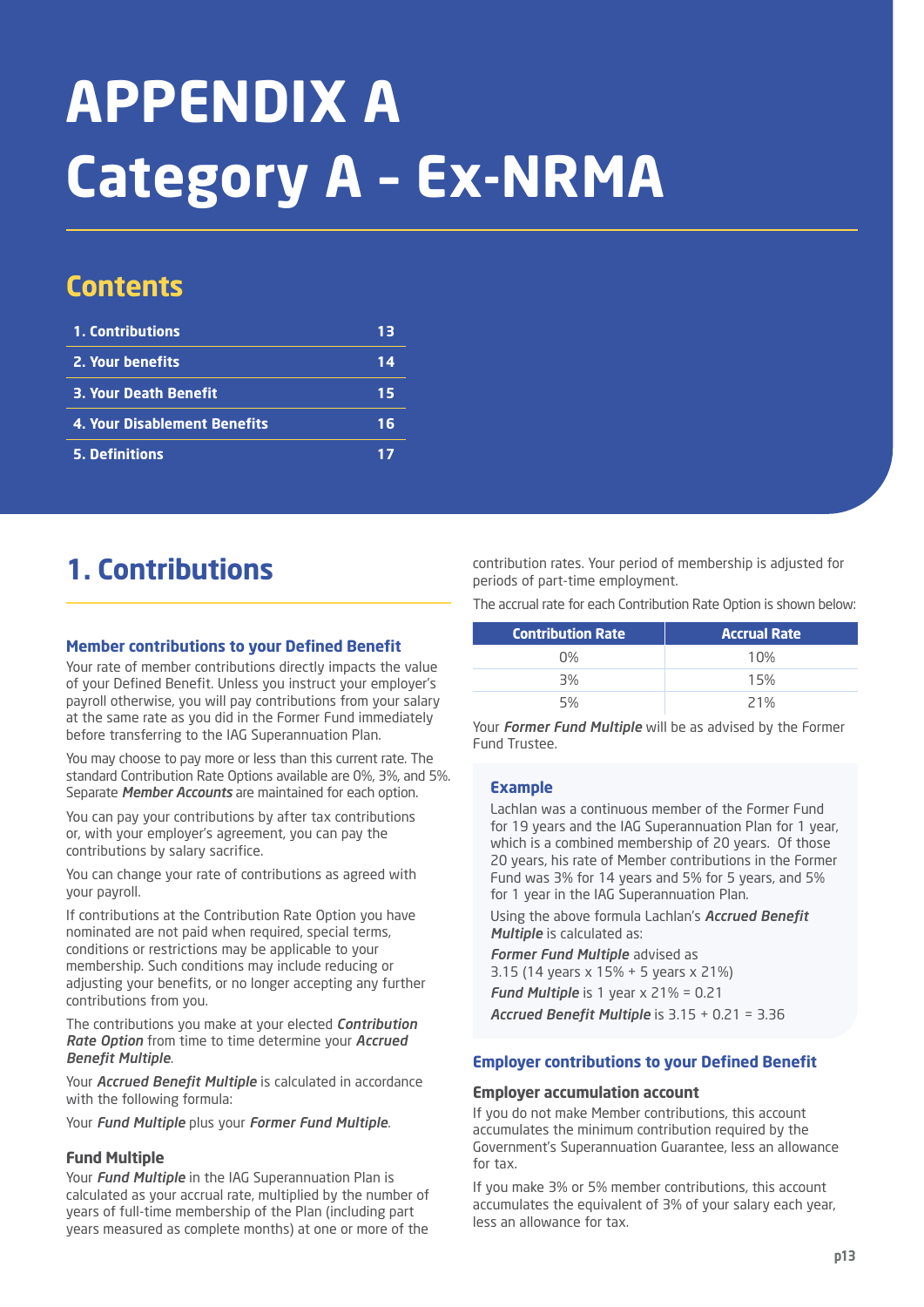# APPENDIX A Category A – Ex-NRMA

## Contents

| | |
|---|---|
| 1. Contributions | 13 |
| 2. Your benefits | 14 |
| 3. Your Death Benefit | 15 |
| 4. Your Disablement Benefits | 16 |
| 5. Definitions | 17 |

## 1. Contributions

### Member contributions to your Defined Benefit

Your rate of member contributions directly impacts the value of your Defined Benefit. Unless you instruct your employer's payroll otherwise, you will pay contributions from your salary at the same rate as you did in the Former Fund immediately before transferring to the IAG Superannuation Plan.

You may choose to pay more or less than this current rate. The standard Contribution Rate Options available are 0%, 3%, and 5%. Separate ***Member Accounts*** are maintained for each option.

You can pay your contributions by after tax contributions or, with your employer's agreement, you can pay the contributions by salary sacrifice.

You can change your rate of contributions as agreed with your payroll.

If contributions at the Contribution Rate Option you have nominated are not paid when required, special terms, conditions or restrictions may be applicable to your membership. Such conditions may include reducing or adjusting your benefits, or no longer accepting any further contributions from you.

The contributions you make at your elected ***Contribution Rate Option*** from time to time determine your ***Accrued Benefit Multiple***.

Your ***Accrued Benefit Multiple*** is calculated in accordance with the following formula:

Your ***Fund Multiple*** plus your ***Former Fund Multiple***.

### Fund Multiple

Your ***Fund Multiple*** in the IAG Superannuation Plan is calculated as your accrual rate, multiplied by the number of years of full-time membership of the Plan (including part years measured as complete months) at one or more of the contribution rates. Your period of membership is adjusted for periods of part-time employment.

The accrual rate for each Contribution Rate Option is shown below:

| Contribution Rate | Accrual Rate |
|---|---|
| 0% | 10% |
| 3% | 15% |
| 5% | 21% |

Your ***Former Fund Multiple*** will be as advised by the Former Fund Trustee.

> **Example**
>
> Lachlan was a continuous member of the Former Fund for 19 years and the IAG Superannuation Plan for 1 year, which is a combined membership of 20 years. Of those 20 years, his rate of Member contributions in the Former Fund was 3% for 14 years and 5% for 5 years, and 5% for 1 year in the IAG Superannuation Plan.
>
> Using the above formula Lachlan's ***Accrued Benefit Multiple*** is calculated as:
>
> ***Former Fund Multiple*** advised as 3.15 (14 years x 15% + 5 years x 21%)
>
> ***Fund Multiple*** is 1 year x 21% = 0.21
>
> ***Accrued Benefit Multiple*** is 3.15 + 0.21 = 3.36

### Employer contributions to your Defined Benefit

#### Employer accumulation account

If you do not make Member contributions, this account accumulates the minimum contribution required by the Government's Superannuation Guarantee, less an allowance for tax.

If you make 3% or 5% member contributions, this account accumulates the equivalent of 3% of your salary each year, less an allowance for tax.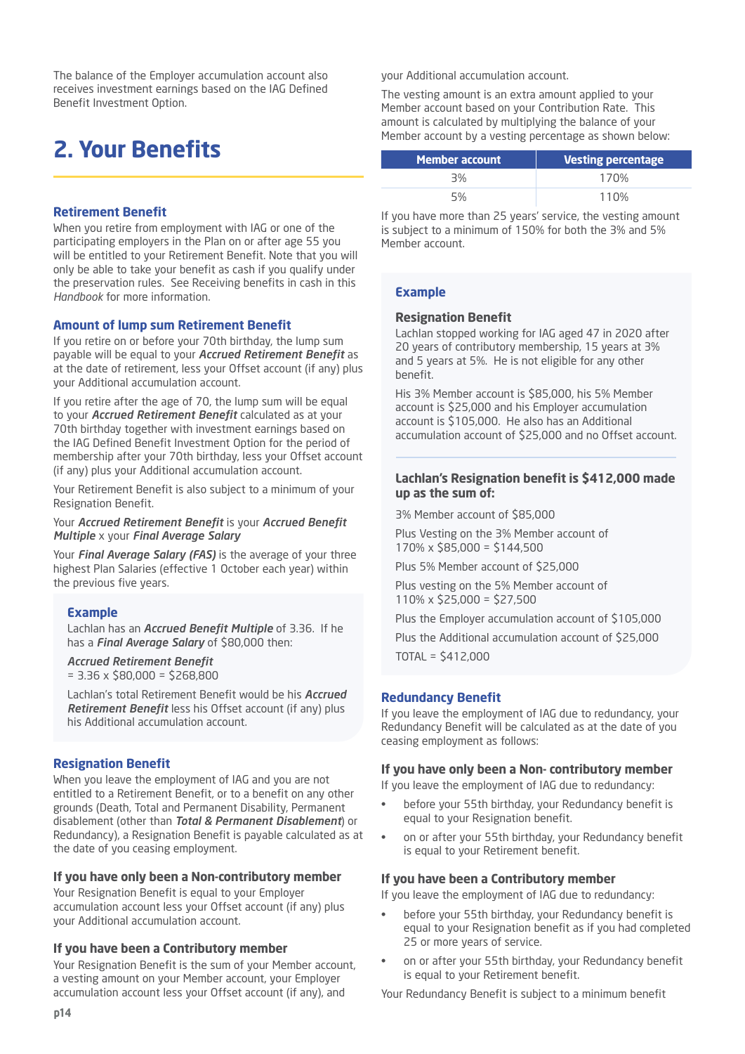The balance of the Employer accumulation account also receives investment earnings based on the IAG Defined Benefit Investment Option.

# 2. Your Benefits

### Retirement Benefit

When you retire from employment with IAG or one of the participating employers in the Plan on or after age 55 you will be entitled to your Retirement Benefit. Note that you will only be able to take your benefit as cash if you qualify under the preservation rules. See Receiving benefits in cash in this *Handbook* for more information.

### Amount of lump sum Retirement Benefit

If you retire on or before your 70th birthday, the lump sum payable will be equal to your ***Accrued Retirement Benefit*** as at the date of retirement, less your Offset account (if any) plus your Additional accumulation account.

If you retire after the age of 70, the lump sum will be equal to your ***Accrued Retirement Benefit*** calculated as at your 70th birthday together with investment earnings based on the IAG Defined Benefit Investment Option for the period of membership after your 70th birthday, less your Offset account (if any) plus your Additional accumulation account.

Your Retirement Benefit is also subject to a minimum of your Resignation Benefit.

Your ***Accrued Retirement Benefit*** is your ***Accrued Benefit Multiple*** x your ***Final Average Salary***

Your ***Final Average Salary (FAS)*** is the average of your three highest Plan Salaries (effective 1 October each year) within the previous five years.

> **Example**
>
> Lachlan has an ***Accrued Benefit Multiple*** of 3.36. If he has a ***Final Average Salary*** of $80,000 then:
>
> ***Accrued Retirement Benefit***
> = 3.36 x $80,000 = $268,800
>
> Lachlan's total Retirement Benefit would be his ***Accrued Retirement Benefit*** less his Offset account (if any) plus his Additional accumulation account.

### Resignation Benefit

When you leave the employment of IAG and you are not entitled to a Retirement Benefit, or to a benefit on any other grounds (Death, Total and Permanent Disability, Permanent disablement (other than ***Total & Permanent Disablement***) or Redundancy), a Resignation Benefit is payable calculated as at the date of you ceasing employment.

#### If you have only been a Non-contributory member

Your Resignation Benefit is equal to your Employer accumulation account less your Offset account (if any) plus your Additional accumulation account.

#### If you have been a Contributory member

Your Resignation Benefit is the sum of your Member account, a vesting amount on your Member account, your Employer accumulation account less your Offset account (if any), and your Additional accumulation account.

The vesting amount is an extra amount applied to your Member account based on your Contribution Rate. This amount is calculated by multiplying the balance of your Member account by a vesting percentage as shown below:

| Member account | Vesting percentage |
|---|---|
| 3% | 170% |
| 5% | 110% |

If you have more than 25 years' service, the vesting amount is subject to a minimum of 150% for both the 3% and 5% Member account.

> **Example**
>
> **Resignation Benefit**
>
> Lachlan stopped working for IAG aged 47 in 2020 after 20 years of contributory membership, 15 years at 3% and 5 years at 5%. He is not eligible for any other benefit.
>
> His 3% Member account is $85,000, his 5% Member account is $25,000 and his Employer accumulation account is $105,000. He also has an Additional accumulation account of $25,000 and no Offset account.
>
> **Lachlan's Resignation benefit is $412,000 made up as the sum of:**
>
> 3% Member account of $85,000
>
> Plus Vesting on the 3% Member account of 170% x $85,000 = $144,500
>
> Plus 5% Member account of $25,000
>
> Plus vesting on the 5% Member account of 110% x $25,000 = $27,500
>
> Plus the Employer accumulation account of $105,000
>
> Plus the Additional accumulation account of $25,000
>
> TOTAL = $412,000

### Redundancy Benefit

If you leave the employment of IAG due to redundancy, your Redundancy Benefit will be calculated as at the date of you ceasing employment as follows:

#### If you have only been a Non- contributory member

If you leave the employment of IAG due to redundancy:

- before your 55th birthday, your Redundancy benefit is equal to your Resignation benefit.
- on or after your 55th birthday, your Redundancy benefit is equal to your Retirement benefit.

#### If you have been a Contributory member

If you leave the employment of IAG due to redundancy:

- before your 55th birthday, your Redundancy benefit is equal to your Resignation benefit as if you had completed 25 or more years of service.
- on or after your 55th birthday, your Redundancy benefit is equal to your Retirement benefit.

Your Redundancy Benefit is subject to a minimum benefit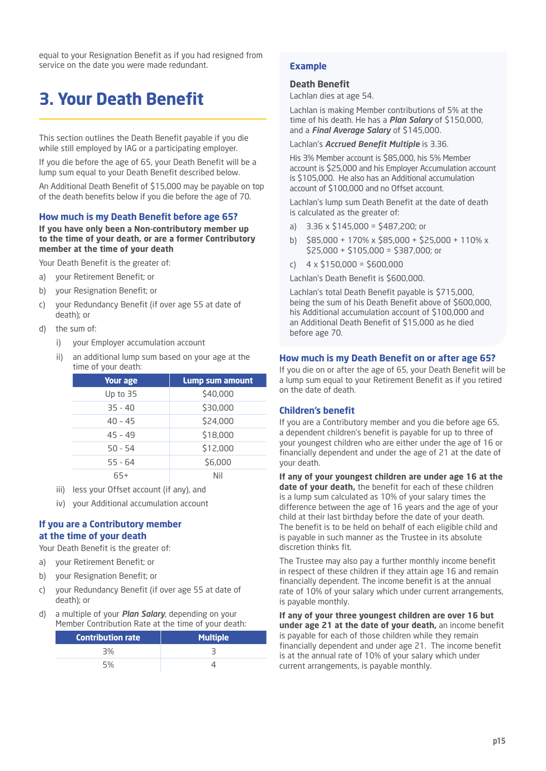equal to your Resignation Benefit as if you had resigned from service on the date you were made redundant.

# 3. Your Death Benefit

This section outlines the Death Benefit payable if you die while still employed by IAG or a participating employer.

If you die before the age of 65, your Death Benefit will be a lump sum equal to your Death Benefit described below.

An Additional Death Benefit of $15,000 may be payable on top of the death benefits below if you die before the age of 70.

### How much is my Death Benefit before age 65?

**If you have only been a Non-contributory member up to the time of your death, or are a former Contributory member at the time of your death**

Your Death Benefit is the greater of:

a) your Retirement Benefit; or

b) your Resignation Benefit; or

c) your Redundancy Benefit (if over age 55 at date of death); or

d) the sum of:

 i) your Employer accumulation account

 ii) an additional lump sum based on your age at the time of your death:

| Your age | Lump sum amount |
|---|---|
| Up to 35 | $40,000 |
| 35 - 40 | $30,000 |
| 40 - 45 | $24,000 |
| 45 - 49 | $18,000 |
| 50 - 54 | $12,000 |
| 55 - 64 | $6,000 |
| 65+ | Nil |

 iii) less your Offset account (if any), and

 iv) your Additional accumulation account

### If you are a Contributory member at the time of your death

Your Death Benefit is the greater of:

a) your Retirement Benefit; or

b) your Resignation Benefit; or

c) your Redundancy Benefit (if over age 55 at date of death); or

d) a multiple of your ***Plan Salary***, depending on your Member Contribution Rate at the time of your death:

| Contribution rate | Multiple |
|---|---|
| 3% | 3 |
| 5% | 4 |

### Example

**Death Benefit**

Lachlan dies at age 54.

Lachlan is making Member contributions of 5% at the time of his death. He has a ***Plan Salary*** of $150,000, and a ***Final Average Salary*** of $145,000.

Lachlan's ***Accrued Benefit Multiple*** is 3.36.

His 3% Member account is $85,000, his 5% Member account is $25,000 and his Employer Accumulation account is $105,000. He also has an Additional accumulation account of $100,000 and no Offset account.

Lachlan's lump sum Death Benefit at the date of death is calculated as the greater of:

a) 3.36 x $145,000 = $487,200; or

b) $85,000 + 170% x $85,000 + $25,000 + 110% x $25,000 + $105,000 = $387,000; or

c) 4 x $150,000 = $600,000

Lachlan's Death Benefit is $600,000.

Lachlan's total Death Benefit payable is $715,000, being the sum of his Death Benefit above of $600,000, his Additional accumulation account of $100,000 and an Additional Death Benefit of $15,000 as he died before age 70.

### How much is my Death Benefit on or after age 65?

If you die on or after the age of 65, your Death Benefit will be a lump sum equal to your Retirement Benefit as if you retired on the date of death.

### Children's benefit

If you are a Contributory member and you die before age 65, a dependent children's benefit is payable for up to three of your youngest children who are either under the age of 16 or financially dependent and under the age of 21 at the date of your death.

**If any of your youngest children are under age 16 at the date of your death,** the benefit for each of these children is a lump sum calculated as 10% of your salary times the difference between the age of 16 years and the age of your child at their last birthday before the date of your death. The benefit is to be held on behalf of each eligible child and is payable in such manner as the Trustee in its absolute discretion thinks fit.

The Trustee may also pay a further monthly income benefit in respect of these children if they attain age 16 and remain financially dependent. The income benefit is at the annual rate of 10% of your salary which under current arrangements, is payable monthly.

**If any of your three youngest children are over 16 but under age 21 at the date of your death,** an income benefit is payable for each of those children while they remain financially dependent and under age 21. The income benefit is at the annual rate of 10% of your salary which under current arrangements, is payable monthly.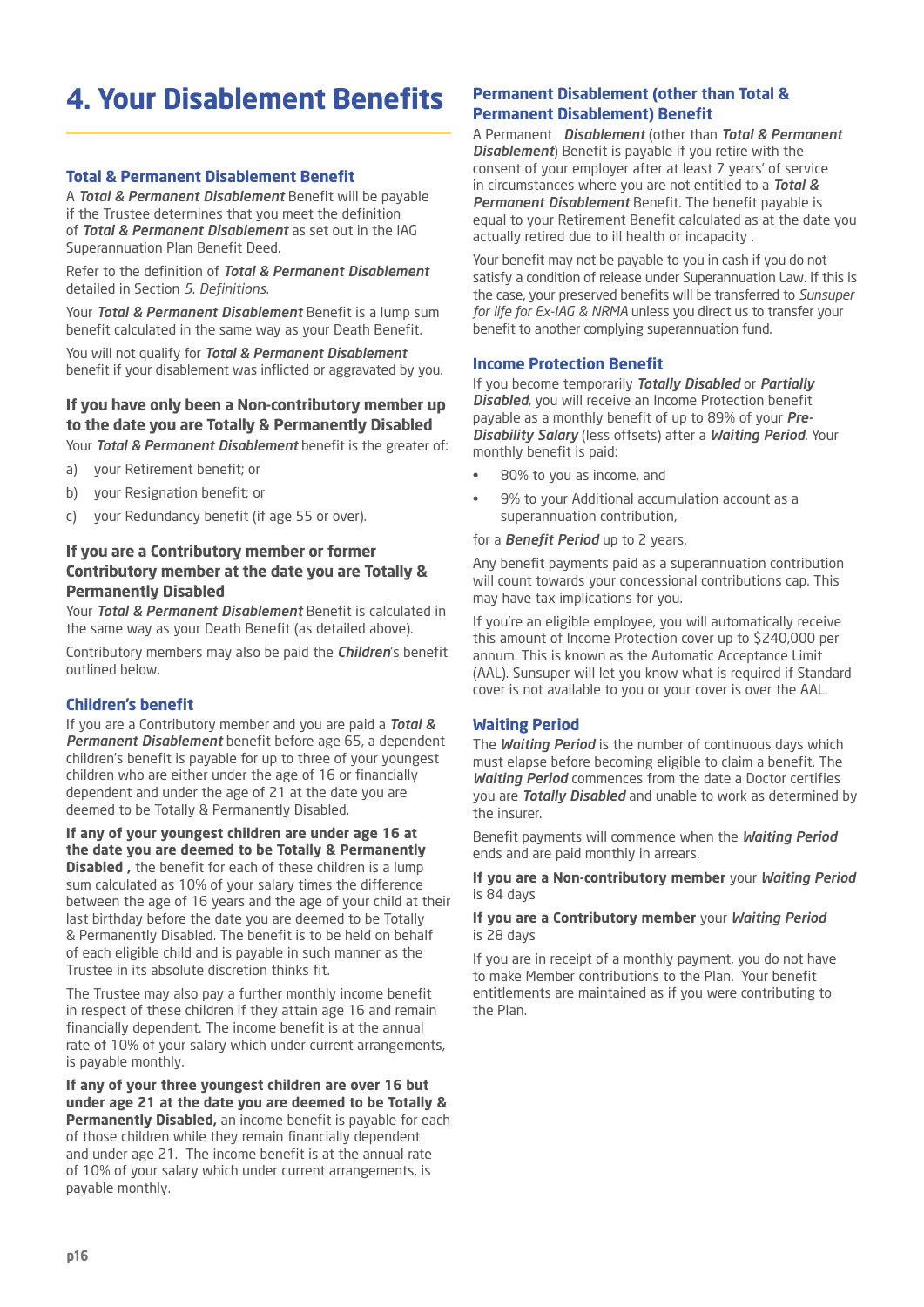# 4. Your Disablement Benefits

### Total & Permanent Disablement Benefit

A ***Total & Permanent Disablement*** Benefit will be payable if the Trustee determines that you meet the definition of ***Total & Permanent Disablement*** as set out in the IAG Superannuation Plan Benefit Deed.

Refer to the definition of ***Total & Permanent Disablement*** detailed in Section *5. Definitions*.

Your ***Total & Permanent Disablement*** Benefit is a lump sum benefit calculated in the same way as your Death Benefit.

You will not qualify for ***Total & Permanent Disablement*** benefit if your disablement was inflicted or aggravated by you.

#### If you have only been a Non-contributory member up to the date you are Totally & Permanently Disabled

Your ***Total & Permanent Disablement*** benefit is the greater of:

a) your Retirement benefit; or

b) your Resignation benefit; or

c) your Redundancy benefit (if age 55 or over).

#### If you are a Contributory member or former Contributory member at the date you are Totally & Permanently Disabled

Your ***Total & Permanent Disablement*** Benefit is calculated in the same way as your Death Benefit (as detailed above).

Contributory members may also be paid the ***Children***'s benefit outlined below.

### Children's benefit

If you are a Contributory member and you are paid a ***Total & Permanent Disablement*** benefit before age 65, a dependent children's benefit is payable for up to three of your youngest children who are either under the age of 16 or financially dependent and under the age of 21 at the date you are deemed to be Totally & Permanently Disabled.

**If any of your youngest children are under age 16 at the date you are deemed to be Totally & Permanently Disabled ,** the benefit for each of these children is a lump sum calculated as 10% of your salary times the difference between the age of 16 years and the age of your child at their last birthday before the date you are deemed to be Totally & Permanently Disabled. The benefit is to be held on behalf of each eligible child and is payable in such manner as the Trustee in its absolute discretion thinks fit.

The Trustee may also pay a further monthly income benefit in respect of these children if they attain age 16 and remain financially dependent. The income benefit is at the annual rate of 10% of your salary which under current arrangements, is payable monthly.

**If any of your three youngest children are over 16 but under age 21 at the date you are deemed to be Totally & Permanently Disabled,** an income benefit is payable for each of those children while they remain financially dependent and under age 21. The income benefit is at the annual rate of 10% of your salary which under current arrangements, is payable monthly.

### Permanent Disablement (other than Total & Permanent Disablement) Benefit

A Permanent ***Disablement*** (other than ***Total & Permanent Disablement***) Benefit is payable if you retire with the consent of your employer after at least 7 years' of service in circumstances where you are not entitled to a ***Total & Permanent Disablement*** Benefit. The benefit payable is equal to your Retirement Benefit calculated as at the date you actually retired due to ill health or incapacity .

Your benefit may not be payable to you in cash if you do not satisfy a condition of release under Superannuation Law. If this is the case, your preserved benefits will be transferred to *Sunsuper for life for Ex-IAG & NRMA* unless you direct us to transfer your benefit to another complying superannuation fund.

### Income Protection Benefit

If you become temporarily ***Totally Disabled*** or ***Partially Disabled***, you will receive an Income Protection benefit payable as a monthly benefit of up to 89% of your ***Pre-Disability Salary*** (less offsets) after a ***Waiting Period***. Your monthly benefit is paid:

- 80% to you as income, and
- 9% to your Additional accumulation account as a superannuation contribution,

for a ***Benefit Period*** up to 2 years.

Any benefit payments paid as a superannuation contribution will count towards your concessional contributions cap. This may have tax implications for you.

If you're an eligible employee, you will automatically receive this amount of Income Protection cover up to $240,000 per annum. This is known as the Automatic Acceptance Limit (AAL). Sunsuper will let you know what is required if Standard cover is not available to you or your cover is over the AAL.

### Waiting Period

The ***Waiting Period*** is the number of continuous days which must elapse before becoming eligible to claim a benefit. The ***Waiting Period*** commences from the date a Doctor certifies you are ***Totally Disabled*** and unable to work as determined by the insurer.

Benefit payments will commence when the ***Waiting Period*** ends and are paid monthly in arrears.

**If you are a Non-contributory member** your ***Waiting Period*** is 84 days

**If you are a Contributory member** your ***Waiting Period*** is 28 days

If you are in receipt of a monthly payment, you do not have to make Member contributions to the Plan. Your benefit entitlements are maintained as if you were contributing to the Plan.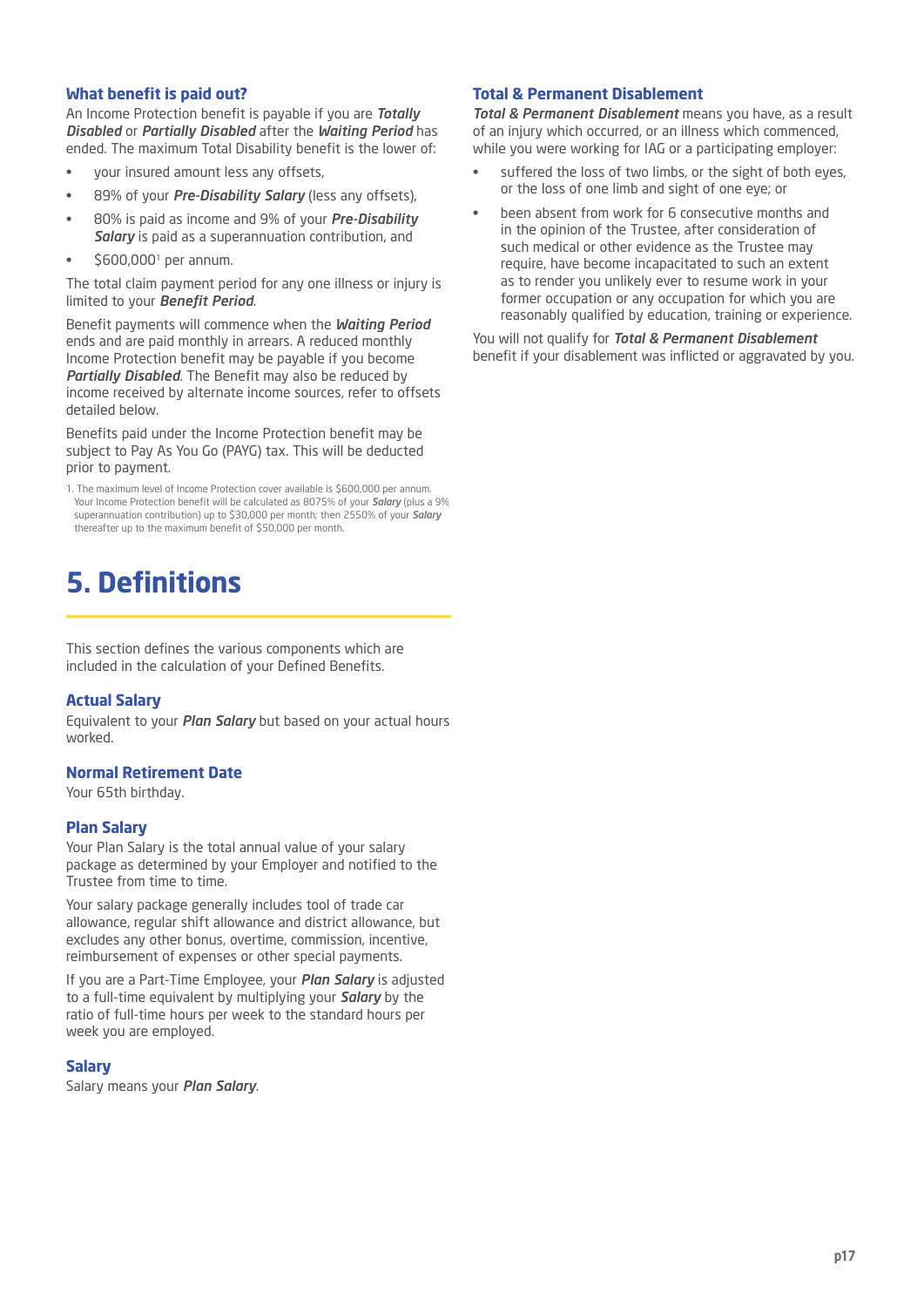### What benefit is paid out?

An Income Protection benefit is payable if you are ***Totally Disabled*** or ***Partially Disabled*** after the ***Waiting Period*** has ended. The maximum Total Disability benefit is the lower of:

- your insured amount less any offsets,
- 89% of your ***Pre-Disability Salary*** (less any offsets),
- 80% is paid as income and 9% of your ***Pre-Disability Salary*** is paid as a superannuation contribution, and
- $600,000[1] per annum.

The total claim payment period for any one illness or injury is limited to your ***Benefit Period***.

Benefit payments will commence when the ***Waiting Period*** ends and are paid monthly in arrears. A reduced monthly Income Protection benefit may be payable if you become ***Partially Disabled***. The Benefit may also be reduced by income received by alternate income sources, refer to offsets detailed below.

Benefits paid under the Income Protection benefit may be subject to Pay As You Go (PAYG) tax. This will be deducted prior to payment.

1. The maximum level of Income Protection cover available is $600,000 per annum. Your Income Protection benefit will be calculated as 8075% of your ***Salary*** (plus a 9% superannuation contribution) up to $30,000 per month; then 2550% of your ***Salary*** thereafter up to the maximum benefit of $50,000 per month.

# 5. Definitions

This section defines the various components which are included in the calculation of your Defined Benefits.

### Actual Salary

Equivalent to your ***Plan Salary*** but based on your actual hours worked.

### Normal Retirement Date

Your 65th birthday.

### Plan Salary

Your Plan Salary is the total annual value of your salary package as determined by your Employer and notified to the Trustee from time to time.

Your salary package generally includes tool of trade car allowance, regular shift allowance and district allowance, but excludes any other bonus, overtime, commission, incentive, reimbursement of expenses or other special payments.

If you are a Part-Time Employee, your ***Plan Salary*** is adjusted to a full-time equivalent by multiplying your ***Salary*** by the ratio of full-time hours per week to the standard hours per week you are employed.

### Salary

Salary means your ***Plan Salary***.

### Total & Permanent Disablement

***Total & Permanent Disablement*** means you have, as a result of an injury which occurred, or an illness which commenced, while you were working for IAG or a participating employer:

- suffered the loss of two limbs, or the sight of both eyes, or the loss of one limb and sight of one eye; or
- been absent from work for 6 consecutive months and in the opinion of the Trustee, after consideration of such medical or other evidence as the Trustee may require, have become incapacitated to such an extent as to render you unlikely ever to resume work in your former occupation or any occupation for which you are reasonably qualified by education, training or experience.

You will not qualify for ***Total & Permanent Disablement*** benefit if your disablement was inflicted or aggravated by you.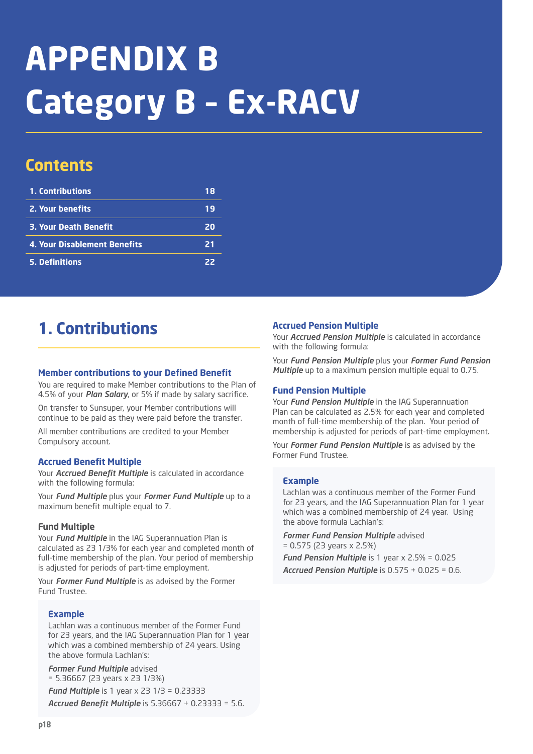# APPENDIX B Category B – Ex-RACV

## Contents

| | |
|---|---|
| 1. Contributions | 18 |
| 2. Your benefits | 19 |
| 3. Your Death Benefit | 20 |
| 4. Your Disablement Benefits | 21 |
| 5. Definitions | 22 |

## 1. Contributions

### Member contributions to your Defined Benefit

You are required to make Member contributions to the Plan of 4.5% of your ***Plan Salary***, or 5% if made by salary sacrifice.

On transfer to Sunsuper, your Member contributions will continue to be paid as they were paid before the transfer.

All member contributions are credited to your Member Compulsory account.

### Accrued Benefit Multiple

Your ***Accrued Benefit Multiple*** is calculated in accordance with the following formula:

Your ***Fund Multiple*** plus your ***Former Fund Multiple*** up to a maximum benefit multiple equal to 7.

#### Fund Multiple

Your ***Fund Multiple*** in the IAG Superannuation Plan is calculated as 23 1/3% for each year and completed month of full-time membership of the plan. Your period of membership is adjusted for periods of part-time employment.

Your ***Former Fund Multiple*** is as advised by the Former Fund Trustee.

> **Example**
>
> Lachlan was a continuous member of the Former Fund for 23 years, and the IAG Superannuation Plan for 1 year which was a combined membership of 24 years. Using the above formula Lachlan's:
>
> ***Former Fund Multiple*** advised = 5.36667 (23 years x 23 1/3%)
>
> ***Fund Multiple*** is 1 year x 23 1/3 = 0.23333
>
> ***Accrued Benefit Multiple*** is 5.36667 + 0.23333 = 5.6.

### Accrued Pension Multiple

Your ***Accrued Pension Multiple*** is calculated in accordance with the following formula:

Your ***Fund Pension Multiple*** plus your ***Former Fund Pension Multiple*** up to a maximum pension multiple equal to 0.75.

### Fund Pension Multiple

Your ***Fund Pension Multiple*** in the IAG Superannuation Plan can be calculated as 2.5% for each year and completed month of full-time membership of the plan. Your period of membership is adjusted for periods of part-time employment.

Your ***Former Fund Pension Multiple*** is as advised by the Former Fund Trustee.

> **Example**
>
> Lachlan was a continuous member of the Former Fund for 23 years, and the IAG Superannuation Plan for 1 year which was a combined membership of 24 year. Using the above formula Lachlan's:
>
> ***Former Fund Pension Multiple*** advised = 0.575 (23 years x 2.5%)
>
> ***Fund Pension Multiple*** is 1 year x 2.5% = 0.025
>
> ***Accrued Pension Multiple*** is 0.575 + 0.025 = 0.6.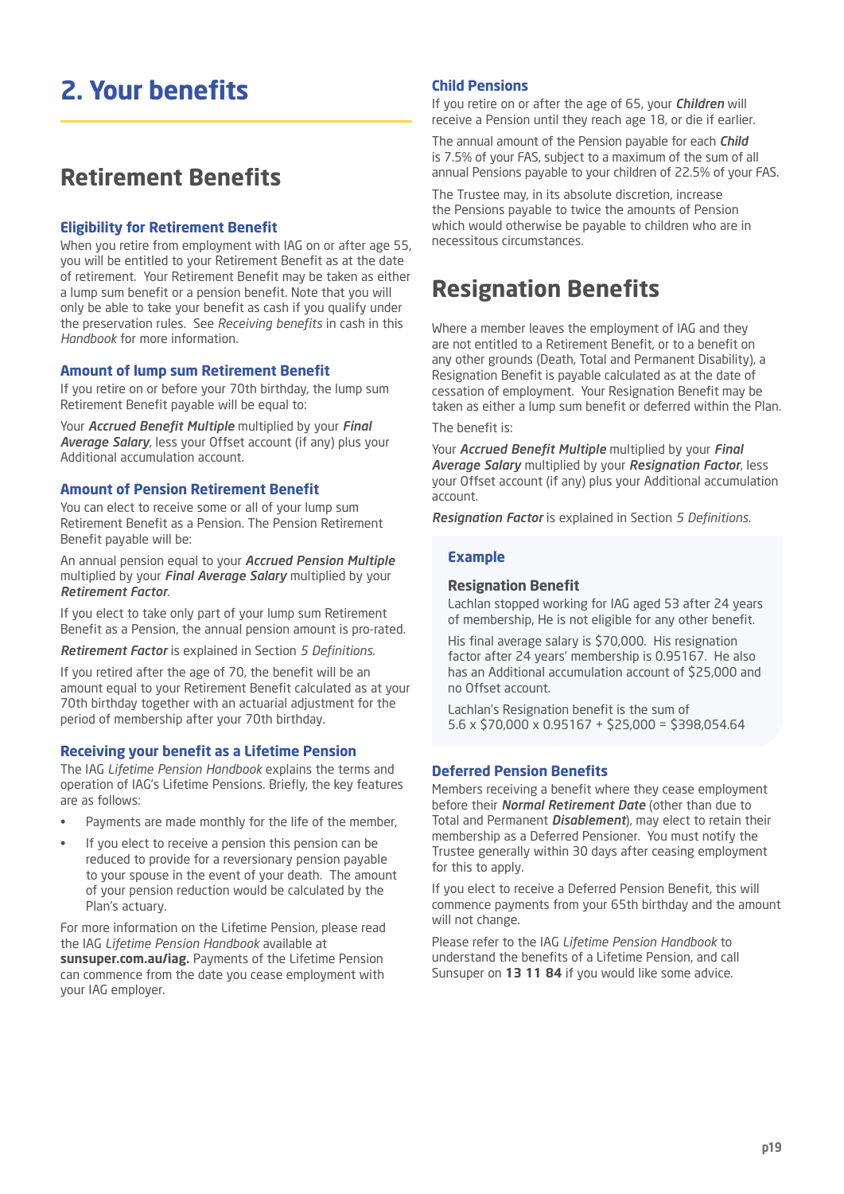# 2. Your benefits

## Retirement Benefits

### Eligibility for Retirement Benefit

When you retire from employment with IAG on or after age 55, you will be entitled to your Retirement Benefit as at the date of retirement. Your Retirement Benefit may be taken as either a lump sum benefit or a pension benefit. Note that you will only be able to take your benefit as cash if you qualify under the preservation rules. See *Receiving benefits* in cash in this *Handbook* for more information.

### Amount of lump sum Retirement Benefit

If you retire on or before your 70th birthday, the lump sum Retirement Benefit payable will be equal to:

Your ***Accrued Benefit Multiple*** multiplied by your ***Final Average Salary***, less your Offset account (if any) plus your Additional accumulation account.

### Amount of Pension Retirement Benefit

You can elect to receive some or all of your lump sum Retirement Benefit as a Pension. The Pension Retirement Benefit payable will be:

An annual pension equal to your ***Accrued Pension Multiple*** multiplied by your ***Final Average Salary*** multiplied by your ***Retirement Factor***.

If you elect to take only part of your lump sum Retirement Benefit as a Pension, the annual pension amount is pro-rated.

***Retirement Factor*** is explained in Section *5 Definitions*.

If you retired after the age of 70, the benefit will be an amount equal to your Retirement Benefit calculated as at your 70th birthday together with an actuarial adjustment for the period of membership after your 70th birthday.

### Receiving your benefit as a Lifetime Pension

The IAG *Lifetime Pension Handbook* explains the terms and operation of IAG's Lifetime Pensions. Briefly, the key features are as follows:

- Payments are made monthly for the life of the member,
- If you elect to receive a pension this pension can be reduced to provide for a reversionary pension payable to your spouse in the event of your death. The amount of your pension reduction would be calculated by the Plan's actuary.

For more information on the Lifetime Pension, please read the IAG *Lifetime Pension Handbook* available at **sunsuper.com.au/iag.** Payments of the Lifetime Pension can commence from the date you cease employment with your IAG employer.

### Child Pensions

If you retire on or after the age of 65, your ***Children*** will receive a Pension until they reach age 18, or die if earlier.

The annual amount of the Pension payable for each ***Child*** is 7.5% of your FAS, subject to a maximum of the sum of all annual Pensions payable to your children of 22.5% of your FAS.

The Trustee may, in its absolute discretion, increase the Pensions payable to twice the amounts of Pension which would otherwise be payable to children who are in necessitous circumstances.

## Resignation Benefits

Where a member leaves the employment of IAG and they are not entitled to a Retirement Benefit, or to a benefit on any other grounds (Death, Total and Permanent Disability), a Resignation Benefit is payable calculated as at the date of cessation of employment. Your Resignation Benefit may be taken as either a lump sum benefit or deferred within the Plan.

The benefit is:

Your ***Accrued Benefit Multiple*** multiplied by your ***Final Average Salary*** multiplied by your ***Resignation Factor***, less your Offset account (if any) plus your Additional accumulation account.

***Resignation Factor*** is explained in Section *5 Definitions*.

> **Example**
>
> **Resignation Benefit**
>
> Lachlan stopped working for IAG aged 53 after 24 years of membership, He is not eligible for any other benefit.
>
> His final average salary is $70,000. His resignation factor after 24 years' membership is 0.95167. He also has an Additional accumulation account of $25,000 and no Offset account.
>
> Lachlan's Resignation benefit is the sum of 5.6 x $70,000 x 0.95167 + $25,000 = $398,054.64

### Deferred Pension Benefits

Members receiving a benefit where they cease employment before their ***Normal Retirement Date*** (other than due to Total and Permanent ***Disablement***), may elect to retain their membership as a Deferred Pensioner. You must notify the Trustee generally within 30 days after ceasing employment for this to apply.

If you elect to receive a Deferred Pension Benefit, this will commence payments from your 65th birthday and the amount will not change.

Please refer to the IAG *Lifetime Pension Handbook* to understand the benefits of a Lifetime Pension, and call Sunsuper on **13 11 84** if you would like some advice.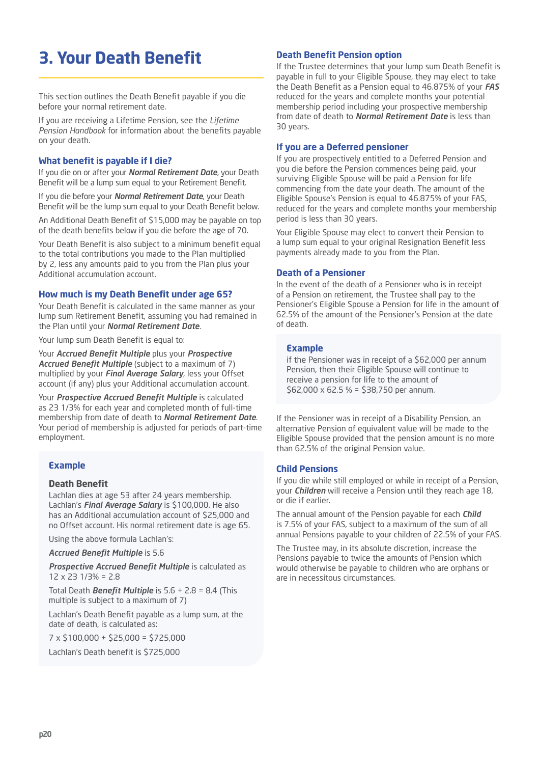# 3. Your Death Benefit

This section outlines the Death Benefit payable if you die before your normal retirement date.

If you are receiving a Lifetime Pension, see the *Lifetime Pension Handbook* for information about the benefits payable on your death.

### What benefit is payable if I die?

If you die on or after your ***Normal Retirement Date***, your Death Benefit will be a lump sum equal to your Retirement Benefit.

If you die before your ***Normal Retirement Date***, your Death Benefit will be the lump sum equal to your Death Benefit below.

An Additional Death Benefit of $15,000 may be payable on top of the death benefits below if you die before the age of 70.

Your Death Benefit is also subject to a minimum benefit equal to the total contributions you made to the Plan multiplied by 2, less any amounts paid to you from the Plan plus your Additional accumulation account.

### How much is my Death Benefit under age 65?

Your Death Benefit is calculated in the same manner as your lump sum Retirement Benefit, assuming you had remained in the Plan until your ***Normal Retirement Date***.

Your lump sum Death Benefit is equal to:

Your ***Accrued Benefit Multiple*** plus your ***Prospective Accrued Benefit Multiple*** (subject to a maximum of 7) multiplied by your ***Final Average Salary***, less your Offset account (if any) plus your Additional accumulation account.

Your ***Prospective Accrued Benefit Multiple*** is calculated as 23 1/3% for each year and completed month of full-time membership from date of death to ***Normal Retirement Date***. Your period of membership is adjusted for periods of part-time employment.

> **Example**
>
> **Death Benefit**
>
> Lachlan dies at age 53 after 24 years membership. Lachlan's ***Final Average Salary*** is $100,000. He also has an Additional accumulation account of $25,000 and no Offset account. His normal retirement date is age 65.
>
> Using the above formula Lachlan's:
>
> ***Accrued Benefit Multiple*** is 5.6
>
> ***Prospective Accrued Benefit Multiple*** is calculated as 12 x 23 1/3% = 2.8
>
> Total Death ***Benefit Multiple*** is 5.6 + 2.8 = 8.4 (This multiple is subject to a maximum of 7)
>
> Lachlan's Death Benefit payable as a lump sum, at the date of death, is calculated as:
>
> 7 x $100,000 + $25,000 = $725,000
>
> Lachlan's Death benefit is $725,000

### Death Benefit Pension option

If the Trustee determines that your lump sum Death Benefit is payable in full to your Eligible Spouse, they may elect to take the Death Benefit as a Pension equal to 46.875% of your ***FAS*** reduced for the years and complete months your potential membership period including your prospective membership from date of death to ***Normal Retirement Date*** is less than 30 years.

### If you are a Deferred pensioner

If you are prospectively entitled to a Deferred Pension and you die before the Pension commences being paid, your surviving Eligible Spouse will be paid a Pension for life commencing from the date your death. The amount of the Eligible Spouse's Pension is equal to 46.875% of your FAS, reduced for the years and complete months your membership period is less than 30 years.

Your Eligible Spouse may elect to convert their Pension to a lump sum equal to your original Resignation Benefit less payments already made to you from the Plan.

### Death of a Pensioner

In the event of the death of a Pensioner who is in receipt of a Pension on retirement, the Trustee shall pay to the Pensioner's Eligible Spouse a Pension for life in the amount of 62.5% of the amount of the Pensioner's Pension at the date of death.

> **Example**
>
> if the Pensioner was in receipt of a $62,000 per annum Pension, then their Eligible Spouse will continue to receive a pension for life to the amount of $62,000 x 62.5 % = $38,750 per annum.

If the Pensioner was in receipt of a Disability Pension, an alternative Pension of equivalent value will be made to the Eligible Spouse provided that the pension amount is no more than 62.5% of the original Pension value.

### Child Pensions

If you die while still employed or while in receipt of a Pension, your ***Children*** will receive a Pension until they reach age 18, or die if earlier.

The annual amount of the Pension payable for each ***Child*** is 7.5% of your FAS, subject to a maximum of the sum of all annual Pensions payable to your children of 22.5% of your FAS.

The Trustee may, in its absolute discretion, increase the Pensions payable to twice the amounts of Pension which would otherwise be payable to children who are orphans or are in necessitous circumstances.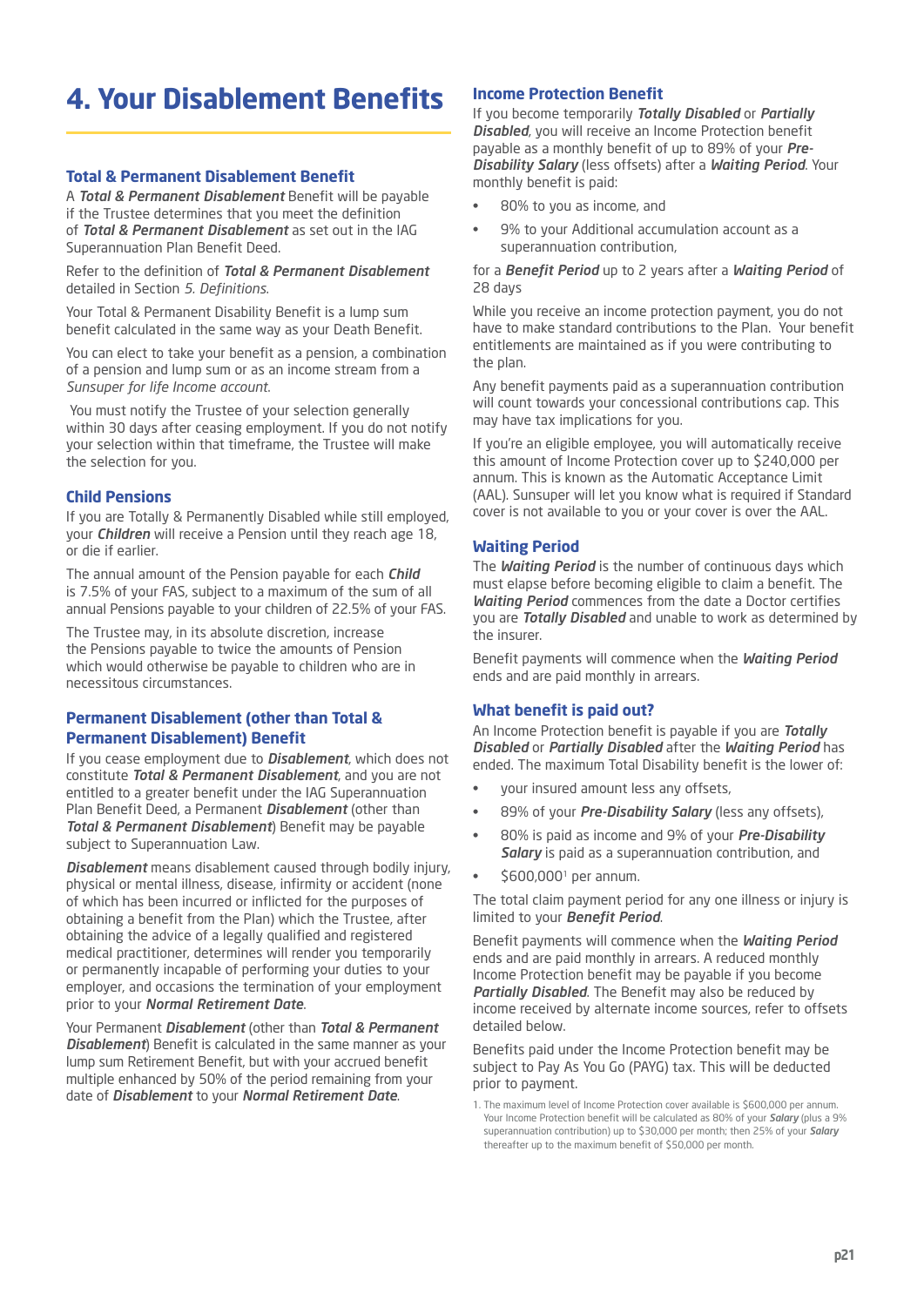# 4. Your Disablement Benefits

## Total & Permanent Disablement Benefit

A ***Total & Permanent Disablement*** Benefit will be payable if the Trustee determines that you meet the definition of ***Total & Permanent Disablement*** as set out in the IAG Superannuation Plan Benefit Deed.

Refer to the definition of ***Total & Permanent Disablement*** detailed in Section *5. Definitions*.

Your Total & Permanent Disability Benefit is a lump sum benefit calculated in the same way as your Death Benefit.

You can elect to take your benefit as a pension, a combination of a pension and lump sum or as an income stream from a *Sunsuper for life Income account*.

You must notify the Trustee of your selection generally within 30 days after ceasing employment. If you do not notify your selection within that timeframe, the Trustee will make the selection for you.

## Child Pensions

If you are Totally & Permanently Disabled while still employed, your ***Children*** will receive a Pension until they reach age 18, or die if earlier.

The annual amount of the Pension payable for each ***Child*** is 7.5% of your FAS, subject to a maximum of the sum of all annual Pensions payable to your children of 22.5% of your FAS.

The Trustee may, in its absolute discretion, increase the Pensions payable to twice the amounts of Pension which would otherwise be payable to children who are in necessitous circumstances.

## Permanent Disablement (other than Total & Permanent Disablement) Benefit

If you cease employment due to ***Disablement***, which does not constitute ***Total & Permanent Disablement***, and you are not entitled to a greater benefit under the IAG Superannuation Plan Benefit Deed, a Permanent ***Disablement*** (other than ***Total & Permanent Disablement***) Benefit may be payable subject to Superannuation Law.

***Disablement*** means disablement caused through bodily injury, physical or mental illness, disease, infirmity or accident (none of which has been incurred or inflicted for the purposes of obtaining a benefit from the Plan) which the Trustee, after obtaining the advice of a legally qualified and registered medical practitioner, determines will render you temporarily or permanently incapable of performing your duties to your employer, and occasions the termination of your employment prior to your ***Normal Retirement Date***.

Your Permanent ***Disablement*** (other than ***Total & Permanent Disablement***) Benefit is calculated in the same manner as your lump sum Retirement Benefit, but with your accrued benefit multiple enhanced by 50% of the period remaining from your date of ***Disablement*** to your ***Normal Retirement Date***.

## Income Protection Benefit

If you become temporarily ***Totally Disabled*** or ***Partially Disabled***, you will receive an Income Protection benefit payable as a monthly benefit of up to 89% of your ***Pre-Disability Salary*** (less offsets) after a ***Waiting Period***. Your monthly benefit is paid:

- 80% to you as income, and
- 9% to your Additional accumulation account as a superannuation contribution,

for a ***Benefit Period*** up to 2 years after a ***Waiting Period*** of 28 days

While you receive an income protection payment, you do not have to make standard contributions to the Plan. Your benefit entitlements are maintained as if you were contributing to the plan.

Any benefit payments paid as a superannuation contribution will count towards your concessional contributions cap. This may have tax implications for you.

If you're an eligible employee, you will automatically receive this amount of Income Protection cover up to $240,000 per annum. This is known as the Automatic Acceptance Limit (AAL). Sunsuper will let you know what is required if Standard cover is not available to you or your cover is over the AAL.

## Waiting Period

The ***Waiting Period*** is the number of continuous days which must elapse before becoming eligible to claim a benefit. The ***Waiting Period*** commences from the date a Doctor certifies you are ***Totally Disabled*** and unable to work as determined by the insurer.

Benefit payments will commence when the ***Waiting Period*** ends and are paid monthly in arrears.

## What benefit is paid out?

An Income Protection benefit is payable if you are ***Totally Disabled*** or ***Partially Disabled*** after the ***Waiting Period*** has ended. The maximum Total Disability benefit is the lower of:

- your insured amount less any offsets,
- 89% of your ***Pre-Disability Salary*** (less any offsets),
- 80% is paid as income and 9% of your ***Pre-Disability Salary*** is paid as a superannuation contribution, and
- $600,000[1] per annum.

The total claim payment period for any one illness or injury is limited to your ***Benefit Period***.

Benefit payments will commence when the ***Waiting Period*** ends and are paid monthly in arrears. A reduced monthly Income Protection benefit may be payable if you become ***Partially Disabled***. The Benefit may also be reduced by income received by alternate income sources, refer to offsets detailed below.

Benefits paid under the Income Protection benefit may be subject to Pay As You Go (PAYG) tax. This will be deducted prior to payment.

1. The maximum level of Income Protection cover available is $600,000 per annum. Your Income Protection benefit will be calculated as 80% of your ***Salary*** (plus a 9% superannuation contribution) up to $30,000 per month; then 25% of your ***Salary*** thereafter up to the maximum benefit of $50,000 per month.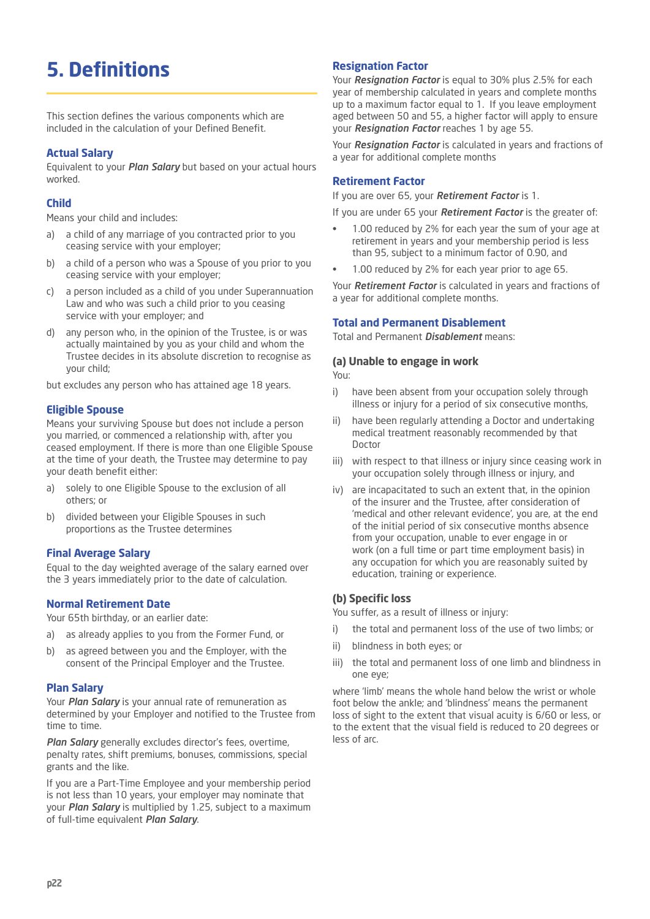# 5. Definitions

This section defines the various components which are included in the calculation of your Defined Benefit.

### Actual Salary

Equivalent to your ***Plan Salary*** but based on your actual hours worked.

### Child

Means your child and includes:

a) a child of any marriage of you contracted prior to you ceasing service with your employer;

b) a child of a person who was a Spouse of you prior to you ceasing service with your employer;

c) a person included as a child of you under Superannuation Law and who was such a child prior to you ceasing service with your employer; and

d) any person who, in the opinion of the Trustee, is or was actually maintained by you as your child and whom the Trustee decides in its absolute discretion to recognise as your child;

but excludes any person who has attained age 18 years.

### Eligible Spouse

Means your surviving Spouse but does not include a person you married, or commenced a relationship with, after you ceased employment. If there is more than one Eligible Spouse at the time of your death, the Trustee may determine to pay your death benefit either:

a) solely to one Eligible Spouse to the exclusion of all others; or

b) divided between your Eligible Spouses in such proportions as the Trustee determines

### Final Average Salary

Equal to the day weighted average of the salary earned over the 3 years immediately prior to the date of calculation.

### Normal Retirement Date

Your 65th birthday, or an earlier date:

a) as already applies to you from the Former Fund, or

b) as agreed between you and the Employer, with the consent of the Principal Employer and the Trustee.

### Plan Salary

Your ***Plan Salary*** is your annual rate of remuneration as determined by your Employer and notified to the Trustee from time to time.

***Plan Salary*** generally excludes director's fees, overtime, penalty rates, shift premiums, bonuses, commissions, special grants and the like.

If you are a Part-Time Employee and your membership period is not less than 10 years, your employer may nominate that your ***Plan Salary*** is multiplied by 1.25, subject to a maximum of full-time equivalent ***Plan Salary***.

### Resignation Factor

Your ***Resignation Factor*** is equal to 30% plus 2.5% for each year of membership calculated in years and complete months up to a maximum factor equal to 1. If you leave employment aged between 50 and 55, a higher factor will apply to ensure your ***Resignation Factor*** reaches 1 by age 55.

Your ***Resignation Factor*** is calculated in years and fractions of a year for additional complete months

### Retirement Factor

If you are over 65, your ***Retirement Factor*** is 1.

If you are under 65 your ***Retirement Factor*** is the greater of:

- 1.00 reduced by 2% for each year the sum of your age at retirement in years and your membership period is less than 95, subject to a minimum factor of 0.90, and
- 1.00 reduced by 2% for each year prior to age 65.

Your ***Retirement Factor*** is calculated in years and fractions of a year for additional complete months.

### Total and Permanent Disablement

Total and Permanent ***Disablement*** means:

#### (a) Unable to engage in work

You:

i) have been absent from your occupation solely through illness or injury for a period of six consecutive months,

ii) have been regularly attending a Doctor and undertaking medical treatment reasonably recommended by that Doctor

iii) with respect to that illness or injury since ceasing work in your occupation solely through illness or injury, and

iv) are incapacitated to such an extent that, in the opinion of the insurer and the Trustee, after consideration of 'medical and other relevant evidence', you are, at the end of the initial period of six consecutive months absence from your occupation, unable to ever engage in or work (on a full time or part time employment basis) in any occupation for which you are reasonably suited by education, training or experience.

#### (b) Specific loss

You suffer, as a result of illness or injury:

i) the total and permanent loss of the use of two limbs; or

ii) blindness in both eyes; or

iii) the total and permanent loss of one limb and blindness in one eye;

where 'limb' means the whole hand below the wrist or whole foot below the ankle; and 'blindness' means the permanent loss of sight to the extent that visual acuity is 6/60 or less, or to the extent that the visual field is reduced to 20 degrees or less of arc.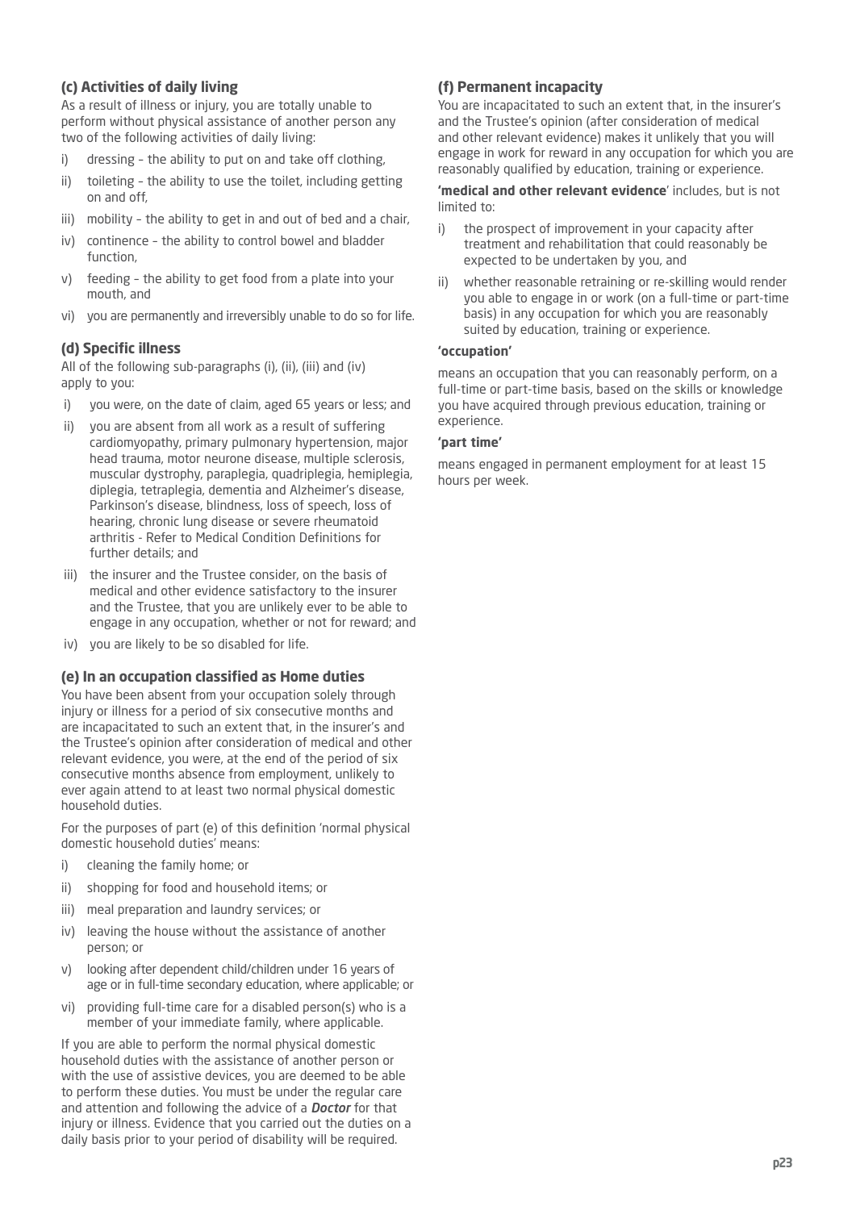### (c) Activities of daily living

As a result of illness or injury, you are totally unable to perform without physical assistance of another person any two of the following activities of daily living:

i) dressing – the ability to put on and take off clothing,

ii) toileting – the ability to use the toilet, including getting on and off,

iii) mobility – the ability to get in and out of bed and a chair,

iv) continence – the ability to control bowel and bladder function,

v) feeding – the ability to get food from a plate into your mouth, and

vi) you are permanently and irreversibly unable to do so for life.

### (d) Specific illness

All of the following sub-paragraphs (i), (ii), (iii) and (iv) apply to you:

i) you were, on the date of claim, aged 65 years or less; and

ii) you are absent from all work as a result of suffering cardiomyopathy, primary pulmonary hypertension, major head trauma, motor neurone disease, multiple sclerosis, muscular dystrophy, paraplegia, quadriplegia, hemiplegia, diplegia, tetraplegia, dementia and Alzheimer's disease, Parkinson's disease, blindness, loss of speech, loss of hearing, chronic lung disease or severe rheumatoid arthritis - Refer to Medical Condition Definitions for further details; and

iii) the insurer and the Trustee consider, on the basis of medical and other evidence satisfactory to the insurer and the Trustee, that you are unlikely ever to be able to engage in any occupation, whether or not for reward; and

iv) you are likely to be so disabled for life.

### (e) In an occupation classified as Home duties

You have been absent from your occupation solely through injury or illness for a period of six consecutive months and are incapacitated to such an extent that, in the insurer's and the Trustee's opinion after consideration of medical and other relevant evidence, you were, at the end of the period of six consecutive months absence from employment, unlikely to ever again attend to at least two normal physical domestic household duties.

For the purposes of part (e) of this definition 'normal physical domestic household duties' means:

i) cleaning the family home; or

ii) shopping for food and household items; or

iii) meal preparation and laundry services; or

iv) leaving the house without the assistance of another person; or

v) looking after dependent child/children under 16 years of age or in full-time secondary education, where applicable; or

vi) providing full-time care for a disabled person(s) who is a member of your immediate family, where applicable.

If you are able to perform the normal physical domestic household duties with the assistance of another person or with the use of assistive devices, you are deemed to be able to perform these duties. You must be under the regular care and attention and following the advice of a ***Doctor*** for that injury or illness. Evidence that you carried out the duties on a daily basis prior to your period of disability will be required.

### (f) Permanent incapacity

You are incapacitated to such an extent that, in the insurer's and the Trustee's opinion (after consideration of medical and other relevant evidence) makes it unlikely that you will engage in work for reward in any occupation for which you are reasonably qualified by education, training or experience.

**'medical and other relevant evidence**' includes, but is not limited to:

i) the prospect of improvement in your capacity after treatment and rehabilitation that could reasonably be expected to be undertaken by you, and

ii) whether reasonable retraining or re-skilling would render you able to engage in or work (on a full-time or part-time basis) in any occupation for which you are reasonably suited by education, training or experience.

**'occupation'**

means an occupation that you can reasonably perform, on a full-time or part-time basis, based on the skills or knowledge you have acquired through previous education, training or experience.

**'part time'**

means engaged in permanent employment for at least 15 hours per week.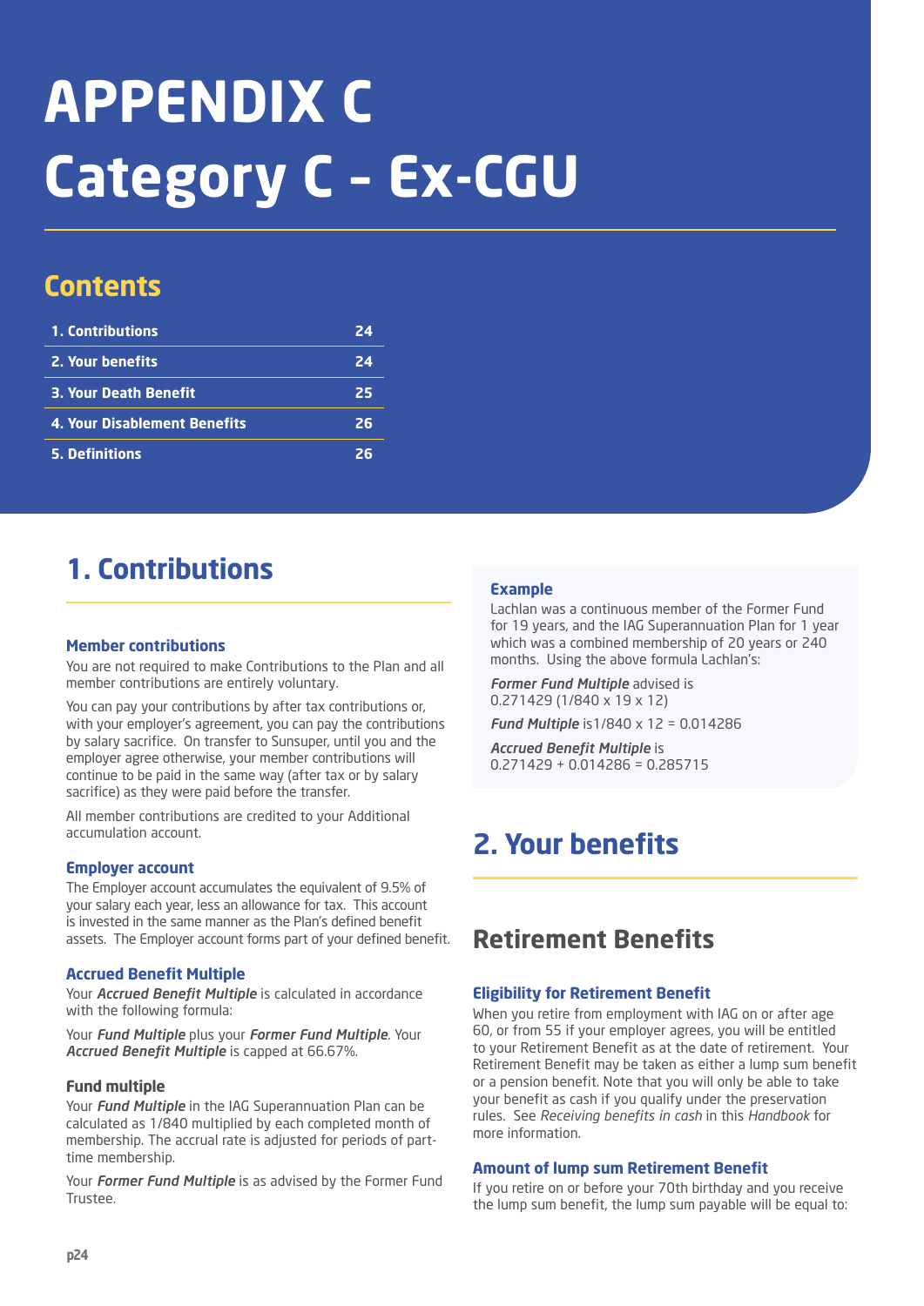# APPENDIX C Category C – Ex-CGU

## Contents

| | |
|---|---|
| 1. Contributions | 24 |
| 2. Your benefits | 24 |
| 3. Your Death Benefit | 25 |
| 4. Your Disablement Benefits | 26 |
| 5. Definitions | 26 |

## 1. Contributions

### Member contributions

You are not required to make Contributions to the Plan and all member contributions are entirely voluntary.

You can pay your contributions by after tax contributions or, with your employer's agreement, you can pay the contributions by salary sacrifice. On transfer to Sunsuper, until you and the employer agree otherwise, your member contributions will continue to be paid in the same way (after tax or by salary sacrifice) as they were paid before the transfer.

All member contributions are credited to your Additional accumulation account.

### Employer account

The Employer account accumulates the equivalent of 9.5% of your salary each year, less an allowance for tax. This account is invested in the same manner as the Plan's defined benefit assets. The Employer account forms part of your defined benefit.

### Accrued Benefit Multiple

Your ***Accrued Benefit Multiple*** is calculated in accordance with the following formula:

Your ***Fund Multiple*** plus your ***Former Fund Multiple***. Your ***Accrued Benefit Multiple*** is capped at 66.67%.

### Fund multiple

Your ***Fund Multiple*** in the IAG Superannuation Plan can be calculated as 1/840 multiplied by each completed month of membership. The accrual rate is adjusted for periods of part-time membership.

Your ***Former Fund Multiple*** is as advised by the Former Fund Trustee.

### Example

Lachlan was a continuous member of the Former Fund for 19 years, and the IAG Superannuation Plan for 1 year which was a combined membership of 20 years or 240 months. Using the above formula Lachlan's:

***Former Fund Multiple*** advised is 0.271429 (1/840 x 19 x 12)

***Fund Multiple*** is1/840 x 12 = 0.014286

***Accrued Benefit Multiple*** is 0.271429 + 0.014286 = 0.285715

## 2. Your benefits

## Retirement Benefits

### Eligibility for Retirement Benefit

When you retire from employment with IAG on or after age 60, or from 55 if your employer agrees, you will be entitled to your Retirement Benefit as at the date of retirement. Your Retirement Benefit may be taken as either a lump sum benefit or a pension benefit. Note that you will only be able to take your benefit as cash if you qualify under the preservation rules. See *Receiving benefits in cash* in this *Handbook* for more information.

### Amount of lump sum Retirement Benefit

If you retire on or before your 70th birthday and you receive the lump sum benefit, the lump sum payable will be equal to: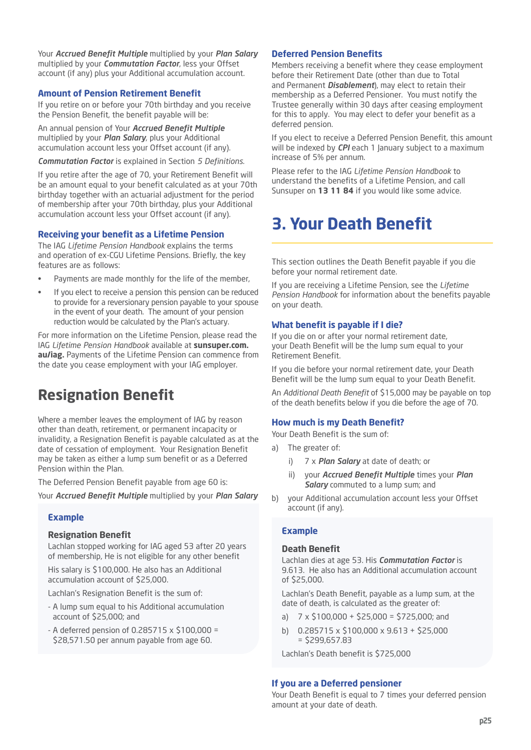Your ***Accrued Benefit Multiple*** multiplied by your ***Plan Salary*** multiplied by your ***Commutation Factor***, less your Offset account (if any) plus your Additional accumulation account.

### Amount of Pension Retirement Benefit

If you retire on or before your 70th birthday and you receive the Pension Benefit, the benefit payable will be:

An annual pension of Your ***Accrued Benefit Multiple*** multiplied by your ***Plan Salary***, plus your Additional accumulation account less your Offset account (if any).

***Commutation Factor*** is explained in Section *5 Definitions*.

If you retire after the age of 70, your Retirement Benefit will be an amount equal to your benefit calculated as at your 70th birthday together with an actuarial adjustment for the period of membership after your 70th birthday, plus your Additional accumulation account less your Offset account (if any).

### Receiving your benefit as a Lifetime Pension

The IAG *Lifetime Pension Handbook* explains the terms and operation of ex-CGU Lifetime Pensions. Briefly, the key features are as follows:

- Payments are made monthly for the life of the member,
- If you elect to receive a pension this pension can be reduced to provide for a reversionary pension payable to your spouse in the event of your death. The amount of your pension reduction would be calculated by the Plan's actuary.

For more information on the Lifetime Pension, please read the IAG *Lifetime Pension Handbook* available at **sunsuper.com.au/iag.** Payments of the Lifetime Pension can commence from the date you cease employment with your IAG employer.

## Resignation Benefit

Where a member leaves the employment of IAG by reason other than death, retirement, or permanent incapacity or invalidity, a Resignation Benefit is payable calculated as at the date of cessation of employment. Your Resignation Benefit may be taken as either a lump sum benefit or as a Deferred Pension within the Plan.

The Deferred Pension Benefit payable from age 60 is:

Your ***Accrued Benefit Multiple*** multiplied by your ***Plan Salary***

> **Example**
>
> **Resignation Benefit**
>
> Lachlan stopped working for IAG aged 53 after 20 years of membership, He is not eligible for any other benefit
>
> His salary is $100,000. He also has an Additional accumulation account of $25,000.
>
> Lachlan's Resignation Benefit is the sum of:
>
> - A lump sum equal to his Additional accumulation account of $25,000; and
> - A deferred pension of 0.285715 x $100,000 = $28,571.50 per annum payable from age 60.

### Deferred Pension Benefits

Members receiving a benefit where they cease employment before their Retirement Date (other than due to Total and Permanent ***Disablement***), may elect to retain their membership as a Deferred Pensioner. You must notify the Trustee generally within 30 days after ceasing employment for this to apply. You may elect to defer your benefit as a deferred pension.

If you elect to receive a Deferred Pension Benefit, this amount will be indexed by ***CPI*** each 1 January subject to a maximum increase of 5% per annum.

Please refer to the IAG *Lifetime Pension Handbook* to understand the benefits of a Lifetime Pension, and call Sunsuper on **13 11 84** if you would like some advice.

# 3. Your Death Benefit

This section outlines the Death Benefit payable if you die before your normal retirement date.

If you are receiving a Lifetime Pension, see the *Lifetime Pension Handbook* for information about the benefits payable on your death.

### What benefit is payable if I die?

If you die on or after your normal retirement date, your Death Benefit will be the lump sum equal to your Retirement Benefit.

If you die before your normal retirement date, your Death Benefit will be the lump sum equal to your Death Benefit.

An *Additional Death Benefit* of $15,000 may be payable on top of the death benefits below if you die before the age of 70.

### How much is my Death Benefit?

Your Death Benefit is the sum of:

a) The greater of:

   i) 7 x ***Plan Salary*** at date of death; or

   ii) your ***Accrued Benefit Multiple*** times your ***Plan Salary*** commuted to a lump sum; and

b) your Additional accumulation account less your Offset account (if any).

> **Example**
>
> **Death Benefit**
>
> Lachlan dies at age 53. His ***Commutation Factor*** is 9.613. He also has an Additional accumulation account of $25,000.
>
> Lachlan's Death Benefit, payable as a lump sum, at the date of death, is calculated as the greater of:
>
> a) 7 x $100,000 + $25,000 = $725,000; and
>
> b) 0.285715 x $100,000 x 9.613 + $25,000 = $299,657.83
>
> Lachlan's Death benefit is $725,000

### If you are a Deferred pensioner

Your Death Benefit is equal to 7 times your deferred pension amount at your date of death.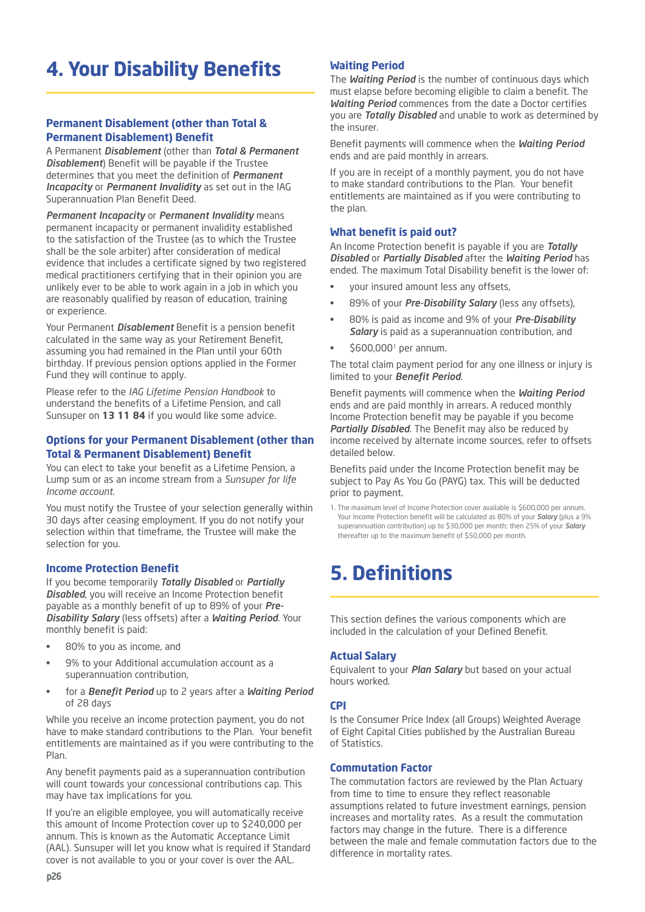# 4. Your Disability Benefits

### Permanent Disablement (other than Total & Permanent Disablement) Benefit

A Permanent ***Disablement*** (other than ***Total & Permanent Disablement***) Benefit will be payable if the Trustee determines that you meet the definition of ***Permanent Incapacity*** or ***Permanent Invalidity*** as set out in the IAG Superannuation Plan Benefit Deed.

***Permanent Incapacity*** or ***Permanent Invalidity*** means permanent incapacity or permanent invalidity established to the satisfaction of the Trustee (as to which the Trustee shall be the sole arbiter) after consideration of medical evidence that includes a certificate signed by two registered medical practitioners certifying that in their opinion you are unlikely ever to be able to work again in a job in which you are reasonably qualified by reason of education, training or experience.

Your Permanent ***Disablement*** Benefit is a pension benefit calculated in the same way as your Retirement Benefit, assuming you had remained in the Plan until your 60th birthday. If previous pension options applied in the Former Fund they will continue to apply.

Please refer to the *IAG Lifetime Pension Handbook* to understand the benefits of a Lifetime Pension, and call Sunsuper on **13 11 84** if you would like some advice.

### Options for your Permanent Disablement (other than Total & Permanent Disablement) Benefit

You can elect to take your benefit as a Lifetime Pension, a Lump sum or as an income stream from a *Sunsuper for life Income account*.

You must notify the Trustee of your selection generally within 30 days after ceasing employment. If you do not notify your selection within that timeframe, the Trustee will make the selection for you.

### Income Protection Benefit

If you become temporarily ***Totally Disabled*** or ***Partially Disabled***, you will receive an Income Protection benefit payable as a monthly benefit of up to 89% of your ***Pre-Disability Salary*** (less offsets) after a ***Waiting Period***. Your monthly benefit is paid:

- 80% to you as income, and
- 9% to your Additional accumulation account as a superannuation contribution,
- for a ***Benefit Period*** up to 2 years after a ***Waiting Period*** of 28 days

While you receive an income protection payment, you do not have to make standard contributions to the Plan. Your benefit entitlements are maintained as if you were contributing to the Plan.

Any benefit payments paid as a superannuation contribution will count towards your concessional contributions cap. This may have tax implications for you.

If you're an eligible employee, you will automatically receive this amount of Income Protection cover up to $240,000 per annum. This is known as the Automatic Acceptance Limit (AAL). Sunsuper will let you know what is required if Standard cover is not available to you or your cover is over the AAL.

### Waiting Period

The ***Waiting Period*** is the number of continuous days which must elapse before becoming eligible to claim a benefit. The ***Waiting Period*** commences from the date a Doctor certifies you are ***Totally Disabled*** and unable to work as determined by the insurer.

Benefit payments will commence when the ***Waiting Period*** ends and are paid monthly in arrears.

If you are in receipt of a monthly payment, you do not have to make standard contributions to the Plan. Your benefit entitlements are maintained as if you were contributing to the plan.

### What benefit is paid out?

An Income Protection benefit is payable if you are ***Totally Disabled*** or ***Partially Disabled*** after the ***Waiting Period*** has ended. The maximum Total Disability benefit is the lower of:

- your insured amount less any offsets,
- 89% of your ***Pre-Disability Salary*** (less any offsets),
- 80% is paid as income and 9% of your ***Pre-Disability Salary*** is paid as a superannuation contribution, and
- $600,000[1] per annum.

The total claim payment period for any one illness or injury is limited to your ***Benefit Period***.

Benefit payments will commence when the ***Waiting Period*** ends and are paid monthly in arrears. A reduced monthly Income Protection benefit may be payable if you become ***Partially Disabled***. The Benefit may also be reduced by income received by alternate income sources, refer to offsets detailed below.

Benefits paid under the Income Protection benefit may be subject to Pay As You Go (PAYG) tax. This will be deducted prior to payment.

1. The maximum level of Income Protection cover available is $600,000 per annum. Your Income Protection benefit will be calculated as 80% of your ***Salary*** (plus a 9% superannuation contribution) up to $30,000 per month; then 25% of your ***Salary*** thereafter up to the maximum benefit of $50,000 per month.

# 5. Definitions

This section defines the various components which are included in the calculation of your Defined Benefit.

### Actual Salary

Equivalent to your ***Plan Salary*** but based on your actual hours worked.

### CPI

Is the Consumer Price Index (all Groups) Weighted Average of Eight Capital Cities published by the Australian Bureau of Statistics.

### Commutation Factor

The commutation factors are reviewed by the Plan Actuary from time to time to ensure they reflect reasonable assumptions related to future investment earnings, pension increases and mortality rates. As a result the commutation factors may change in the future. There is a difference between the male and female commutation factors due to the difference in mortality rates.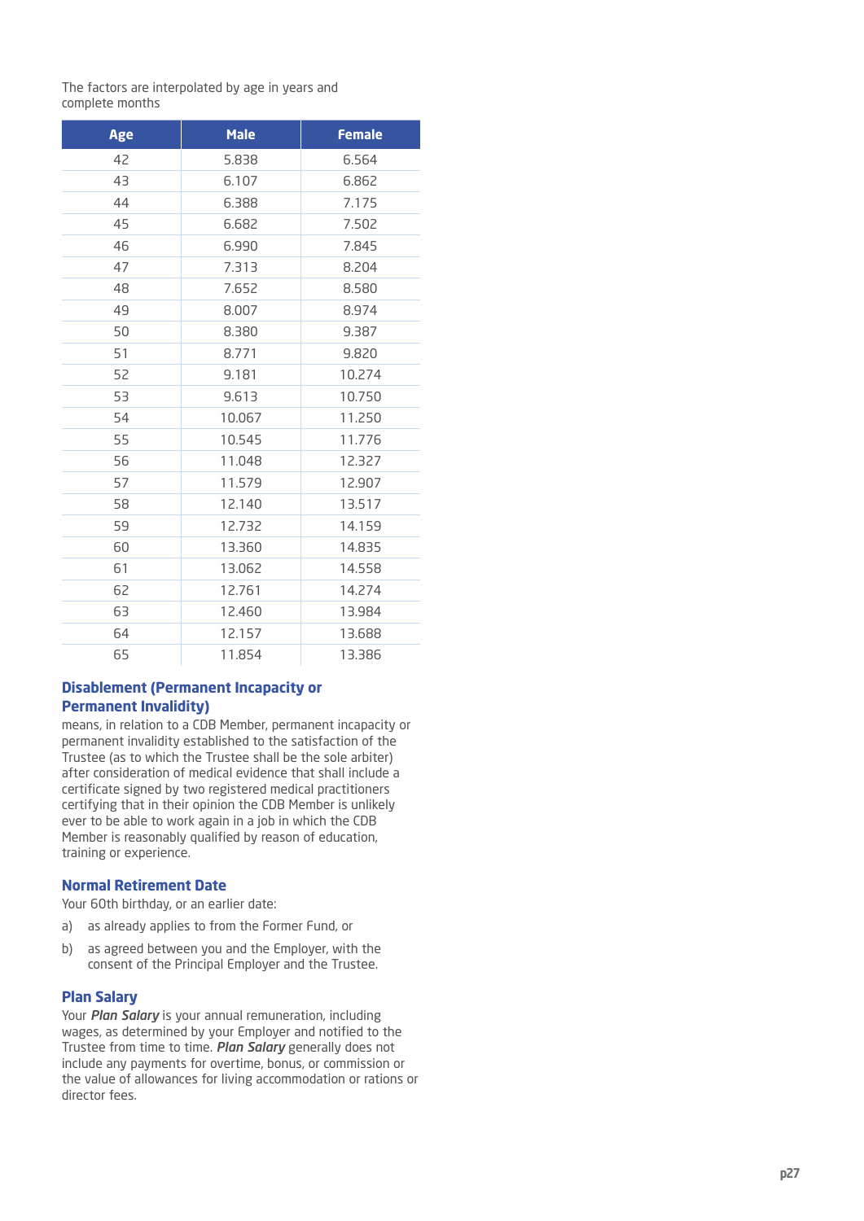The factors are interpolated by age in years and complete months

| Age | Male | Female |
|---|---|---|
| 42 | 5.838 | 6.564 |
| 43 | 6.107 | 6.862 |
| 44 | 6.388 | 7.175 |
| 45 | 6.682 | 7.502 |
| 46 | 6.990 | 7.845 |
| 47 | 7.313 | 8.204 |
| 48 | 7.652 | 8.580 |
| 49 | 8.007 | 8.974 |
| 50 | 8.380 | 9.387 |
| 51 | 8.771 | 9.820 |
| 52 | 9.181 | 10.274 |
| 53 | 9.613 | 10.750 |
| 54 | 10.067 | 11.250 |
| 55 | 10.545 | 11.776 |
| 56 | 11.048 | 12.327 |
| 57 | 11.579 | 12.907 |
| 58 | 12.140 | 13.517 |
| 59 | 12.732 | 14.159 |
| 60 | 13.360 | 14.835 |
| 61 | 13.062 | 14.558 |
| 62 | 12.761 | 14.274 |
| 63 | 12.460 | 13.984 |
| 64 | 12.157 | 13.688 |
| 65 | 11.854 | 13.386 |

### Disablement (Permanent Incapacity or Permanent Invalidity)

means, in relation to a CDB Member, permanent incapacity or permanent invalidity established to the satisfaction of the Trustee (as to which the Trustee shall be the sole arbiter) after consideration of medical evidence that shall include a certificate signed by two registered medical practitioners certifying that in their opinion the CDB Member is unlikely ever to be able to work again in a job in which the CDB Member is reasonably qualified by reason of education, training or experience.

### Normal Retirement Date

Your 60th birthday, or an earlier date:

a) as already applies to from the Former Fund, or

b) as agreed between you and the Employer, with the consent of the Principal Employer and the Trustee.

### Plan Salary

Your ***Plan Salary*** is your annual remuneration, including wages, as determined by your Employer and notified to the Trustee from time to time. ***Plan Salary*** generally does not include any payments for overtime, bonus, or commission or the value of allowances for living accommodation or rations or director fees.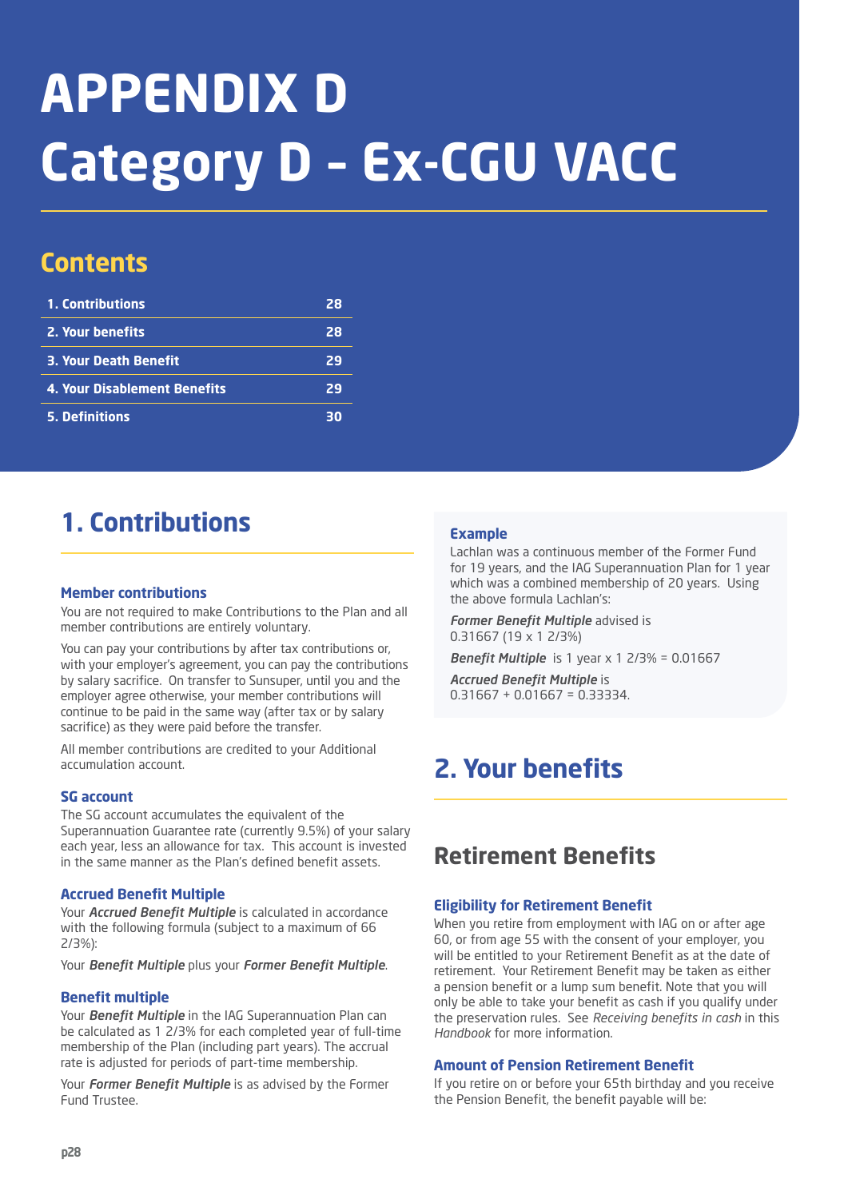# APPENDIX D
# Category D - Ex-CGU VACC

## Contents

| | |
|---|---|
| 1. Contributions | 28 |
| 2. Your benefits | 28 |
| 3. Your Death Benefit | 29 |
| 4. Your Disablement Benefits | 29 |
| 5. Definitions | 30 |

## 1. Contributions

### Member contributions

You are not required to make Contributions to the Plan and all member contributions are entirely voluntary.

You can pay your contributions by after tax contributions or, with your employer's agreement, you can pay the contributions by salary sacrifice. On transfer to Sunsuper, until you and the employer agree otherwise, your member contributions will continue to be paid in the same way (after tax or by salary sacrifice) as they were paid before the transfer.

All member contributions are credited to your Additional accumulation account.

### SG account

The SG account accumulates the equivalent of the Superannuation Guarantee rate (currently 9.5%) of your salary each year, less an allowance for tax. This account is invested in the same manner as the Plan's defined benefit assets.

### Accrued Benefit Multiple

Your ***Accrued Benefit Multiple*** is calculated in accordance with the following formula (subject to a maximum of 66 2/3%):

Your ***Benefit Multiple*** plus your ***Former Benefit Multiple***.

### Benefit multiple

Your ***Benefit Multiple*** in the IAG Superannuation Plan can be calculated as 1 2/3% for each completed year of full-time membership of the Plan (including part years). The accrual rate is adjusted for periods of part-time membership.

Your ***Former Benefit Multiple*** is as advised by the Former Fund Trustee.

### Example

Lachlan was a continuous member of the Former Fund for 19 years, and the IAG Superannuation Plan for 1 year which was a combined membership of 20 years. Using the above formula Lachlan's:

***Former Benefit Multiple*** advised is 0.31667 (19 x 1 2/3%)

***Benefit Multiple*** is 1 year x 1 2/3% = 0.01667

***Accrued Benefit Multiple*** is 0.31667 + 0.01667 = 0.33334.

## 2. Your benefits

## Retirement Benefits

### Eligibility for Retirement Benefit

When you retire from employment with IAG on or after age 60, or from age 55 with the consent of your employer, you will be entitled to your Retirement Benefit as at the date of retirement. Your Retirement Benefit may be taken as either a pension benefit or a lump sum benefit. Note that you will only be able to take your benefit as cash if you qualify under the preservation rules. See *Receiving benefits in cash* in this *Handbook* for more information.

### Amount of Pension Retirement Benefit

If you retire on or before your 65th birthday and you receive the Pension Benefit, the benefit payable will be: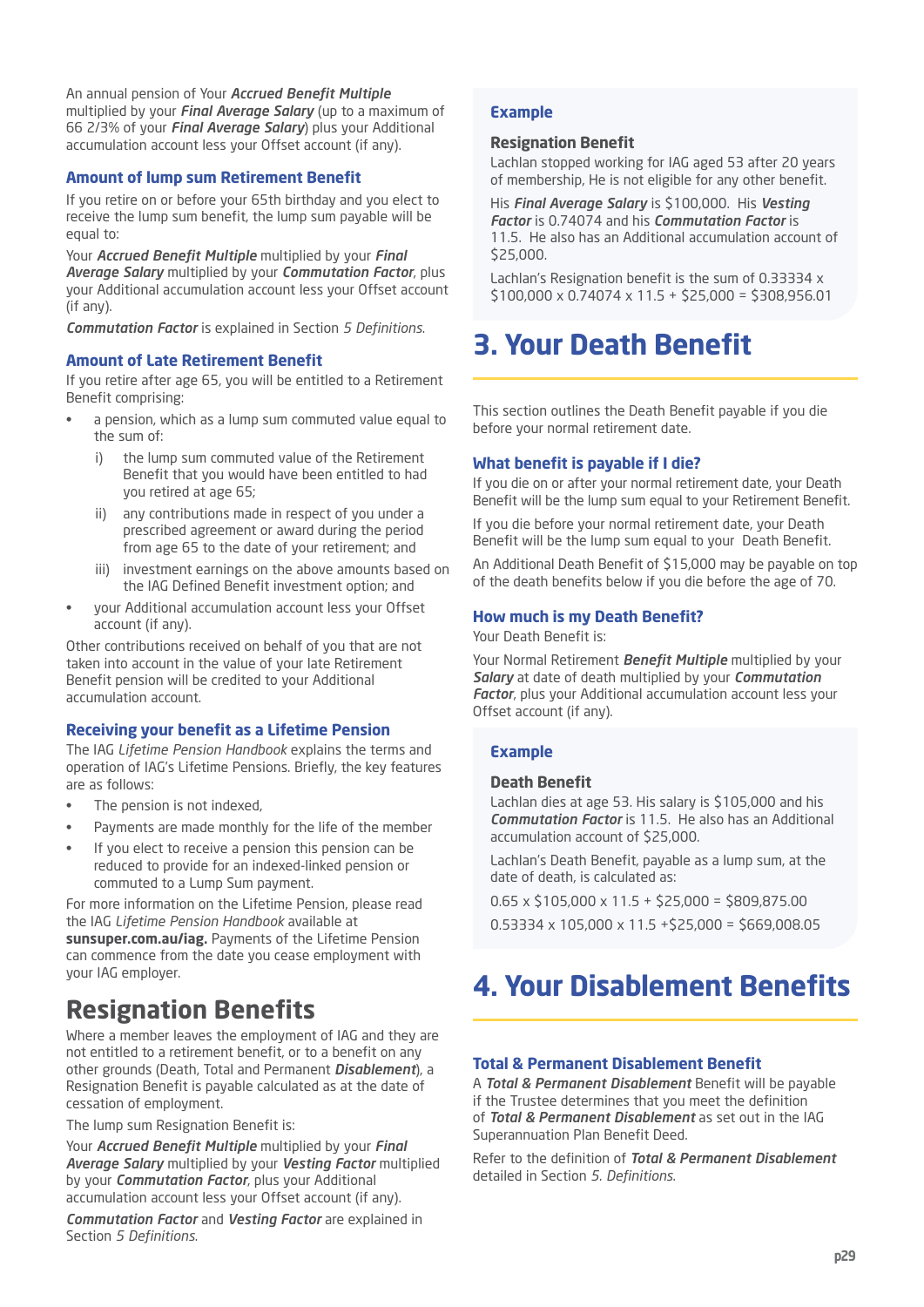An annual pension of Your ***Accrued Benefit Multiple*** multiplied by your ***Final Average Salary*** (up to a maximum of 66 2/3% of your ***Final Average Salary***) plus your Additional accumulation account less your Offset account (if any).

### Amount of lump sum Retirement Benefit

If you retire on or before your 65th birthday and you elect to receive the lump sum benefit, the lump sum payable will be equal to:

Your ***Accrued Benefit Multiple*** multiplied by your ***Final Average Salary*** multiplied by your ***Commutation Factor***, plus your Additional accumulation account less your Offset account (if any).

***Commutation Factor*** is explained in Section *5 Definitions*.

### Amount of Late Retirement Benefit

If you retire after age 65, you will be entitled to a Retirement Benefit comprising:

- a pension, which as a lump sum commuted value equal to the sum of:
  - i) the lump sum commuted value of the Retirement Benefit that you would have been entitled to had you retired at age 65;
  - ii) any contributions made in respect of you under a prescribed agreement or award during the period from age 65 to the date of your retirement; and
  - iii) investment earnings on the above amounts based on the IAG Defined Benefit investment option; and
- your Additional accumulation account less your Offset account (if any).

Other contributions received on behalf of you that are not taken into account in the value of your late Retirement Benefit pension will be credited to your Additional accumulation account.

### Receiving your benefit as a Lifetime Pension

The IAG *Lifetime Pension Handbook* explains the terms and operation of IAG's Lifetime Pensions. Briefly, the key features are as follows:

- The pension is not indexed,
- Payments are made monthly for the life of the member
- If you elect to receive a pension this pension can be reduced to provide for an indexed-linked pension or commuted to a Lump Sum payment.

For more information on the Lifetime Pension, please read the IAG *Lifetime Pension Handbook* available at **sunsuper.com.au/iag.** Payments of the Lifetime Pension can commence from the date you cease employment with your IAG employer.

## Resignation Benefits

Where a member leaves the employment of IAG and they are not entitled to a retirement benefit, or to a benefit on any other grounds (Death, Total and Permanent ***Disablement***), a Resignation Benefit is payable calculated as at the date of cessation of employment.

The lump sum Resignation Benefit is:

Your ***Accrued Benefit Multiple*** multiplied by your ***Final Average Salary*** multiplied by your ***Vesting Factor*** multiplied by your ***Commutation Factor***, plus your Additional accumulation account less your Offset account (if any).

***Commutation Factor*** and ***Vesting Factor*** are explained in Section *5 Definitions*.

### Example

**Resignation Benefit**

Lachlan stopped working for IAG aged 53 after 20 years of membership, He is not eligible for any other benefit.

His ***Final Average Salary*** is $100,000. His ***Vesting Factor*** is 0.74074 and his ***Commutation Factor*** is 11.5. He also has an Additional accumulation account of $25,000.

Lachlan's Resignation benefit is the sum of 0.33334 x $100,000 x 0.74074 x 11.5 + $25,000 = $308,956.01

# 3. Your Death Benefit

This section outlines the Death Benefit payable if you die before your normal retirement date.

### What benefit is payable if I die?

If you die on or after your normal retirement date, your Death Benefit will be the lump sum equal to your Retirement Benefit.

If you die before your normal retirement date, your Death Benefit will be the lump sum equal to your Death Benefit.

An Additional Death Benefit of $15,000 may be payable on top of the death benefits below if you die before the age of 70.

### How much is my Death Benefit?

Your Death Benefit is:

Your Normal Retirement ***Benefit Multiple*** multiplied by your ***Salary*** at date of death multiplied by your ***Commutation Factor***, plus your Additional accumulation account less your Offset account (if any).

### Example

**Death Benefit**

Lachlan dies at age 53. His salary is $105,000 and his ***Commutation Factor*** is 11.5. He also has an Additional accumulation account of $25,000.

Lachlan's Death Benefit, payable as a lump sum, at the date of death, is calculated as:

0.65 x $105,000 x 11.5 + $25,000 = $809,875.00

0.53334 x 105,000 x 11.5 +$25,000 = $669,008.05

# 4. Your Disablement Benefits

### Total & Permanent Disablement Benefit

A ***Total & Permanent Disablement*** Benefit will be payable if the Trustee determines that you meet the definition of ***Total & Permanent Disablement*** as set out in the IAG Superannuation Plan Benefit Deed.

Refer to the definition of ***Total & Permanent Disablement*** detailed in Section *5. Definitions*.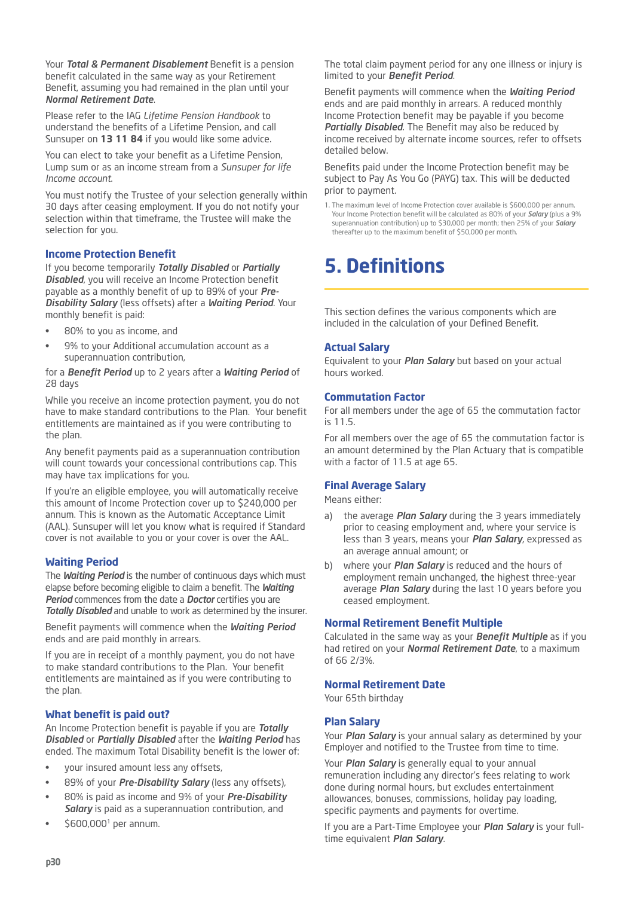Your ***Total & Permanent Disablement*** Benefit is a pension benefit calculated in the same way as your Retirement Benefit, assuming you had remained in the plan until your ***Normal Retirement Date***.

Please refer to the IAG *Lifetime Pension Handbook* to understand the benefits of a Lifetime Pension, and call Sunsuper on **13 11 84** if you would like some advice.

You can elect to take your benefit as a Lifetime Pension, Lump sum or as an income stream from a *Sunsuper for life Income account*.

You must notify the Trustee of your selection generally within 30 days after ceasing employment. If you do not notify your selection within that timeframe, the Trustee will make the selection for you.

### Income Protection Benefit

If you become temporarily ***Totally Disabled*** or ***Partially Disabled***, you will receive an Income Protection benefit payable as a monthly benefit of up to 89% of your ***Pre-Disability Salary*** (less offsets) after a ***Waiting Period***. Your monthly benefit is paid:

- 80% to you as income, and
- 9% to your Additional accumulation account as a superannuation contribution,

for a ***Benefit Period*** up to 2 years after a ***Waiting Period*** of 28 days

While you receive an income protection payment, you do not have to make standard contributions to the Plan. Your benefit entitlements are maintained as if you were contributing to the plan.

Any benefit payments paid as a superannuation contribution will count towards your concessional contributions cap. This may have tax implications for you.

If you're an eligible employee, you will automatically receive this amount of Income Protection cover up to $240,000 per annum. This is known as the Automatic Acceptance Limit (AAL). Sunsuper will let you know what is required if Standard cover is not available to you or your cover is over the AAL.

### Waiting Period

The ***Waiting Period*** is the number of continuous days which must elapse before becoming eligible to claim a benefit. The ***Waiting Period*** commences from the date a ***Doctor*** certifies you are ***Totally Disabled*** and unable to work as determined by the insurer.

Benefit payments will commence when the ***Waiting Period*** ends and are paid monthly in arrears.

If you are in receipt of a monthly payment, you do not have to make standard contributions to the Plan. Your benefit entitlements are maintained as if you were contributing to the plan.

### What benefit is paid out?

An Income Protection benefit is payable if you are ***Totally Disabled*** or ***Partially Disabled*** after the ***Waiting Period*** has ended. The maximum Total Disability benefit is the lower of:

- your insured amount less any offsets,
- 89% of your ***Pre-Disability Salary*** (less any offsets),
- 80% is paid as income and 9% of your ***Pre-Disability Salary*** is paid as a superannuation contribution, and
- $600,000[1] per annum.

The total claim payment period for any one illness or injury is limited to your ***Benefit Period***.

Benefit payments will commence when the ***Waiting Period*** ends and are paid monthly in arrears. A reduced monthly Income Protection benefit may be payable if you become ***Partially Disabled***. The Benefit may also be reduced by income received by alternate income sources, refer to offsets detailed below.

Benefits paid under the Income Protection benefit may be subject to Pay As You Go (PAYG) tax. This will be deducted prior to payment.

1. The maximum level of Income Protection cover available is $600,000 per annum. Your Income Protection benefit will be calculated as 80% of your ***Salary*** (plus a 9% superannuation contribution) up to $30,000 per month; then 25% of your ***Salary*** thereafter up to the maximum benefit of $50,000 per month.

# 5. Definitions

This section defines the various components which are included in the calculation of your Defined Benefit.

### Actual Salary

Equivalent to your ***Plan Salary*** but based on your actual hours worked.

### Commutation Factor

For all members under the age of 65 the commutation factor is 11.5.

For all members over the age of 65 the commutation factor is an amount determined by the Plan Actuary that is compatible with a factor of 11.5 at age 65.

### Final Average Salary

Means either:

a) the average ***Plan Salary*** during the 3 years immediately prior to ceasing employment and, where your service is less than 3 years, means your ***Plan Salary***, expressed as an average annual amount; or

b) where your ***Plan Salary*** is reduced and the hours of employment remain unchanged, the highest three-year average ***Plan Salary*** during the last 10 years before you ceased employment.

### Normal Retirement Benefit Multiple

Calculated in the same way as your ***Benefit Multiple*** as if you had retired on your ***Normal Retirement Date***, to a maximum of 66 2/3%.

### Normal Retirement Date

Your 65th birthday

### Plan Salary

Your ***Plan Salary*** is your annual salary as determined by your Employer and notified to the Trustee from time to time.

Your ***Plan Salary*** is generally equal to your annual remuneration including any director's fees relating to work done during normal hours, but excludes entertainment allowances, bonuses, commissions, holiday pay loading, specific payments and payments for overtime.

If you are a Part-Time Employee your ***Plan Salary*** is your full-time equivalent ***Plan Salary***.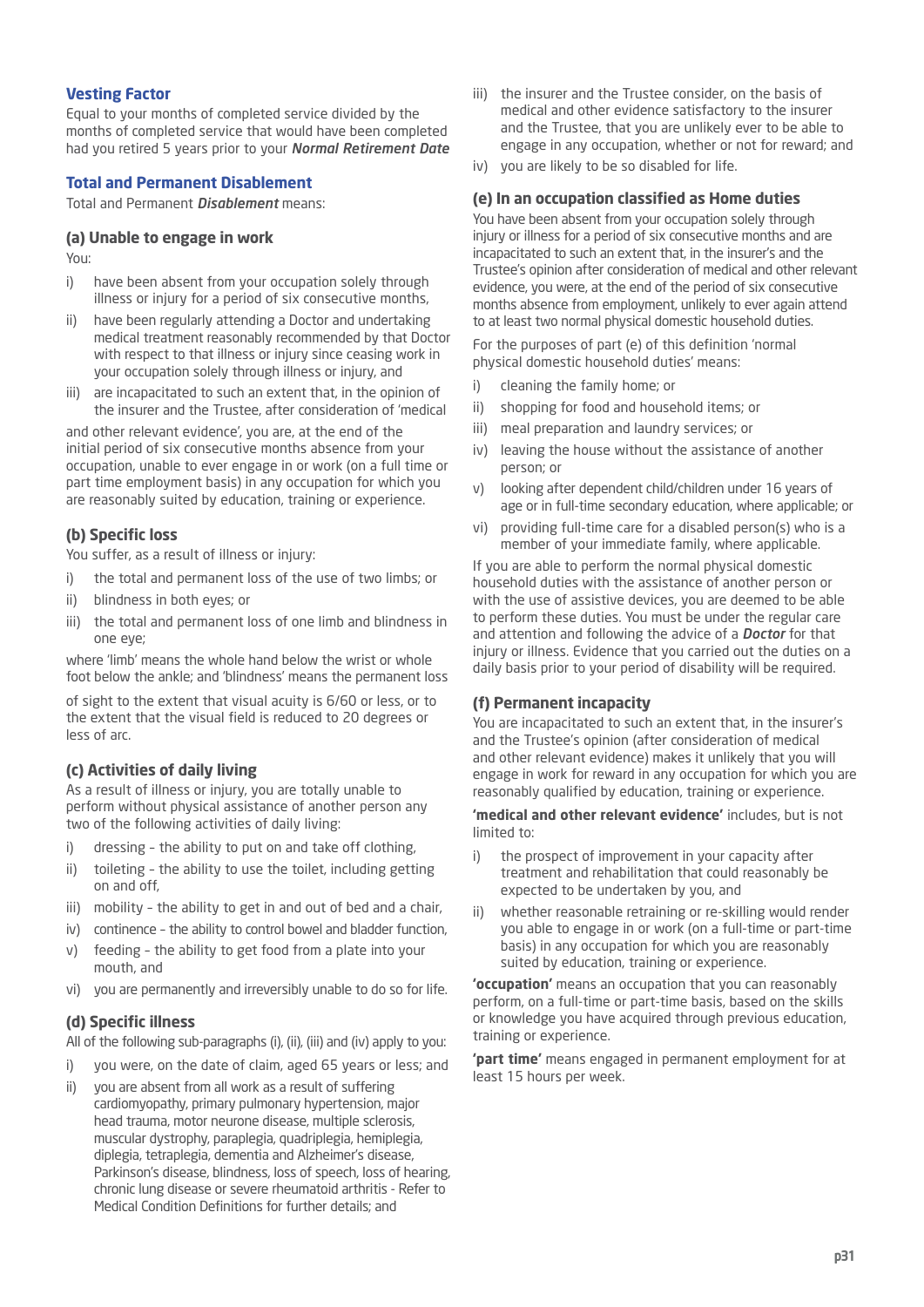## Vesting Factor

Equal to your months of completed service divided by the months of completed service that would have been completed had you retired 5 years prior to your ***Normal Retirement Date***

## Total and Permanent Disablement

Total and Permanent ***Disablement*** means:

### (a) Unable to engage in work

You:

i) have been absent from your occupation solely through illness or injury for a period of six consecutive months,

ii) have been regularly attending a Doctor and undertaking medical treatment reasonably recommended by that Doctor with respect to that illness or injury since ceasing work in your occupation solely through illness or injury, and

iii) are incapacitated to such an extent that, in the opinion of the insurer and the Trustee, after consideration of 'medical and other relevant evidence', you are, at the end of the initial period of six consecutive months absence from your occupation, unable to ever engage in or work (on a full time or part time employment basis) in any occupation for which you are reasonably suited by education, training or experience.

### (b) Specific loss

You suffer, as a result of illness or injury:

i) the total and permanent loss of the use of two limbs; or

ii) blindness in both eyes; or

iii) the total and permanent loss of one limb and blindness in one eye;

where 'limb' means the whole hand below the wrist or whole foot below the ankle; and 'blindness' means the permanent loss of sight to the extent that visual acuity is 6/60 or less, or to the extent that the visual field is reduced to 20 degrees or less of arc.

### (c) Activities of daily living

As a result of illness or injury, you are totally unable to perform without physical assistance of another person any two of the following activities of daily living:

i) dressing – the ability to put on and take off clothing,

ii) toileting – the ability to use the toilet, including getting on and off,

iii) mobility – the ability to get in and out of bed and a chair,

iv) continence – the ability to control bowel and bladder function,

v) feeding – the ability to get food from a plate into your mouth, and

vi) you are permanently and irreversibly unable to do so for life.

### (d) Specific illness

All of the following sub-paragraphs (i), (ii), (iii) and (iv) apply to you:

i) you were, on the date of claim, aged 65 years or less; and

ii) you are absent from all work as a result of suffering cardiomyopathy, primary pulmonary hypertension, major head trauma, motor neurone disease, multiple sclerosis, muscular dystrophy, paraplegia, quadriplegia, hemiplegia, diplegia, tetraplegia, dementia and Alzheimer's disease, Parkinson's disease, blindness, loss of speech, loss of hearing, chronic lung disease or severe rheumatoid arthritis - Refer to Medical Condition Definitions for further details; and

iii) the insurer and the Trustee consider, on the basis of medical and other evidence satisfactory to the insurer and the Trustee, that you are unlikely ever to be able to engage in any occupation, whether or not for reward; and

iv) you are likely to be so disabled for life.

### (e) In an occupation classified as Home duties

You have been absent from your occupation solely through injury or illness for a period of six consecutive months and are incapacitated to such an extent that, in the insurer's and the Trustee's opinion after consideration of medical and other relevant evidence, you were, at the end of the period of six consecutive months absence from employment, unlikely to ever again attend to at least two normal physical domestic household duties.

For the purposes of part (e) of this definition 'normal physical domestic household duties' means:

i) cleaning the family home; or

ii) shopping for food and household items; or

iii) meal preparation and laundry services; or

iv) leaving the house without the assistance of another person; or

v) looking after dependent child/children under 16 years of age or in full-time secondary education, where applicable; or

vi) providing full-time care for a disabled person(s) who is a member of your immediate family, where applicable.

If you are able to perform the normal physical domestic household duties with the assistance of another person or with the use of assistive devices, you are deemed to be able to perform these duties. You must be under the regular care and attention and following the advice of a ***Doctor*** for that injury or illness. Evidence that you carried out the duties on a daily basis prior to your period of disability will be required.

### (f) Permanent incapacity

You are incapacitated to such an extent that, in the insurer's and the Trustee's opinion (after consideration of medical and other relevant evidence) makes it unlikely that you will engage in work for reward in any occupation for which you are reasonably qualified by education, training or experience.

**'medical and other relevant evidence'** includes, but is not limited to:

i) the prospect of improvement in your capacity after treatment and rehabilitation that could reasonably be expected to be undertaken by you, and

ii) whether reasonable retraining or re-skilling would render you able to engage in or work (on a full-time or part-time basis) in any occupation for which you are reasonably suited by education, training or experience.

**'occupation'** means an occupation that you can reasonably perform, on a full-time or part-time basis, based on the skills or knowledge you have acquired through previous education, training or experience.

**'part time'** means engaged in permanent employment for at least 15 hours per week.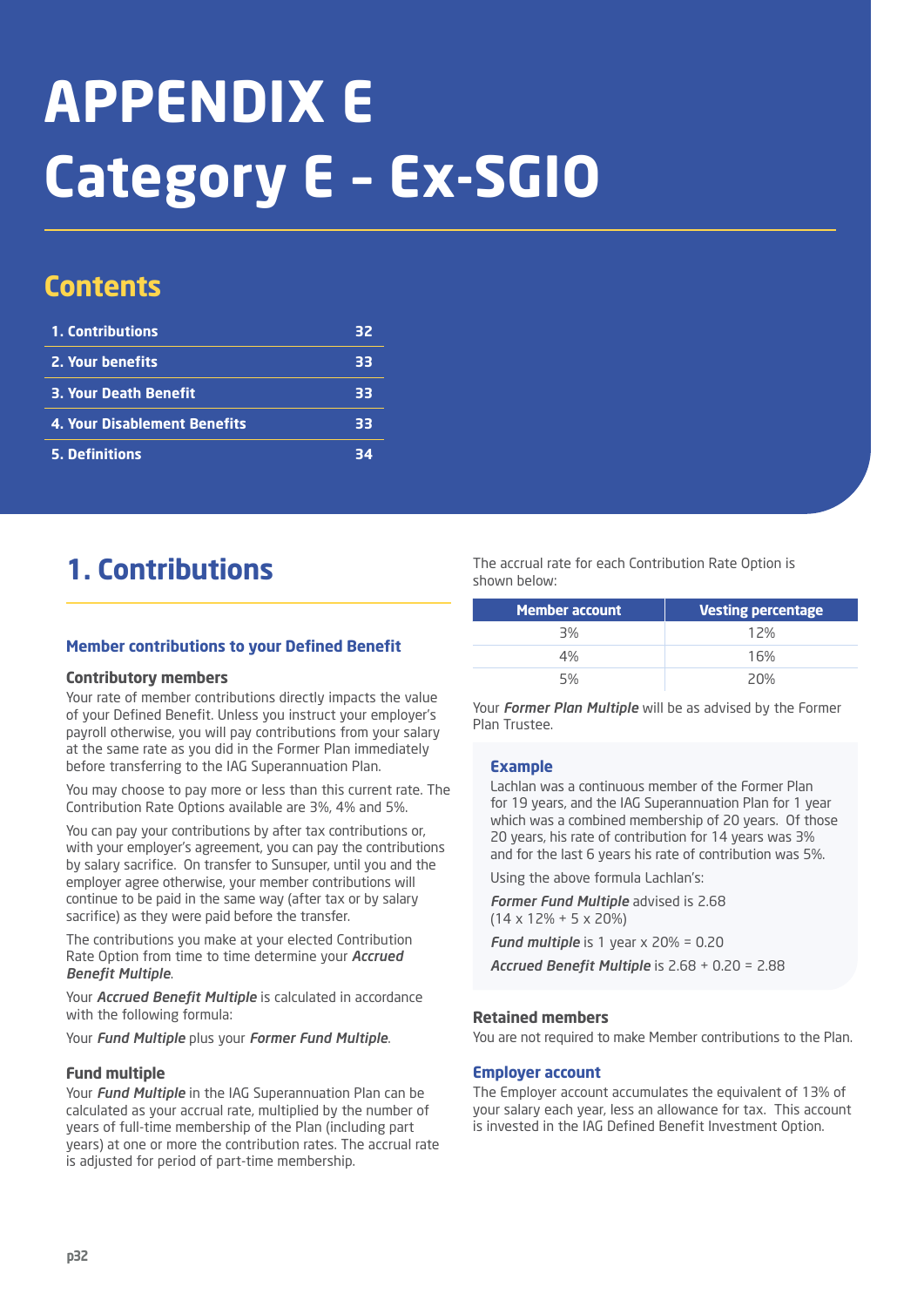# APPENDIX E Category E – Ex-SGIO

## Contents

| | |
|---|---|
| 1. Contributions | 32 |
| 2. Your benefits | 33 |
| 3. Your Death Benefit | 33 |
| 4. Your Disablement Benefits | 33 |
| 5. Definitions | 34 |

## 1. Contributions

### Member contributions to your Defined Benefit

#### Contributory members

Your rate of member contributions directly impacts the value of your Defined Benefit. Unless you instruct your employer's payroll otherwise, you will pay contributions from your salary at the same rate as you did in the Former Plan immediately before transferring to the IAG Superannuation Plan.

You may choose to pay more or less than this current rate. The Contribution Rate Options available are 3%, 4% and 5%.

You can pay your contributions by after tax contributions or, with your employer's agreement, you can pay the contributions by salary sacrifice. On transfer to Sunsuper, until you and the employer agree otherwise, your member contributions will continue to be paid in the same way (after tax or by salary sacrifice) as they were paid before the transfer.

The contributions you make at your elected Contribution Rate Option from time to time determine your ***Accrued Benefit Multiple***.

Your ***Accrued Benefit Multiple*** is calculated in accordance with the following formula:

Your ***Fund Multiple*** plus your ***Former Fund Multiple***.

#### Fund multiple

Your ***Fund Multiple*** in the IAG Superannuation Plan can be calculated as your accrual rate, multiplied by the number of years of full-time membership of the Plan (including part years) at one or more the contribution rates. The accrual rate is adjusted for period of part-time membership.

The accrual rate for each Contribution Rate Option is shown below:

| Member account | Vesting percentage |
|---|---|
| 3% | 12% |
| 4% | 16% |
| 5% | 20% |

Your ***Former Plan Multiple*** will be as advised by the Former Plan Trustee.

> **Example**
>
> Lachlan was a continuous member of the Former Plan for 19 years, and the IAG Superannuation Plan for 1 year which was a combined membership of 20 years. Of those 20 years, his rate of contribution for 14 years was 3% and for the last 6 years his rate of contribution was 5%.
>
> Using the above formula Lachlan's:
>
> ***Former Fund Multiple*** advised is 2.68 (14 x 12% + 5 x 20%)
>
> ***Fund multiple*** is 1 year x 20% = 0.20
>
> ***Accrued Benefit Multiple*** is 2.68 + 0.20 = 2.88

#### Retained members

You are not required to make Member contributions to the Plan.

### Employer account

The Employer account accumulates the equivalent of 13% of your salary each year, less an allowance for tax. This account is invested in the IAG Defined Benefit Investment Option.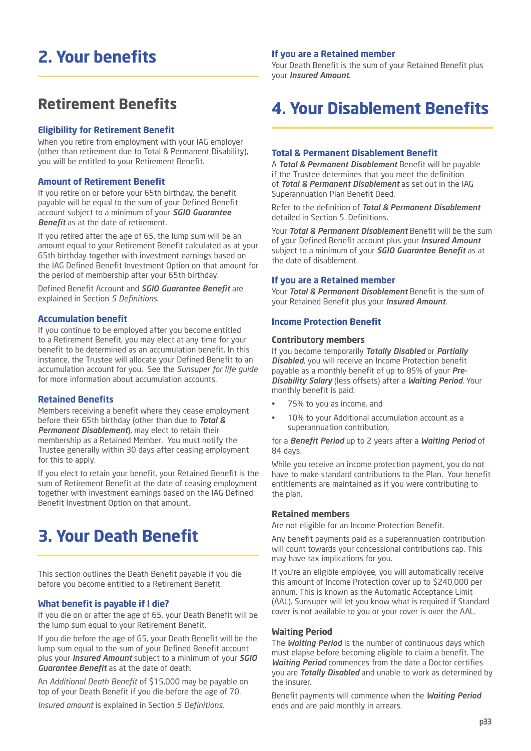# 2. Your benefits

## Retirement Benefits

### Eligibility for Retirement Benefit

When you retire from employment with your IAG employer (other than retirement due to Total & Permanent Disability), you will be entitled to your Retirement Benefit.

### Amount of Retirement Benefit

If you retire on or before your 65th birthday, the benefit payable will be equal to the sum of your Defined Benefit account subject to a minimum of your ***SGIO Guarantee Benefit*** as at the date of retirement.

If you retired after the age of 65, the lump sum will be an amount equal to your Retirement Benefit calculated as at your 65th birthday together with investment earnings based on the IAG Defined Benefit Investment Option on that amount for the period of membership after your 65th birthday.

Defined Benefit Account and ***SGIO Guarantee Benefit*** are explained in Section *5 Definitions.*

### Accumulation benefit

If you continue to be employed after you become entitled to a Retirement Benefit, you may elect at any time for your benefit to be determined as an accumulation benefit. In this instance, the Trustee will allocate your Defined Benefit to an accumulation account for you. See the *Sunsuper for life guide* for more information about accumulation accounts.

### Retained Benefits

Members receiving a benefit where they cease employment before their 65th birthday (other than due to ***Total & Permanent Disablement***), may elect to retain their membership as a Retained Member. You must notify the Trustee generally within 30 days after ceasing employment for this to apply.

If you elect to retain your benefit, your Retained Benefit is the sum of Retirement Benefit at the date of ceasing employment together with investment earnings based on the IAG Defined Benefit Investment Option on that amount..

# 3. Your Death Benefit

This section outlines the Death Benefit payable if you die before you become entitled to a Retirement Benefit.

### What benefit is payable if I die?

If you die on or after the age of 65, your Death Benefit will be the lump sum equal to your Retirement Benefit.

If you die before the age of 65, your Death Benefit will be the lump sum equal to the sum of your Defined Benefit account plus your ***Insured Amount*** subject to a minimum of your ***SGIO Guarantee Benefit*** as at the date of death.

An *Additional Death Benefit* of $15,000 may be payable on top of your Death Benefit if you die before the age of 70.

*Insured amount* is explained in Section *5 Definitions.*

### If you are a Retained member

Your Death Benefit is the sum of your Retained Benefit plus your ***Insured Amount***.

# 4. Your Disablement Benefits

### Total & Permanent Disablement Benefit

A ***Total & Permanent Disablement*** Benefit will be payable if the Trustee determines that you meet the definition of ***Total & Permanent Disablement*** as set out in the IAG Superannuation Plan Benefit Deed.

Refer to the definition of ***Total & Permanent Disablement*** detailed in Section 5. Definitions.

Your ***Total & Permanent Disablement*** Benefit will be the sum of your Defined Benefit account plus your ***Insured Amount*** subject to a minimum of your ***SGIO Guarantee Benefit*** as at the date of disablement.

### If you are a Retained member

Your ***Total & Permanent Disablement*** Benefit is the sum of your Retained Benefit plus your ***Insured Amount***.

### Income Protection Benefit

#### Contributory members

If you become temporarily ***Totally Disabled*** or ***Partially Disabled***, you will receive an Income Protection benefit payable as a monthly benefit of up to 85% of your ***Pre-Disability Salary*** (less offsets) after a ***Waiting Period***. Your monthly benefit is paid:

- 75% to you as income, and
- 10% to your Additional accumulation account as a superannuation contribution,

for a ***Benefit Period*** up to 2 years after a ***Waiting Period*** of 84 days.

While you receive an income protection payment, you do not have to make standard contributions to the Plan. Your benefit entitlements are maintained as if you were contributing to the plan.

#### Retained members

Are not eligible for an Income Protection Benefit.

Any benefit payments paid as a superannuation contribution will count towards your concessional contributions cap. This may have tax implications for you.

If you're an eligible employee, you will automatically receive this amount of Income Protection cover up to $240,000 per annum. This is known as the Automatic Acceptance Limit (AAL). Sunsuper will let you know what is required if Standard cover is not available to you or your cover is over the AAL.

#### Waiting Period

The ***Waiting Period*** is the number of continuous days which must elapse before becoming eligible to claim a benefit. The ***Waiting Period*** commences from the date a Doctor certifies you are ***Totally Disabled*** and unable to work as determined by the insurer.

Benefit payments will commence when the ***Waiting Period*** ends and are paid monthly in arrears.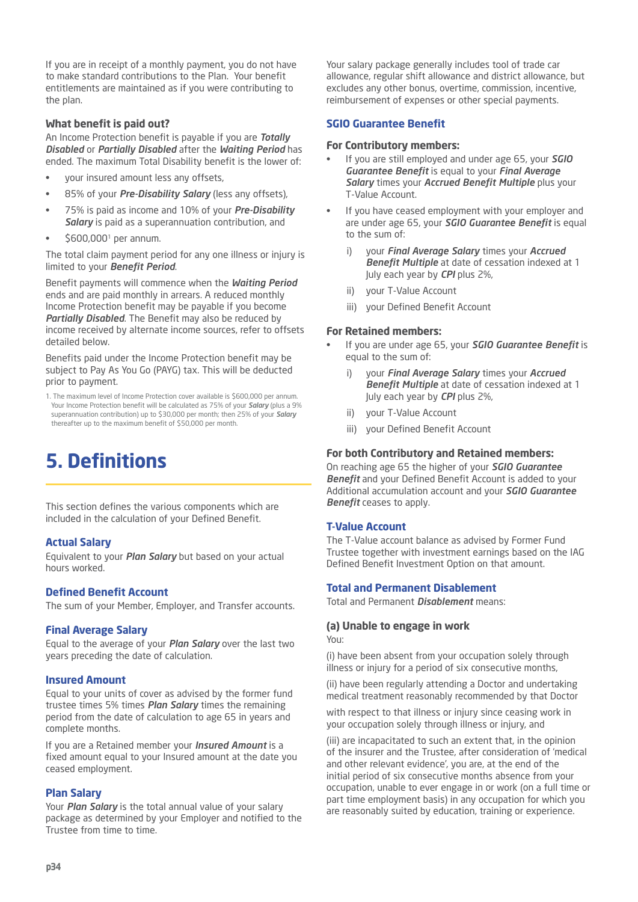If you are in receipt of a monthly payment, you do not have to make standard contributions to the Plan. Your benefit entitlements are maintained as if you were contributing to the plan.

### What benefit is paid out?

An Income Protection benefit is payable if you are ***Totally Disabled*** or ***Partially Disabled*** after the ***Waiting Period*** has ended. The maximum Total Disability benefit is the lower of:

- your insured amount less any offsets,
- 85% of your ***Pre-Disability Salary*** (less any offsets),
- 75% is paid as income and 10% of your ***Pre-Disability Salary*** is paid as a superannuation contribution, and
- $600,000[1] per annum.

The total claim payment period for any one illness or injury is limited to your ***Benefit Period***.

Benefit payments will commence when the ***Waiting Period*** ends and are paid monthly in arrears. A reduced monthly Income Protection benefit may be payable if you become ***Partially Disabled***. The Benefit may also be reduced by income received by alternate income sources, refer to offsets detailed below.

Benefits paid under the Income Protection benefit may be subject to Pay As You Go (PAYG) tax. This will be deducted prior to payment.

1. The maximum level of Income Protection cover available is $600,000 per annum. Your Income Protection benefit will be calculated as 75% of your ***Salary*** (plus a 9% superannuation contribution) up to $30,000 per month; then 25% of your ***Salary*** thereafter up to the maximum benefit of $50,000 per month.

# 5. Definitions

This section defines the various components which are included in the calculation of your Defined Benefit.

### Actual Salary

Equivalent to your ***Plan Salary*** but based on your actual hours worked.

### Defined Benefit Account

The sum of your Member, Employer, and Transfer accounts.

### Final Average Salary

Equal to the average of your ***Plan Salary*** over the last two years preceding the date of calculation.

### Insured Amount

Equal to your units of cover as advised by the former fund trustee times 5% times ***Plan Salary*** times the remaining period from the date of calculation to age 65 in years and complete months.

If you are a Retained member your ***Insured Amount*** is a fixed amount equal to your Insured amount at the date you ceased employment.

### Plan Salary

Your ***Plan Salary*** is the total annual value of your salary package as determined by your Employer and notified to the Trustee from time to time.

Your salary package generally includes tool of trade car allowance, regular shift allowance and district allowance, but excludes any other bonus, overtime, commission, incentive, reimbursement of expenses or other special payments.

### SGIO Guarantee Benefit

#### For Contributory members:

- If you are still employed and under age 65, your ***SGIO Guarantee Benefit*** is equal to your ***Final Average Salary*** times your ***Accrued Benefit Multiple*** plus your T-Value Account.
- If you have ceased employment with your employer and are under age 65, your ***SGIO Guarantee Benefit*** is equal to the sum of:
  - i) your ***Final Average Salary*** times your ***Accrued Benefit Multiple*** at date of cessation indexed at 1 July each year by ***CPI*** plus 2%,
  - ii) your T-Value Account
  - iii) your Defined Benefit Account

#### For Retained members:

- If you are under age 65, your ***SGIO Guarantee Benefit*** is equal to the sum of:
  - i) your ***Final Average Salary*** times your ***Accrued Benefit Multiple*** at date of cessation indexed at 1 July each year by ***CPI*** plus 2%,
  - ii) your T-Value Account
  - iii) your Defined Benefit Account

#### For both Contributory and Retained members:

On reaching age 65 the higher of your ***SGIO Guarantee Benefit*** and your Defined Benefit Account is added to your Additional accumulation account and your ***SGIO Guarantee Benefit*** ceases to apply.

### T-Value Account

The T-Value account balance as advised by Former Fund Trustee together with investment earnings based on the IAG Defined Benefit Investment Option on that amount.

### Total and Permanent Disablement

Total and Permanent ***Disablement*** means:

#### (a) Unable to engage in work

You:

(i) have been absent from your occupation solely through illness or injury for a period of six consecutive months,

(ii) have been regularly attending a Doctor and undertaking medical treatment reasonably recommended by that Doctor

with respect to that illness or injury since ceasing work in your occupation solely through illness or injury, and

(iii) are incapacitated to such an extent that, in the opinion of the insurer and the Trustee, after consideration of 'medical and other relevant evidence', you are, at the end of the initial period of six consecutive months absence from your occupation, unable to ever engage in or work (on a full time or part time employment basis) in any occupation for which you are reasonably suited by education, training or experience.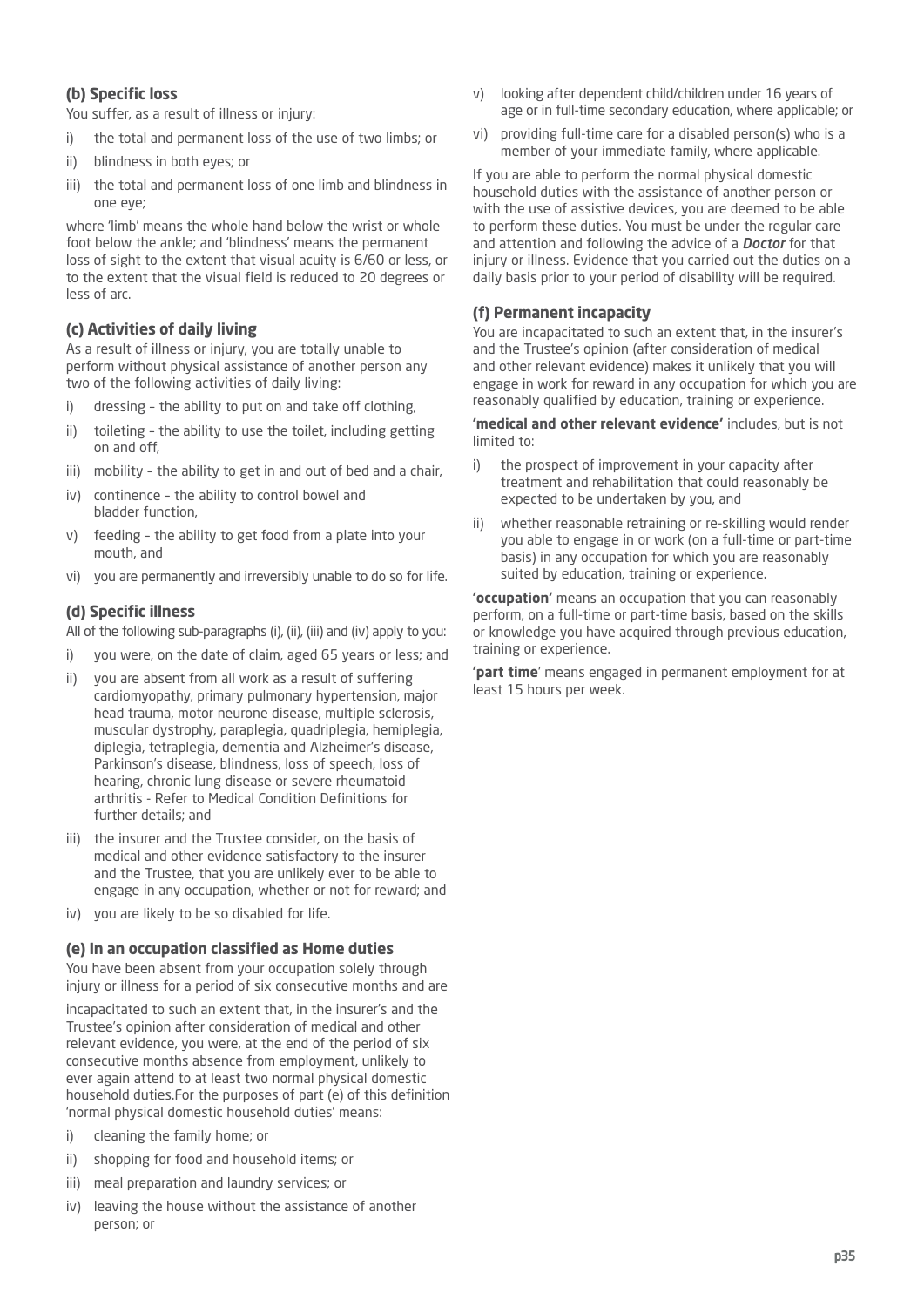### (b) Specific loss

You suffer, as a result of illness or injury:

i) the total and permanent loss of the use of two limbs; or
ii) blindness in both eyes; or
iii) the total and permanent loss of one limb and blindness in one eye;

where 'limb' means the whole hand below the wrist or whole foot below the ankle; and 'blindness' means the permanent loss of sight to the extent that visual acuity is 6/60 or less, or to the extent that the visual field is reduced to 20 degrees or less of arc.

### (c) Activities of daily living

As a result of illness or injury, you are totally unable to perform without physical assistance of another person any two of the following activities of daily living:

i) dressing – the ability to put on and take off clothing,
ii) toileting – the ability to use the toilet, including getting on and off,
iii) mobility – the ability to get in and out of bed and a chair,
iv) continence – the ability to control bowel and bladder function,
v) feeding – the ability to get food from a plate into your mouth, and
vi) you are permanently and irreversibly unable to do so for life.

### (d) Specific illness

All of the following sub-paragraphs (i), (ii), (iii) and (iv) apply to you:

i) you were, on the date of claim, aged 65 years or less; and
ii) you are absent from all work as a result of suffering cardiomyopathy, primary pulmonary hypertension, major head trauma, motor neurone disease, multiple sclerosis, muscular dystrophy, paraplegia, quadriplegia, hemiplegia, diplegia, tetraplegia, dementia and Alzheimer's disease, Parkinson's disease, blindness, loss of speech, loss of hearing, chronic lung disease or severe rheumatoid arthritis - Refer to Medical Condition Definitions for further details; and
iii) the insurer and the Trustee consider, on the basis of medical and other evidence satisfactory to the insurer and the Trustee, that you are unlikely ever to be able to engage in any occupation, whether or not for reward; and
iv) you are likely to be so disabled for life.

### (e) In an occupation classified as Home duties

You have been absent from your occupation solely through injury or illness for a period of six consecutive months and are

incapacitated to such an extent that, in the insurer's and the Trustee's opinion after consideration of medical and other relevant evidence, you were, at the end of the period of six consecutive months absence from employment, unlikely to ever again attend to at least two normal physical domestic household duties.For the purposes of part (e) of this definition 'normal physical domestic household duties' means:

i) cleaning the family home; or
ii) shopping for food and household items; or
iii) meal preparation and laundry services; or
iv) leaving the house without the assistance of another person; or
v) looking after dependent child/children under 16 years of age or in full-time secondary education, where applicable; or
vi) providing full-time care for a disabled person(s) who is a member of your immediate family, where applicable.

If you are able to perform the normal physical domestic household duties with the assistance of another person or with the use of assistive devices, you are deemed to be able to perform these duties. You must be under the regular care and attention and following the advice of a ***Doctor*** for that injury or illness. Evidence that you carried out the duties on a daily basis prior to your period of disability will be required.

### (f) Permanent incapacity

You are incapacitated to such an extent that, in the insurer's and the Trustee's opinion (after consideration of medical and other relevant evidence) makes it unlikely that you will engage in work for reward in any occupation for which you are reasonably qualified by education, training or experience.

**'medical and other relevant evidence'** includes, but is not limited to:

i) the prospect of improvement in your capacity after treatment and rehabilitation that could reasonably be expected to be undertaken by you, and
ii) whether reasonable retraining or re-skilling would render you able to engage in or work (on a full-time or part-time basis) in any occupation for which you are reasonably suited by education, training or experience.

**'occupation'** means an occupation that you can reasonably perform, on a full-time or part-time basis, based on the skills or knowledge you have acquired through previous education, training or experience.

**'part time'** means engaged in permanent employment for at least 15 hours per week.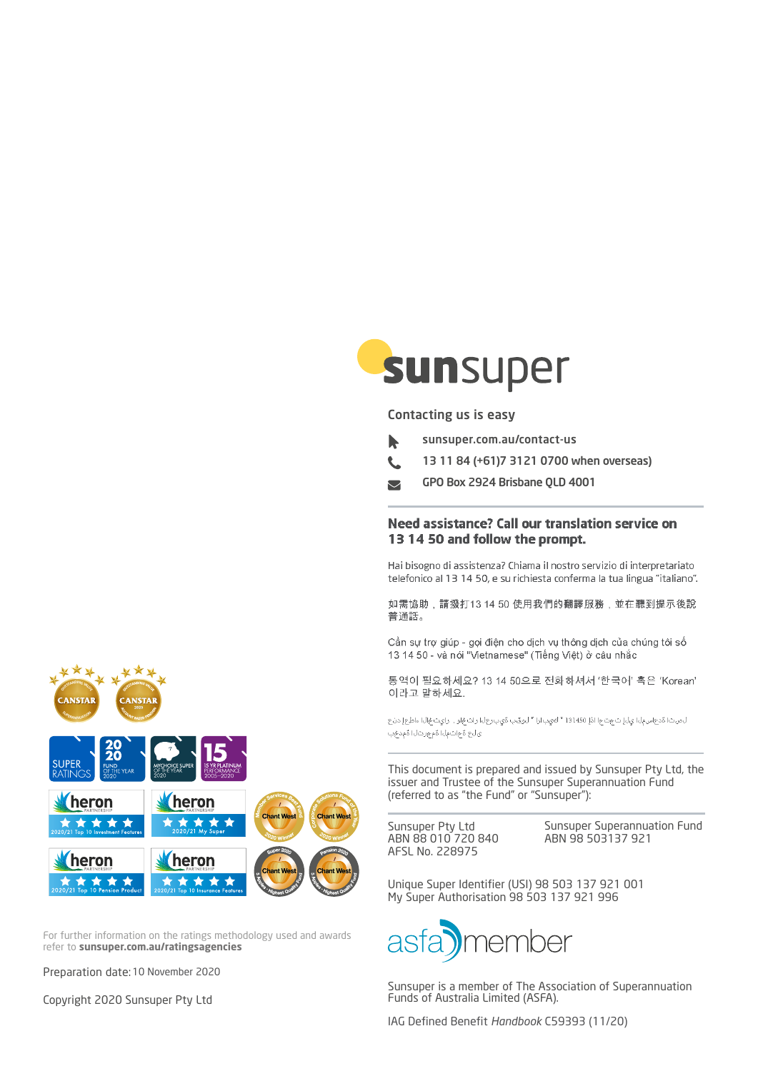sunsuper

## Contacting us is easy

- sunsuper.com.au/contact-us
- 13 11 84 (+61)7 3121 0700 when overseas)
- GPO Box 2924 Brisbane QLD 4001

**Need assistance? Call our translation service on 13 14 50 and follow the prompt.**

Hai bisogno di assistenza? Chiama il nostro servizio di interpretariato telefonico al 13 14 50, e su richiesta conferma la tua lingua "italiano".

如需協助，請撥打13 14 50 使用我們的翻譯服務，並在聽到提示後說普通話。

Cần sự trợ giúp - gọi điện cho dịch vụ thông dịch của chúng tôi số 13 14 50 - và nói "Vietnamese" (Tiếng Việt) ở câu nhắc

통역이 필요하세요? 13 14 50으로 전화하셔서 '한국어' 혹은 'Korean' 이라고 말하세요.

هل تحتاج إلى المساعدة؟ اتصل بـ 131450 وقل "عربي" باللغة العربية، واختر العربية عند إعطاء الخيار بخدمة الترجمة الهاتفية على

This document is prepared and issued by Sunsuper Pty Ltd, the issuer and Trustee of the Sunsuper Superannuation Fund (referred to as "the Fund" or "Sunsuper"):

Sunsuper Pty Ltd
ABN 88 010 720 840
AFSL No. 228975

Sunsuper Superannuation Fund
ABN 98 503137 921

Unique Super Identifier (USI) 98 503 137 921 001
My Super Authorisation 98 503 137 921 996

asfa member

Sunsuper is a member of The Association of Superannuation Funds of Australia Limited (ASFA).

IAG Defined Benefit *Handbook* C59393 (11/20)

For further information on the ratings methodology used and awards refer to **sunsuper.com.au/ratingsagencies**

Preparation date: 10 November 2020

Copyright 2020 Sunsuper Pty Ltd